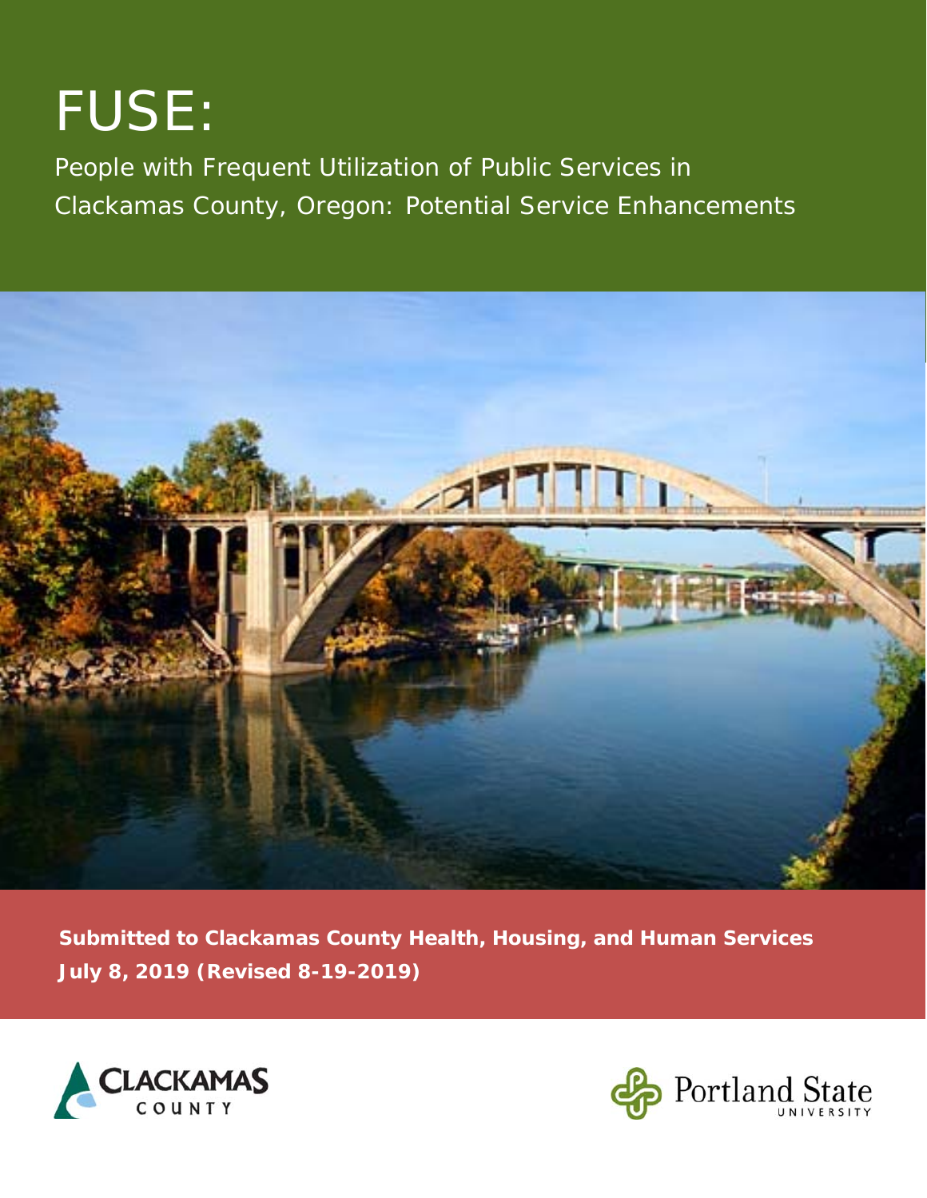# FUSE:

People with Frequent Utilization of Public Services in Clackamas County, Oregon: Potential Service Enhancements

**Submitted to Clackamas County Health, Housing, and Human Services**
**July 8, 2019 (Revised 8-19-2019)**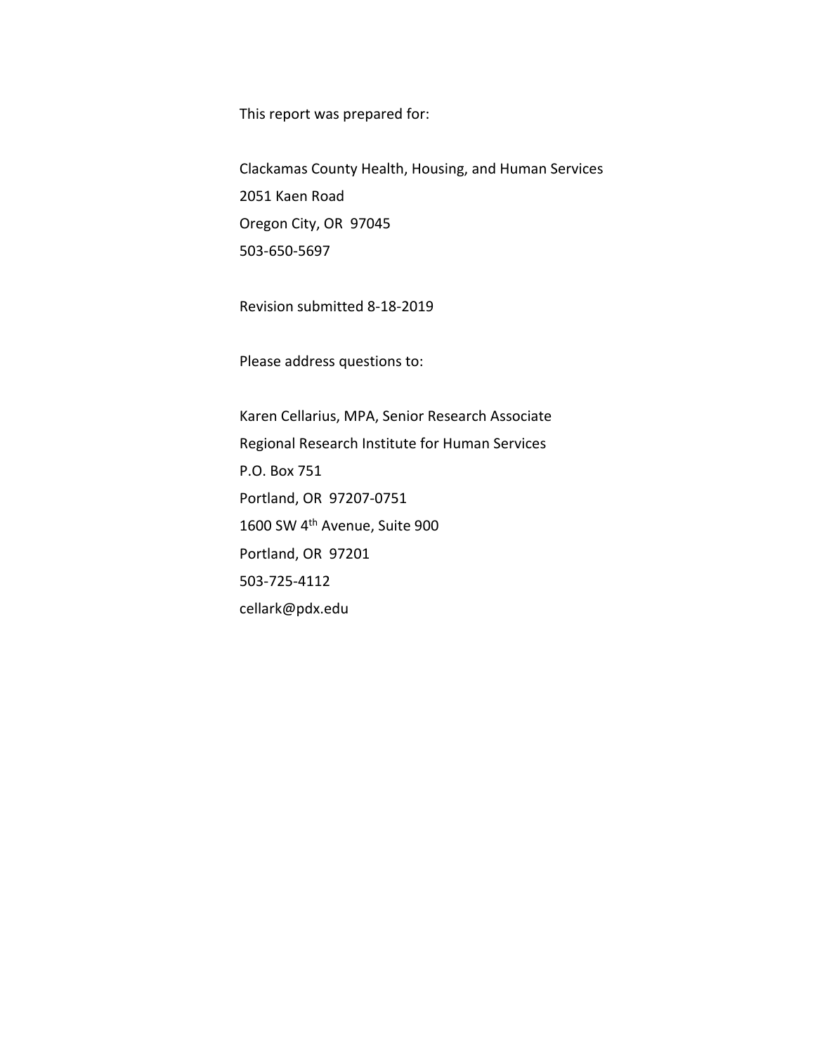This report was prepared for:

Clackamas County Health, Housing, and Human Services
2051 Kaen Road
Oregon City, OR 97045
503-650-5697

Revision submitted 8-18-2019

Please address questions to:

Karen Cellarius, MPA, Senior Research Associate
Regional Research Institute for Human Services
P.O. Box 751
Portland, OR 97207-0751
1600 SW 4th Avenue, Suite 900
Portland, OR 97201
503-725-4112
cellark@pdx.edu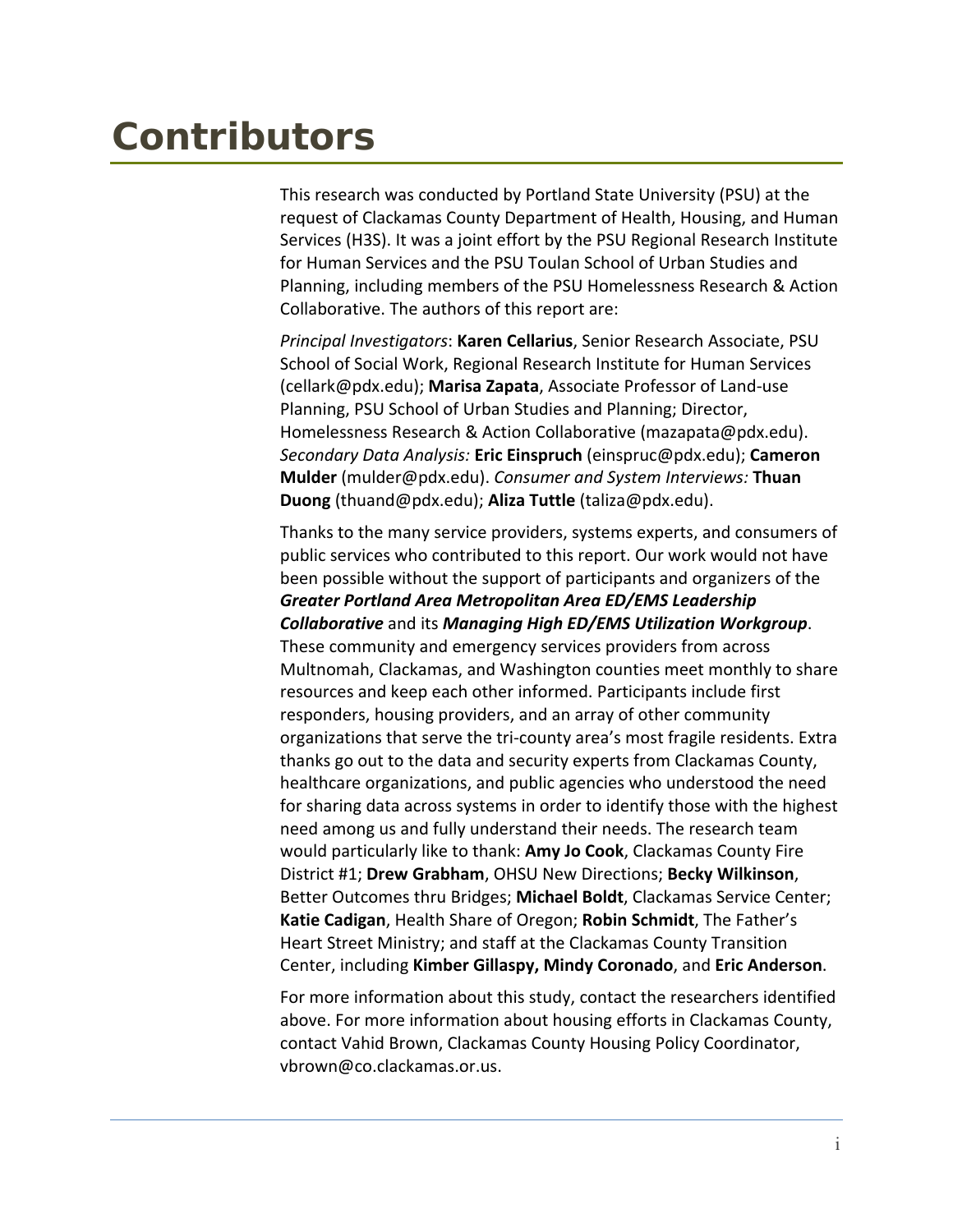# Contributors

This research was conducted by Portland State University (PSU) at the request of Clackamas County Department of Health, Housing, and Human Services (H3S). It was a joint effort by the PSU Regional Research Institute for Human Services and the PSU Toulan School of Urban Studies and Planning, including members of the PSU Homelessness Research & Action Collaborative. The authors of this report are:

*Principal Investigators*: **Karen Cellarius**, Senior Research Associate, PSU School of Social Work, Regional Research Institute for Human Services (cellark@pdx.edu); **Marisa Zapata**, Associate Professor of Land-use Planning, PSU School of Urban Studies and Planning; Director, Homelessness Research & Action Collaborative (mazapata@pdx.edu). *Secondary Data Analysis:* **Eric Einspruch** (einspruc@pdx.edu); **Cameron Mulder** (mulder@pdx.edu). *Consumer and System Interviews:* **Thuan Duong** (thuand@pdx.edu); **Aliza Tuttle** (taliza@pdx.edu).

Thanks to the many service providers, systems experts, and consumers of public services who contributed to this report. Our work would not have been possible without the support of participants and organizers of the ***Greater Portland Area Metropolitan Area ED/EMS Leadership Collaborative*** and its ***Managing High ED/EMS Utilization Workgroup***. These community and emergency services providers from across Multnomah, Clackamas, and Washington counties meet monthly to share resources and keep each other informed. Participants include first responders, housing providers, and an array of other community organizations that serve the tri-county area's most fragile residents. Extra thanks go out to the data and security experts from Clackamas County, healthcare organizations, and public agencies who understood the need for sharing data across systems in order to identify those with the highest need among us and fully understand their needs. The research team would particularly like to thank: **Amy Jo Cook**, Clackamas County Fire District #1; **Drew Grabham**, OHSU New Directions; **Becky Wilkinson**, Better Outcomes thru Bridges; **Michael Boldt**, Clackamas Service Center; **Katie Cadigan**, Health Share of Oregon; **Robin Schmidt**, The Father's Heart Street Ministry; and staff at the Clackamas County Transition Center, including **Kimber Gillaspy, Mindy Coronado**, and **Eric Anderson**.

For more information about this study, contact the researchers identified above. For more information about housing efforts in Clackamas County, contact Vahid Brown, Clackamas County Housing Policy Coordinator, vbrown@co.clackamas.or.us.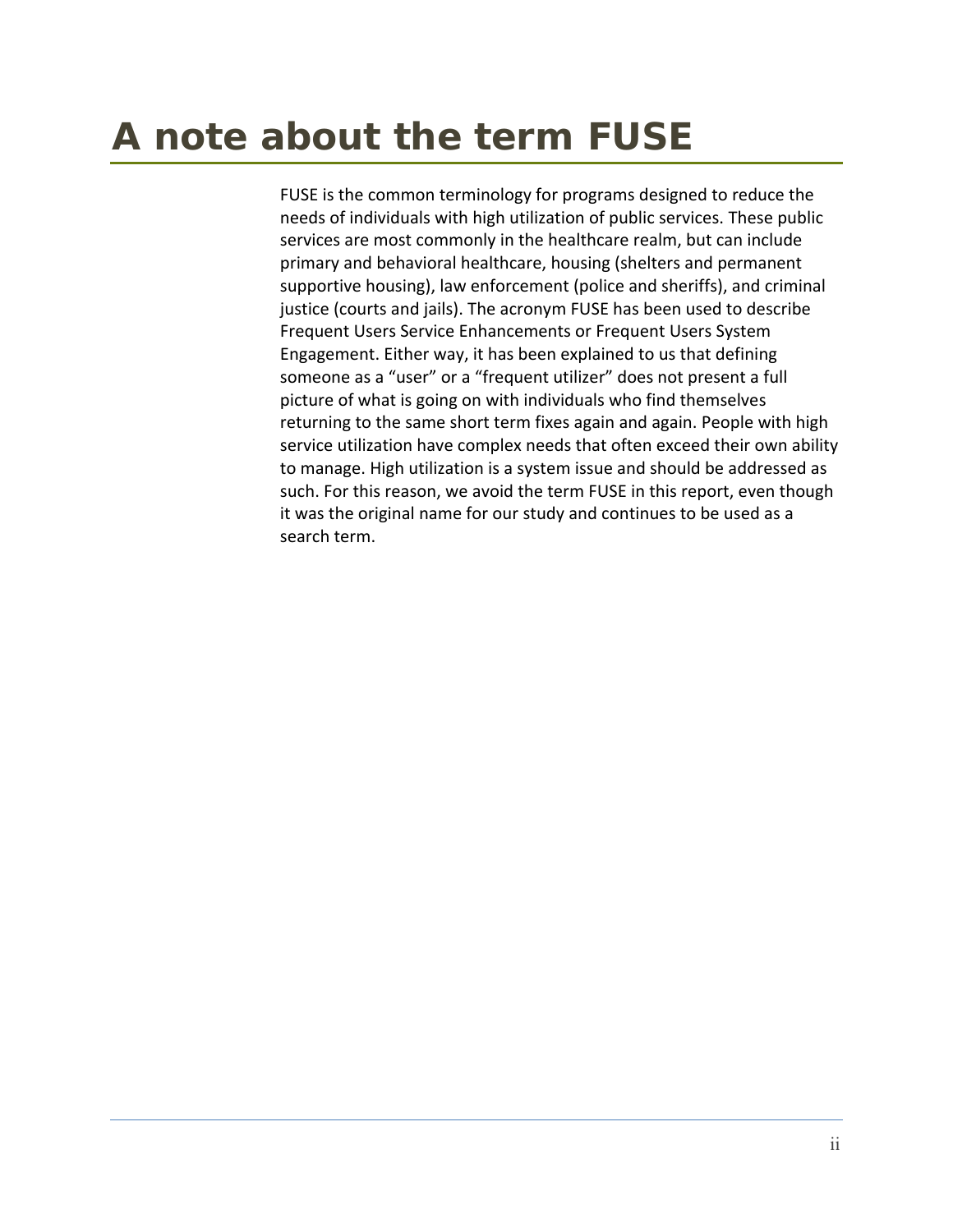# A note about the term FUSE

FUSE is the common terminology for programs designed to reduce the needs of individuals with high utilization of public services. These public services are most commonly in the healthcare realm, but can include primary and behavioral healthcare, housing (shelters and permanent supportive housing), law enforcement (police and sheriffs), and criminal justice (courts and jails). The acronym FUSE has been used to describe Frequent Users Service Enhancements or Frequent Users System Engagement. Either way, it has been explained to us that defining someone as a "user" or a "frequent utilizer" does not present a full picture of what is going on with individuals who find themselves returning to the same short term fixes again and again. People with high service utilization have complex needs that often exceed their own ability to manage. High utilization is a system issue and should be addressed as such. For this reason, we avoid the term FUSE in this report, even though it was the original name for our study and continues to be used as a search term.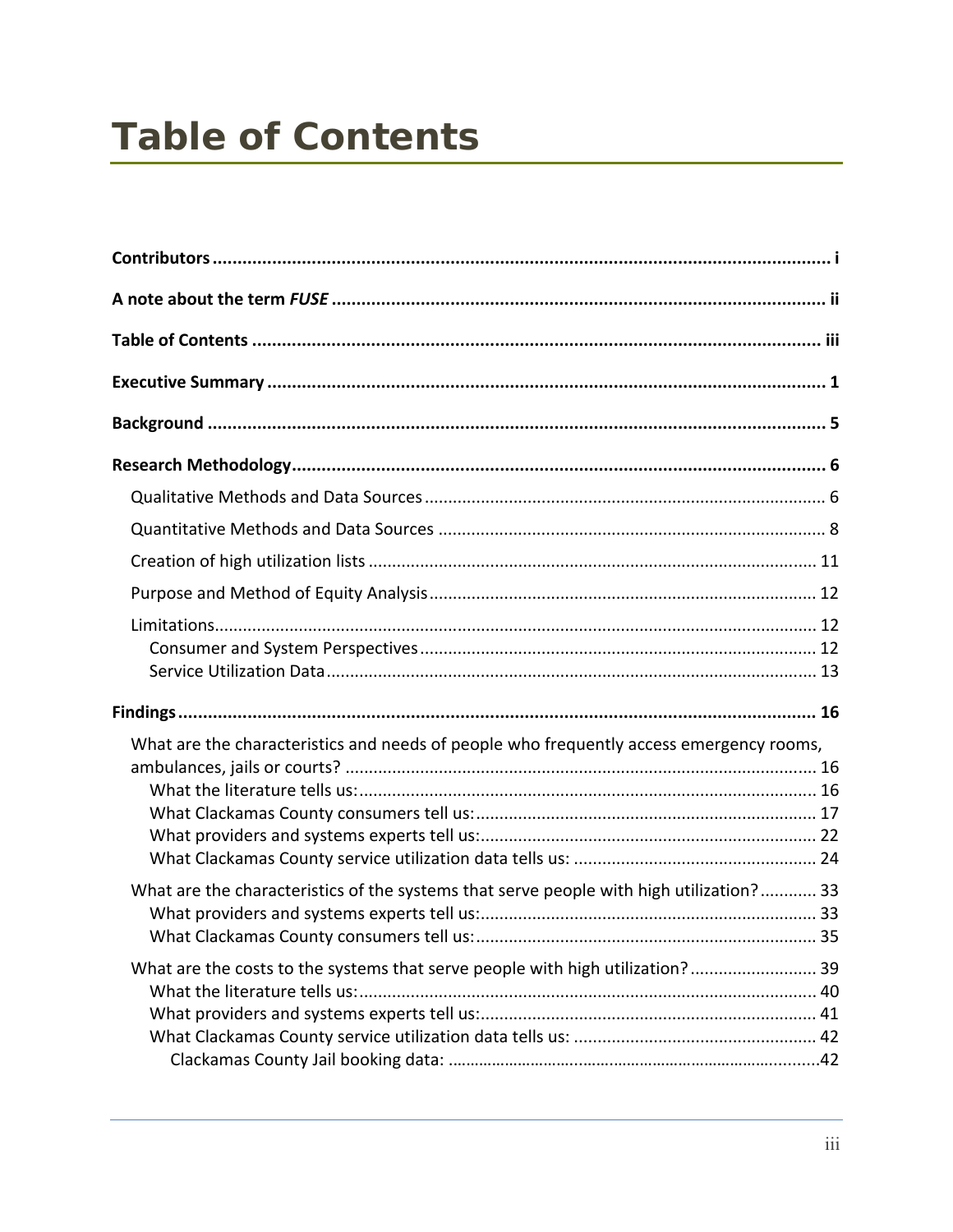# Table of Contents

**Contributors** ........................................................................................................... i

**A note about the term *FUSE*** ................................................................................... ii

**Table of Contents** .................................................................................................. iii

**Executive Summary** ................................................................................................. 1

**Background** ............................................................................................................ 5

**Research Methodology** ............................................................................................ 6

- Qualitative Methods and Data Sources ..................................................................... 6
- Quantitative Methods and Data Sources .................................................................. 8
- Creation of high utilization lists ............................................................................... 11
- Purpose and Method of Equity Analysis .................................................................. 12
- Limitations ............................................................................................................... 12
  - Consumer and System Perspectives .................................................................... 12
  - Service Utilization Data ........................................................................................ 13

**Findings** ................................................................................................................ 16

- What are the characteristics and needs of people who frequently access emergency rooms, ambulances, jails or courts? ........................................................................................ 16
  - What the literature tells us: ................................................................................. 16
  - What Clackamas County consumers tell us: ........................................................ 17
  - What providers and systems experts tell us: ........................................................ 22
  - What Clackamas County service utilization data tells us: .................................... 24
- What are the characteristics of the systems that serve people with high utilization? ............ 33
  - What providers and systems experts tell us: ........................................................ 33
  - What Clackamas County consumers tell us: ........................................................ 35
- What are the costs to the systems that serve people with high utilization? ........................... 39
  - What the literature tells us: ................................................................................. 40
  - What providers and systems experts tell us: ........................................................ 41
  - What Clackamas County service utilization data tells us: .................................... 42
    - Clackamas County Jail booking data: ................................................................. 42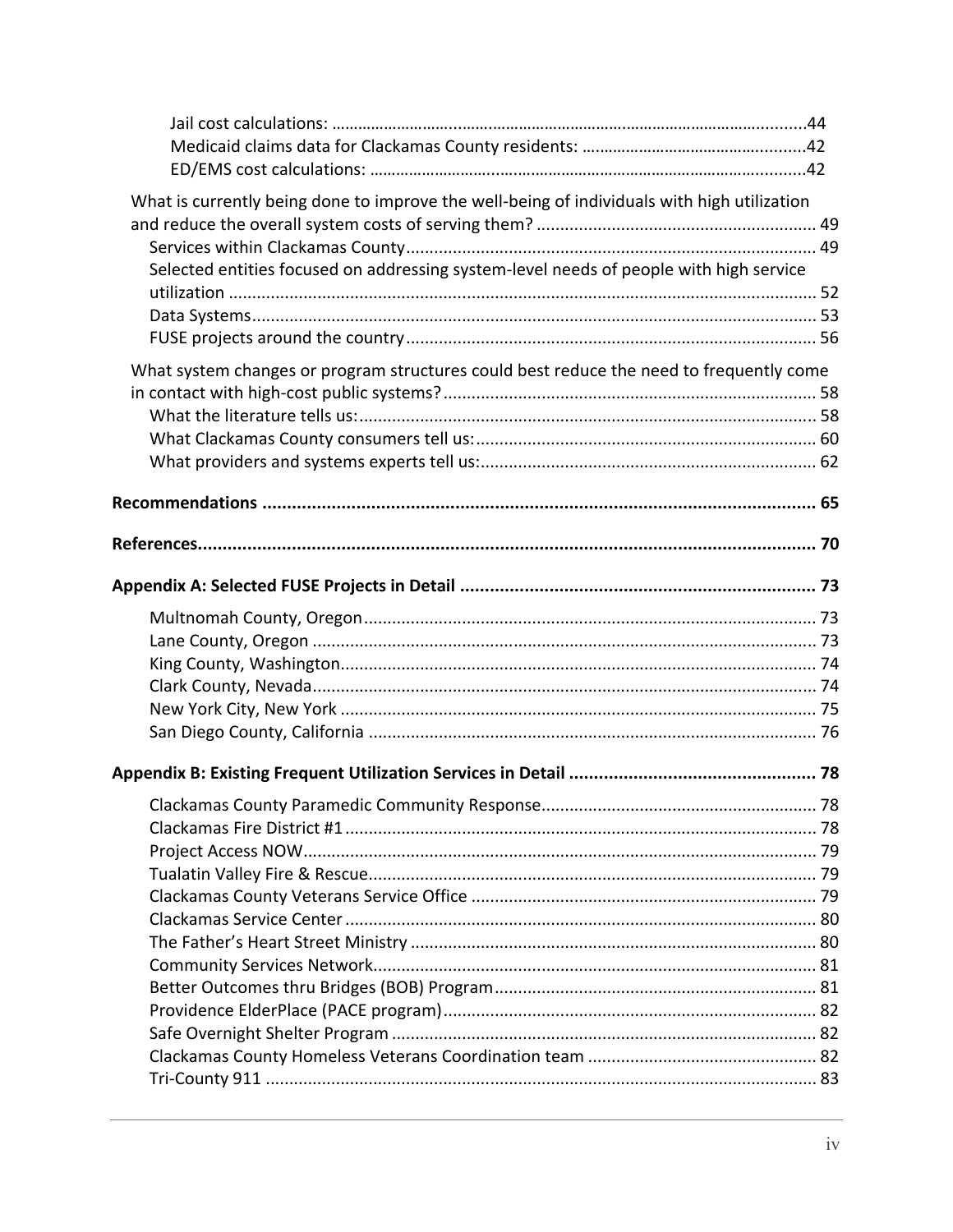Jail cost calculations: ...........................................................................................................44
Medicaid claims data for Clackamas County residents: ...................................................42
ED/EMS cost calculations: ................................................................................................42

What is currently being done to improve the well-being of individuals with high utilization and reduce the overall system costs of serving them? ........................................................... 49
Services within Clackamas County....................................................................................... 49
Selected entities focused on addressing system-level needs of people with high service utilization ............................................................................................................................ 52
Data Systems........................................................................................................................ 53
FUSE projects around the country ....................................................................................... 56

What system changes or program structures could best reduce the need to frequently come in contact with high-cost public systems? .............................................................................. 58
What the literature tells us:................................................................................................ 58
What Clackamas County consumers tell us:........................................................................ 60
What providers and systems experts tell us:....................................................................... 62

**Recommendations ................................................................................................................ 65**

**References............................................................................................................................ 70**

**Appendix A: Selected FUSE Projects in Detail ....................................................................... 73**

Multnomah County, Oregon................................................................................................ 73
Lane County, Oregon ........................................................................................................... 73
King County, Washington..................................................................................................... 74
Clark County, Nevada........................................................................................................... 74
New York City, New York ..................................................................................................... 75
San Diego County, California ............................................................................................... 76

**Appendix B: Existing Frequent Utilization Services in Detail .................................................. 78**

Clackamas County Paramedic Community Response.......................................................... 78
Clackamas Fire District #1.................................................................................................... 78
Project Access NOW............................................................................................................. 79
Tualatin Valley Fire & Rescue............................................................................................... 79
Clackamas County Veterans Service Office ......................................................................... 79
Clackamas Service Center .................................................................................................... 80
The Father's Heart Street Ministry ...................................................................................... 80
Community Services Network.............................................................................................. 81
Better Outcomes thru Bridges (BOB) Program.................................................................... 81
Providence ElderPlace (PACE program)............................................................................... 82
Safe Overnight Shelter Program .......................................................................................... 82
Clackamas County Homeless Veterans Coordination team ................................................ 82
Tri-County 911 ..................................................................................................................... 83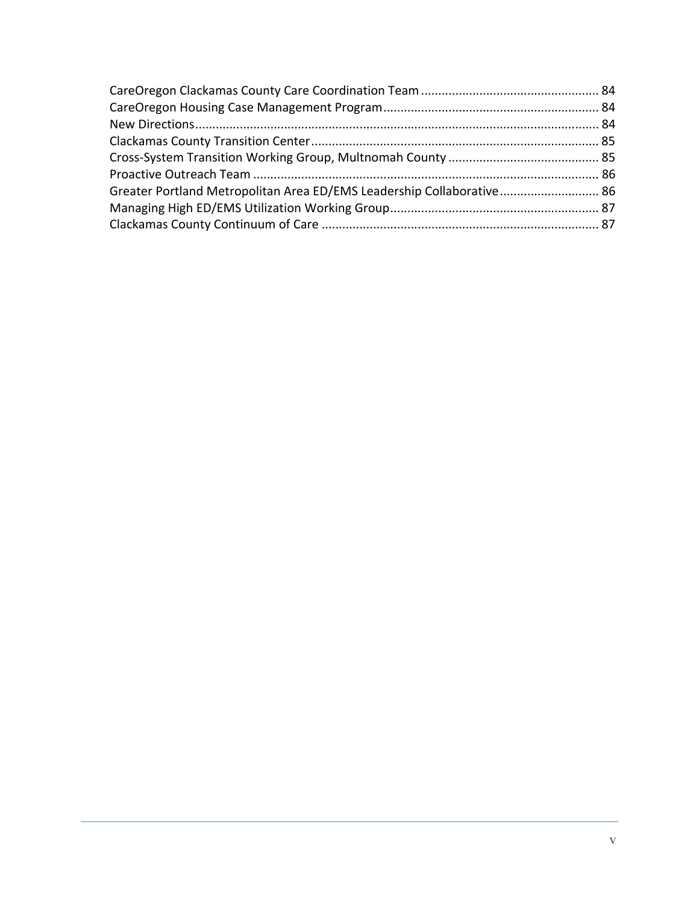CareOregon Clackamas County Care Coordination Team .................................................... 84
CareOregon Housing Case Management Program .............................................................. 84
New Directions ..................................................................................................................... 84
Clackamas County Transition Center .................................................................................. 85
Cross-System Transition Working Group, Multnomah County ............................................ 85
Proactive Outreach Team .................................................................................................... 86
Greater Portland Metropolitan Area ED/EMS Leadership Collaborative ............................. 86
Managing High ED/EMS Utilization Working Group ............................................................ 87
Clackamas County Continuum of Care ................................................................................ 87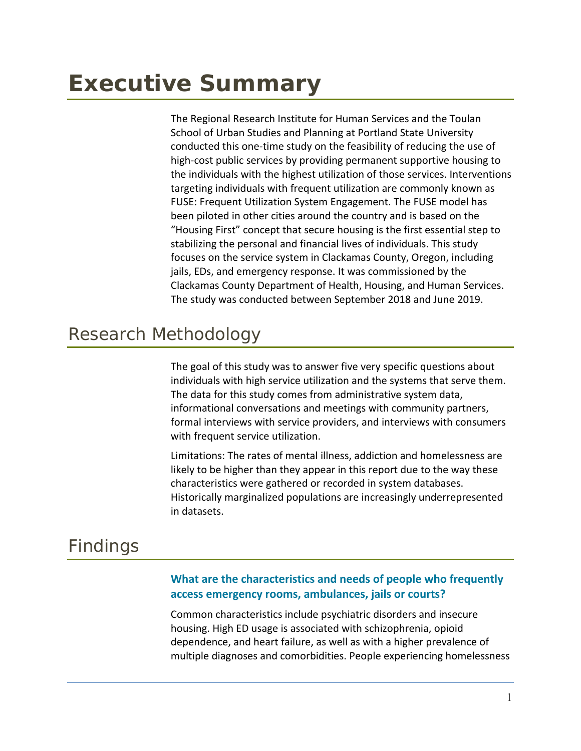# Executive Summary

The Regional Research Institute for Human Services and the Toulan School of Urban Studies and Planning at Portland State University conducted this one-time study on the feasibility of reducing the use of high-cost public services by providing permanent supportive housing to the individuals with the highest utilization of those services. Interventions targeting individuals with frequent utilization are commonly known as FUSE: Frequent Utilization System Engagement. The FUSE model has been piloted in other cities around the country and is based on the "Housing First" concept that secure housing is the first essential step to stabilizing the personal and financial lives of individuals. This study focuses on the service system in Clackamas County, Oregon, including jails, EDs, and emergency response. It was commissioned by the Clackamas County Department of Health, Housing, and Human Services. The study was conducted between September 2018 and June 2019.

## Research Methodology

The goal of this study was to answer five very specific questions about individuals with high service utilization and the systems that serve them. The data for this study comes from administrative system data, informational conversations and meetings with community partners, formal interviews with service providers, and interviews with consumers with frequent service utilization.

Limitations: The rates of mental illness, addiction and homelessness are likely to be higher than they appear in this report due to the way these characteristics were gathered or recorded in system databases. Historically marginalized populations are increasingly underrepresented in datasets.

## Findings

### What are the characteristics and needs of people who frequently access emergency rooms, ambulances, jails or courts?

Common characteristics include psychiatric disorders and insecure housing. High ED usage is associated with schizophrenia, opioid dependence, and heart failure, as well as with a higher prevalence of multiple diagnoses and comorbidities. People experiencing homelessness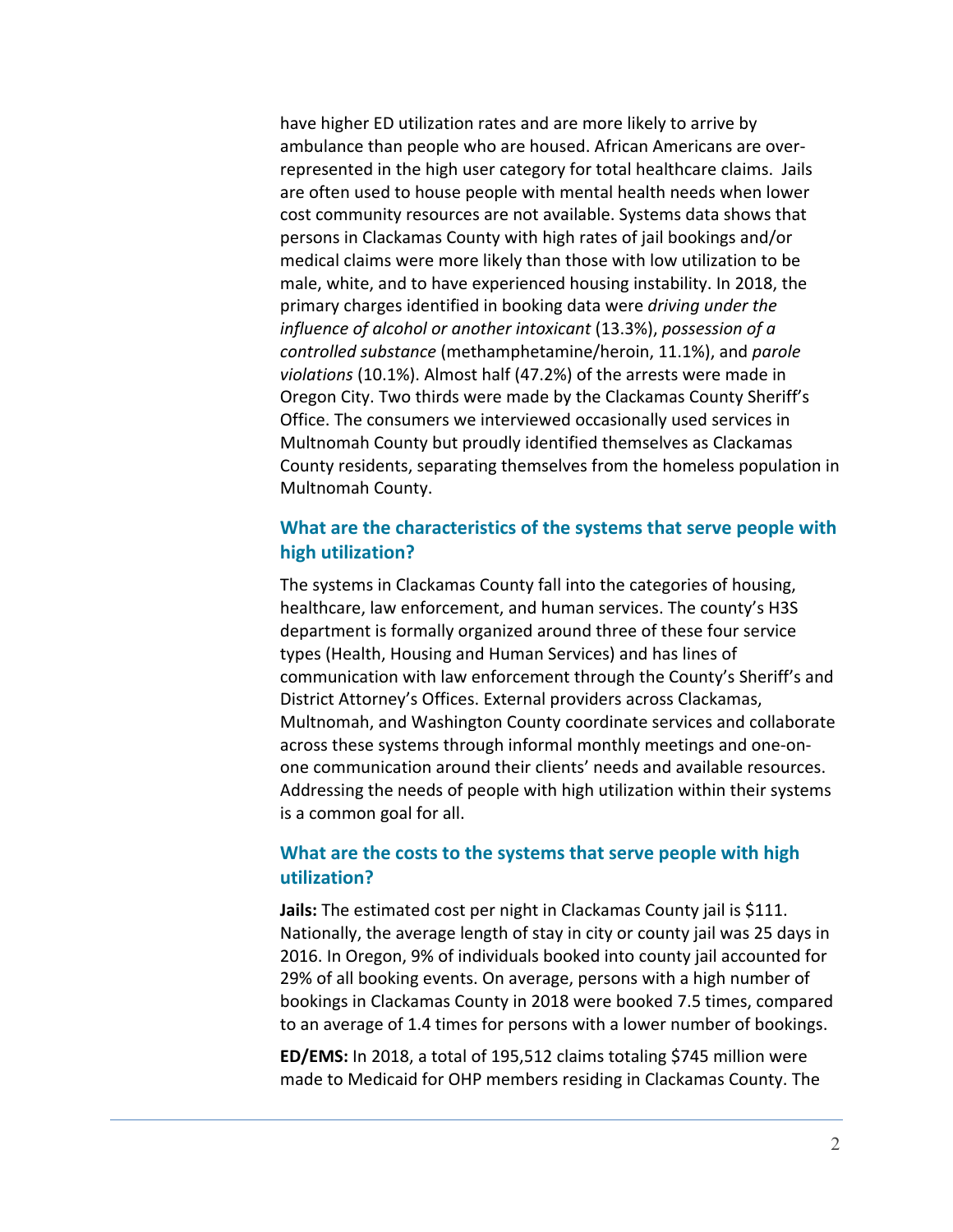have higher ED utilization rates and are more likely to arrive by ambulance than people who are housed. African Americans are over-represented in the high user category for total healthcare claims. Jails are often used to house people with mental health needs when lower cost community resources are not available. Systems data shows that persons in Clackamas County with high rates of jail bookings and/or medical claims were more likely than those with low utilization to be male, white, and to have experienced housing instability. In 2018, the primary charges identified in booking data were *driving under the influence of alcohol or another intoxicant* (13.3%), *possession of a controlled substance* (methamphetamine/heroin, 11.1%), and *parole violations* (10.1%). Almost half (47.2%) of the arrests were made in Oregon City. Two thirds were made by the Clackamas County Sheriff's Office. The consumers we interviewed occasionally used services in Multnomah County but proudly identified themselves as Clackamas County residents, separating themselves from the homeless population in Multnomah County.

### What are the characteristics of the systems that serve people with high utilization?

The systems in Clackamas County fall into the categories of housing, healthcare, law enforcement, and human services. The county's H3S department is formally organized around three of these four service types (Health, Housing and Human Services) and has lines of communication with law enforcement through the County's Sheriff's and District Attorney's Offices. External providers across Clackamas, Multnomah, and Washington County coordinate services and collaborate across these systems through informal monthly meetings and one-on-one communication around their clients' needs and available resources. Addressing the needs of people with high utilization within their systems is a common goal for all.

### What are the costs to the systems that serve people with high utilization?

**Jails:** The estimated cost per night in Clackamas County jail is $111. Nationally, the average length of stay in city or county jail was 25 days in 2016. In Oregon, 9% of individuals booked into county jail accounted for 29% of all booking events. On average, persons with a high number of bookings in Clackamas County in 2018 were booked 7.5 times, compared to an average of 1.4 times for persons with a lower number of bookings.

**ED/EMS:** In 2018, a total of 195,512 claims totaling $745 million were made to Medicaid for OHP members residing in Clackamas County. The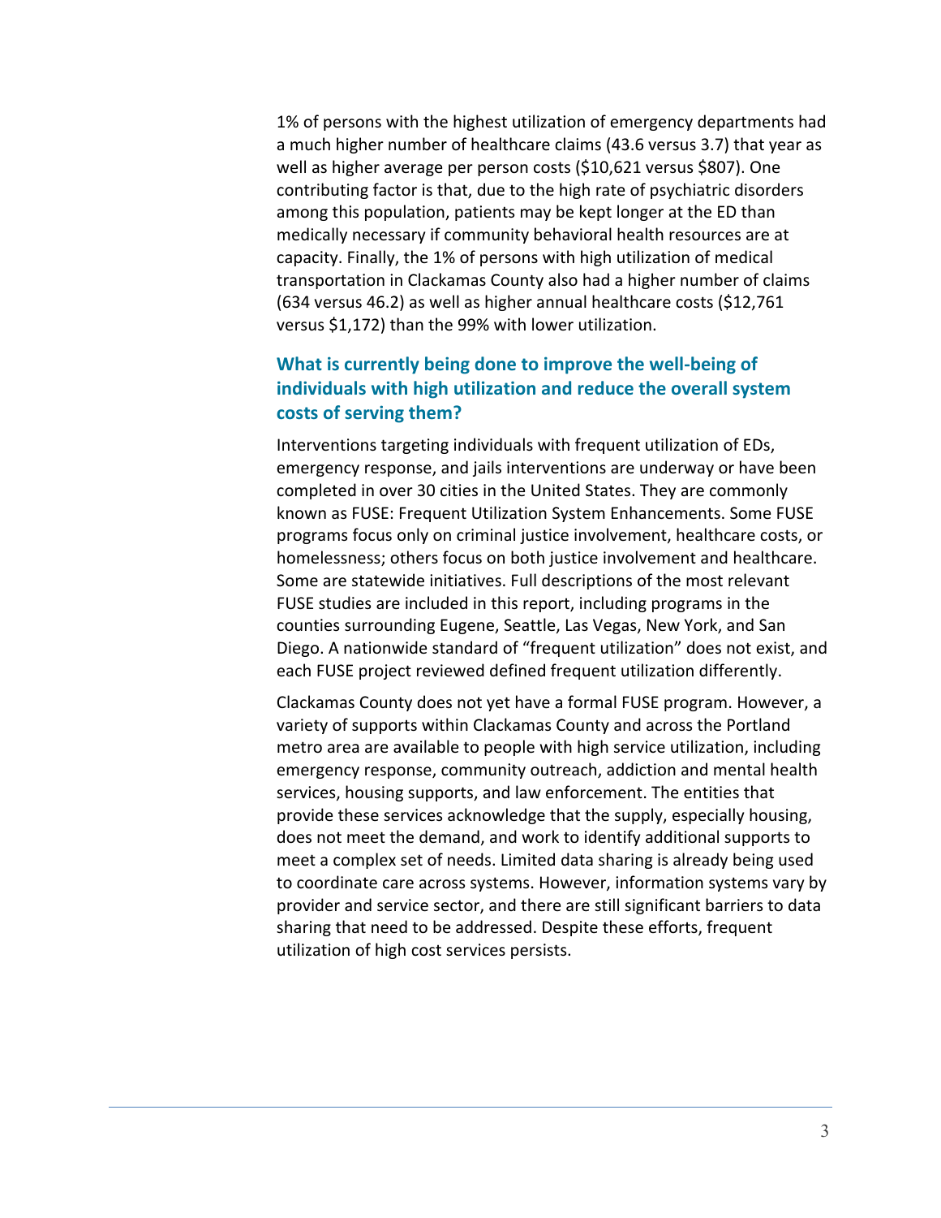1% of persons with the highest utilization of emergency departments had a much higher number of healthcare claims (43.6 versus 3.7) that year as well as higher average per person costs ($10,621 versus $807). One contributing factor is that, due to the high rate of psychiatric disorders among this population, patients may be kept longer at the ED than medically necessary if community behavioral health resources are at capacity. Finally, the 1% of persons with high utilization of medical transportation in Clackamas County also had a higher number of claims (634 versus 46.2) as well as higher annual healthcare costs ($12,761 versus $1,172) than the 99% with lower utilization.

### What is currently being done to improve the well-being of individuals with high utilization and reduce the overall system costs of serving them?

Interventions targeting individuals with frequent utilization of EDs, emergency response, and jails interventions are underway or have been completed in over 30 cities in the United States. They are commonly known as FUSE: Frequent Utilization System Enhancements. Some FUSE programs focus only on criminal justice involvement, healthcare costs, or homelessness; others focus on both justice involvement and healthcare. Some are statewide initiatives. Full descriptions of the most relevant FUSE studies are included in this report, including programs in the counties surrounding Eugene, Seattle, Las Vegas, New York, and San Diego. A nationwide standard of "frequent utilization" does not exist, and each FUSE project reviewed defined frequent utilization differently.

Clackamas County does not yet have a formal FUSE program. However, a variety of supports within Clackamas County and across the Portland metro area are available to people with high service utilization, including emergency response, community outreach, addiction and mental health services, housing supports, and law enforcement. The entities that provide these services acknowledge that the supply, especially housing, does not meet the demand, and work to identify additional supports to meet a complex set of needs. Limited data sharing is already being used to coordinate care across systems. However, information systems vary by provider and service sector, and there are still significant barriers to data sharing that need to be addressed. Despite these efforts, frequent utilization of high cost services persists.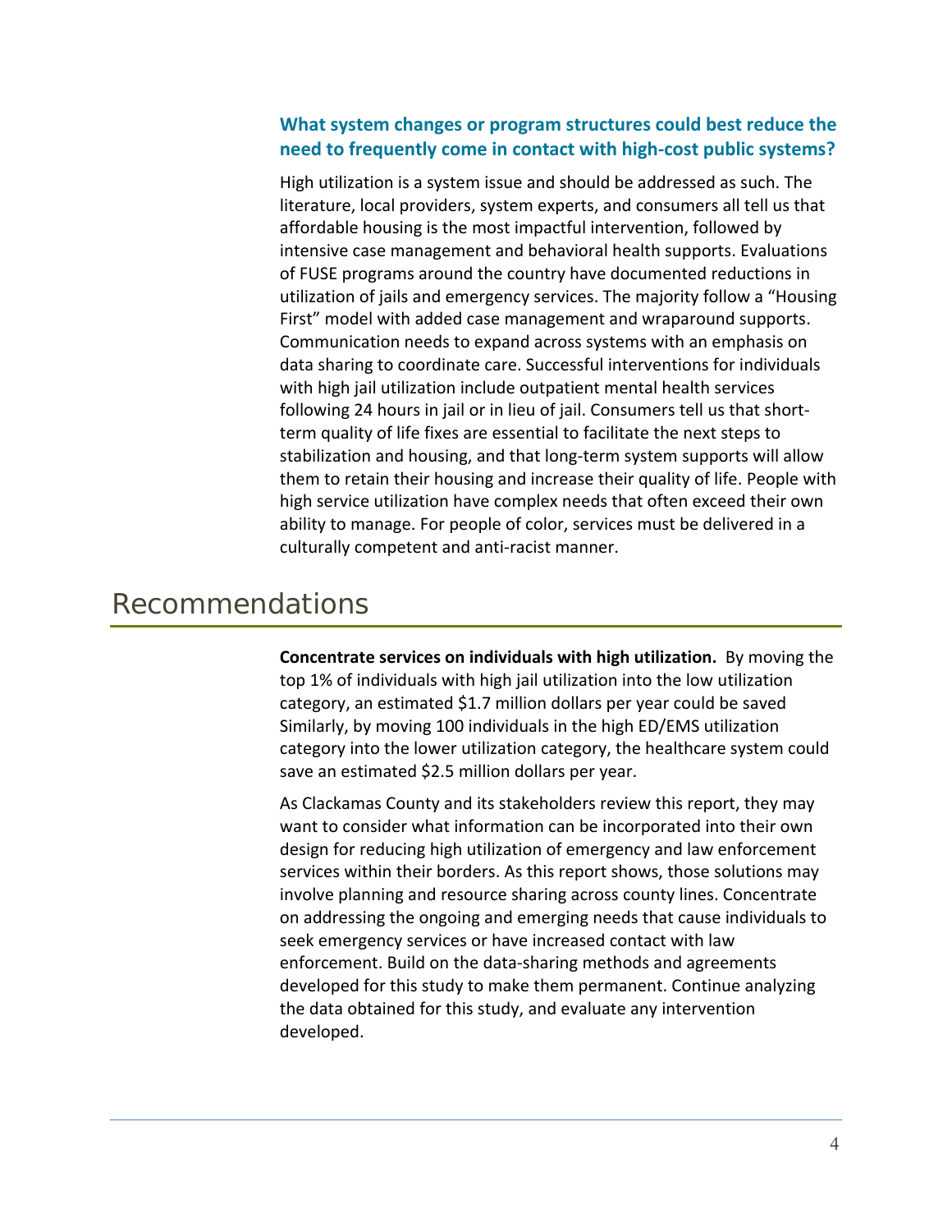### What system changes or program structures could best reduce the need to frequently come in contact with high-cost public systems?

High utilization is a system issue and should be addressed as such. The literature, local providers, system experts, and consumers all tell us that affordable housing is the most impactful intervention, followed by intensive case management and behavioral health supports. Evaluations of FUSE programs around the country have documented reductions in utilization of jails and emergency services. The majority follow a "Housing First" model with added case management and wraparound supports. Communication needs to expand across systems with an emphasis on data sharing to coordinate care. Successful interventions for individuals with high jail utilization include outpatient mental health services following 24 hours in jail or in lieu of jail. Consumers tell us that short-term quality of life fixes are essential to facilitate the next steps to stabilization and housing, and that long-term system supports will allow them to retain their housing and increase their quality of life. People with high service utilization have complex needs that often exceed their own ability to manage. For people of color, services must be delivered in a culturally competent and anti-racist manner.

# Recommendations

**Concentrate services on individuals with high utilization.** By moving the top 1% of individuals with high jail utilization into the low utilization category, an estimated $1.7 million dollars per year could be saved Similarly, by moving 100 individuals in the high ED/EMS utilization category into the lower utilization category, the healthcare system could save an estimated $2.5 million dollars per year.

As Clackamas County and its stakeholders review this report, they may want to consider what information can be incorporated into their own design for reducing high utilization of emergency and law enforcement services within their borders. As this report shows, those solutions may involve planning and resource sharing across county lines. Concentrate on addressing the ongoing and emerging needs that cause individuals to seek emergency services or have increased contact with law enforcement. Build on the data-sharing methods and agreements developed for this study to make them permanent. Continue analyzing the data obtained for this study, and evaluate any intervention developed.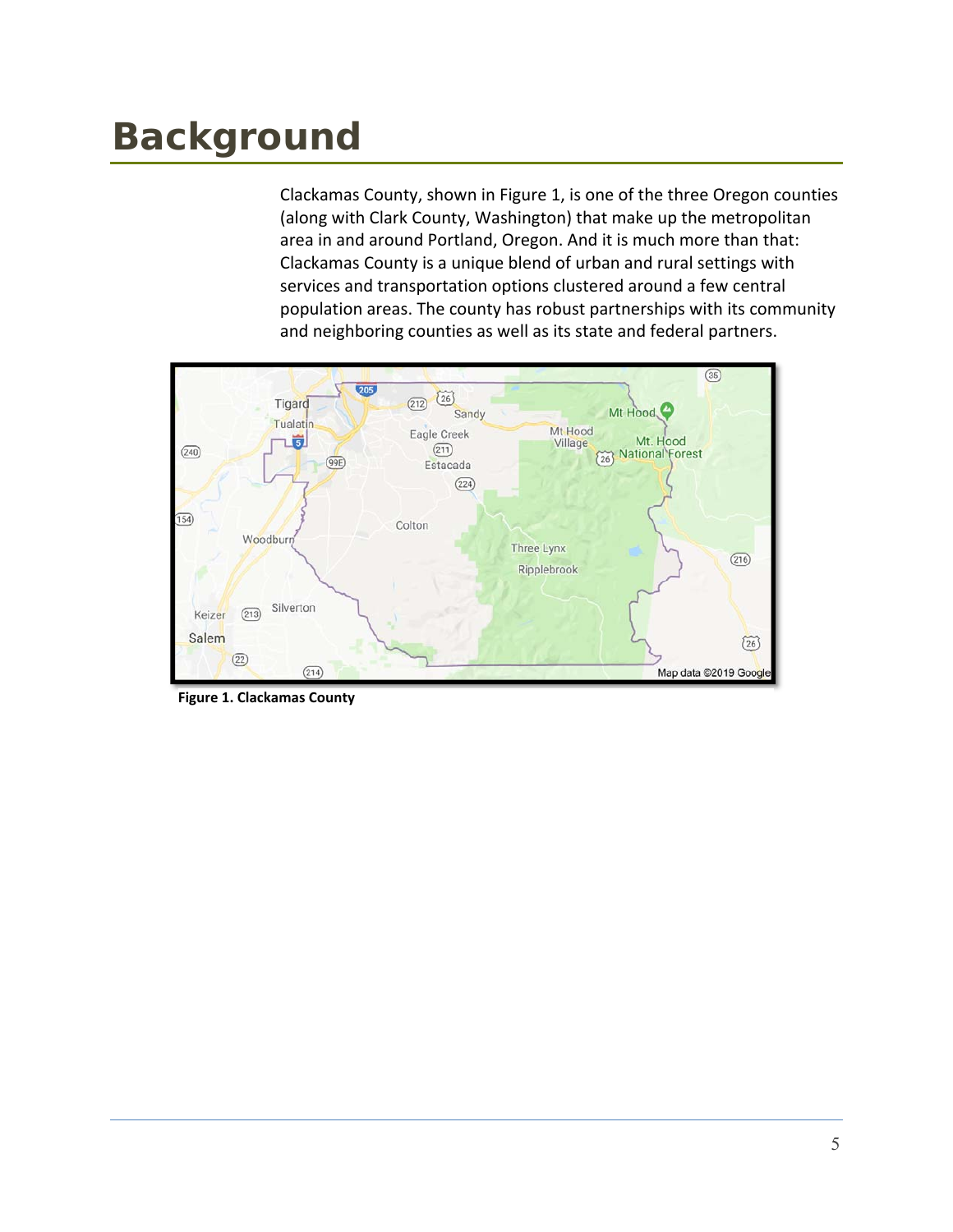# Background

Clackamas County, shown in Figure 1, is one of the three Oregon counties (along with Clark County, Washington) that make up the metropolitan area in and around Portland, Oregon. And it is much more than that: Clackamas County is a unique blend of urban and rural settings with services and transportation options clustered around a few central population areas. The county has robust partnerships with its community and neighboring counties as well as its state and federal partners.

**Figure 1. Clackamas County**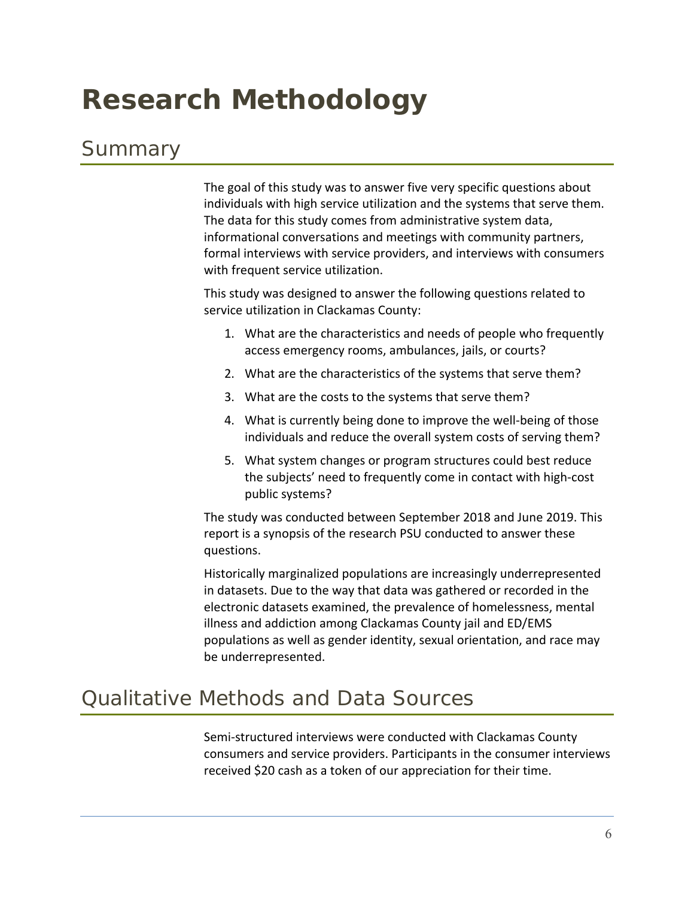# Research Methodology

## Summary

The goal of this study was to answer five very specific questions about individuals with high service utilization and the systems that serve them. The data for this study comes from administrative system data, informational conversations and meetings with community partners, formal interviews with service providers, and interviews with consumers with frequent service utilization.

This study was designed to answer the following questions related to service utilization in Clackamas County:

1. What are the characteristics and needs of people who frequently access emergency rooms, ambulances, jails, or courts?
2. What are the characteristics of the systems that serve them?
3. What are the costs to the systems that serve them?
4. What is currently being done to improve the well-being of those individuals and reduce the overall system costs of serving them?
5. What system changes or program structures could best reduce the subjects' need to frequently come in contact with high-cost public systems?

The study was conducted between September 2018 and June 2019. This report is a synopsis of the research PSU conducted to answer these questions.

Historically marginalized populations are increasingly underrepresented in datasets. Due to the way that data was gathered or recorded in the electronic datasets examined, the prevalence of homelessness, mental illness and addiction among Clackamas County jail and ED/EMS populations as well as gender identity, sexual orientation, and race may be underrepresented.

## Qualitative Methods and Data Sources

Semi-structured interviews were conducted with Clackamas County consumers and service providers. Participants in the consumer interviews received $20 cash as a token of our appreciation for their time.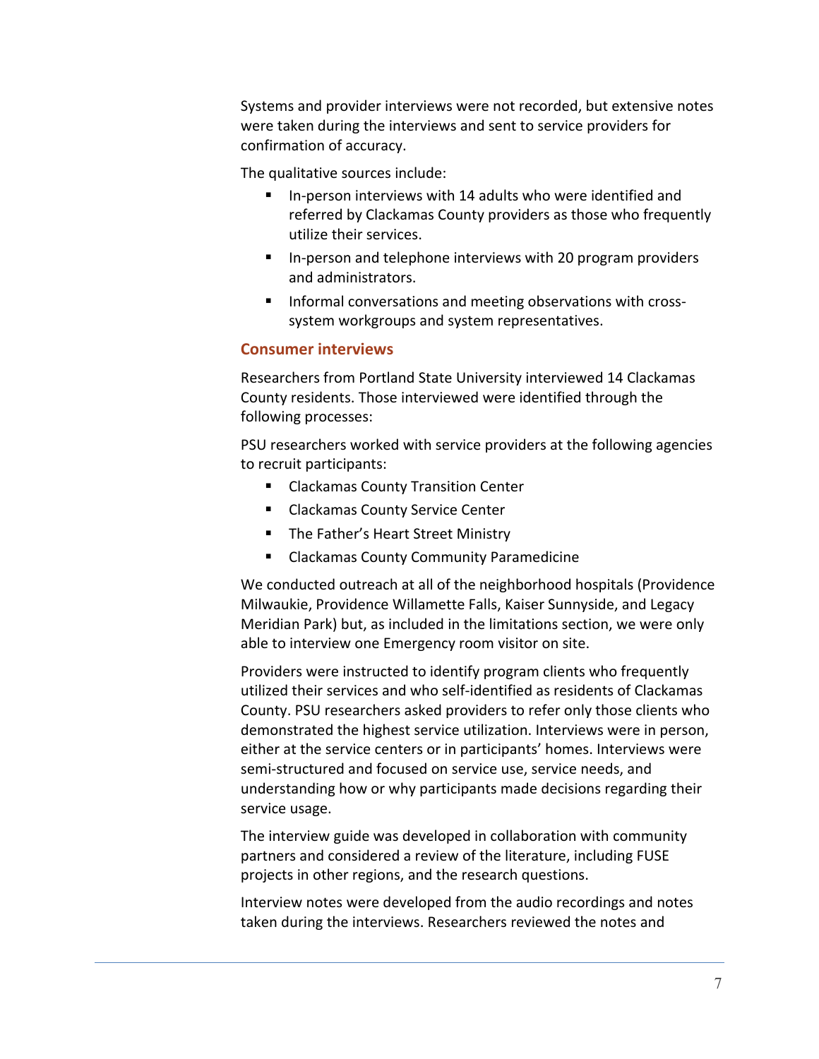Systems and provider interviews were not recorded, but extensive notes were taken during the interviews and sent to service providers for confirmation of accuracy.

The qualitative sources include:

- In-person interviews with 14 adults who were identified and referred by Clackamas County providers as those who frequently utilize their services.
- In-person and telephone interviews with 20 program providers and administrators.
- Informal conversations and meeting observations with cross-system workgroups and system representatives.

### Consumer interviews

Researchers from Portland State University interviewed 14 Clackamas County residents. Those interviewed were identified through the following processes:

PSU researchers worked with service providers at the following agencies to recruit participants:

- Clackamas County Transition Center
- Clackamas County Service Center
- The Father's Heart Street Ministry
- Clackamas County Community Paramedicine

We conducted outreach at all of the neighborhood hospitals (Providence Milwaukie, Providence Willamette Falls, Kaiser Sunnyside, and Legacy Meridian Park) but, as included in the limitations section, we were only able to interview one Emergency room visitor on site.

Providers were instructed to identify program clients who frequently utilized their services and who self-identified as residents of Clackamas County. PSU researchers asked providers to refer only those clients who demonstrated the highest service utilization. Interviews were in person, either at the service centers or in participants' homes. Interviews were semi-structured and focused on service use, service needs, and understanding how or why participants made decisions regarding their service usage.

The interview guide was developed in collaboration with community partners and considered a review of the literature, including FUSE projects in other regions, and the research questions.

Interview notes were developed from the audio recordings and notes taken during the interviews. Researchers reviewed the notes and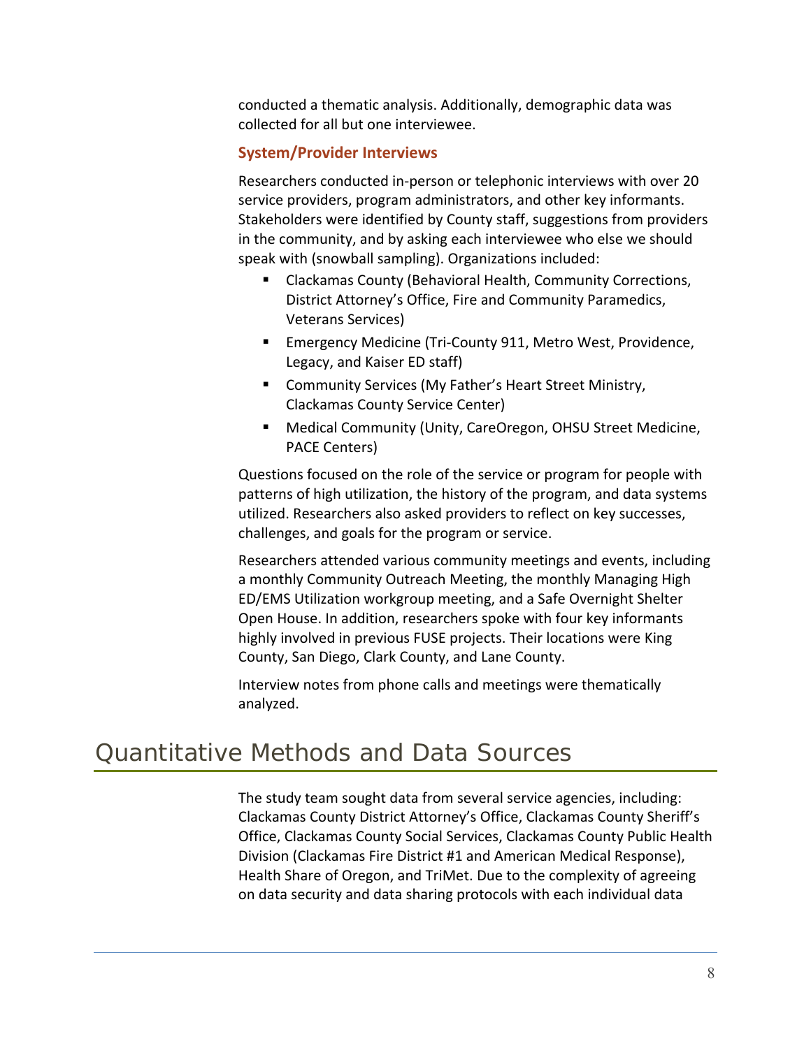conducted a thematic analysis. Additionally, demographic data was collected for all but one interviewee.

### System/Provider Interviews

Researchers conducted in-person or telephonic interviews with over 20 service providers, program administrators, and other key informants. Stakeholders were identified by County staff, suggestions from providers in the community, and by asking each interviewee who else we should speak with (snowball sampling). Organizations included:

- Clackamas County (Behavioral Health, Community Corrections, District Attorney's Office, Fire and Community Paramedics, Veterans Services)
- Emergency Medicine (Tri-County 911, Metro West, Providence, Legacy, and Kaiser ED staff)
- Community Services (My Father's Heart Street Ministry, Clackamas County Service Center)
- Medical Community (Unity, CareOregon, OHSU Street Medicine, PACE Centers)

Questions focused on the role of the service or program for people with patterns of high utilization, the history of the program, and data systems utilized. Researchers also asked providers to reflect on key successes, challenges, and goals for the program or service.

Researchers attended various community meetings and events, including a monthly Community Outreach Meeting, the monthly Managing High ED/EMS Utilization workgroup meeting, and a Safe Overnight Shelter Open House. In addition, researchers spoke with four key informants highly involved in previous FUSE projects. Their locations were King County, San Diego, Clark County, and Lane County.

Interview notes from phone calls and meetings were thematically analyzed.

## Quantitative Methods and Data Sources

The study team sought data from several service agencies, including: Clackamas County District Attorney's Office, Clackamas County Sheriff's Office, Clackamas County Social Services, Clackamas County Public Health Division (Clackamas Fire District #1 and American Medical Response), Health Share of Oregon, and TriMet. Due to the complexity of agreeing on data security and data sharing protocols with each individual data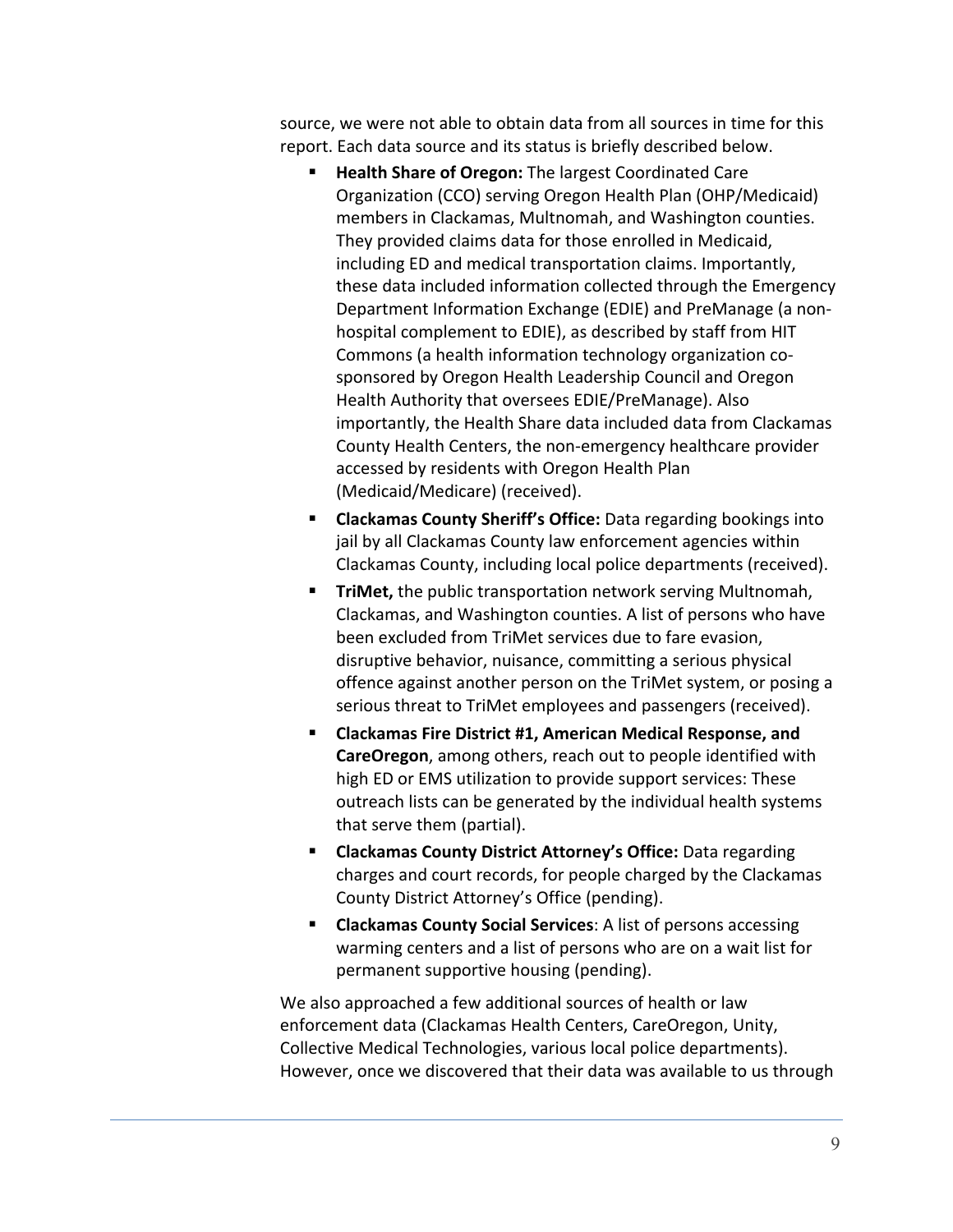source, we were not able to obtain data from all sources in time for this report. Each data source and its status is briefly described below.

- **Health Share of Oregon:** The largest Coordinated Care Organization (CCO) serving Oregon Health Plan (OHP/Medicaid) members in Clackamas, Multnomah, and Washington counties. They provided claims data for those enrolled in Medicaid, including ED and medical transportation claims. Importantly, these data included information collected through the Emergency Department Information Exchange (EDIE) and PreManage (a non-hospital complement to EDIE), as described by staff from HIT Commons (a health information technology organization co-sponsored by Oregon Health Leadership Council and Oregon Health Authority that oversees EDIE/PreManage). Also importantly, the Health Share data included data from Clackamas County Health Centers, the non-emergency healthcare provider accessed by residents with Oregon Health Plan (Medicaid/Medicare) (received).
- **Clackamas County Sheriff's Office:** Data regarding bookings into jail by all Clackamas County law enforcement agencies within Clackamas County, including local police departments (received).
- **TriMet,** the public transportation network serving Multnomah, Clackamas, and Washington counties. A list of persons who have been excluded from TriMet services due to fare evasion, disruptive behavior, nuisance, committing a serious physical offence against another person on the TriMet system, or posing a serious threat to TriMet employees and passengers (received).
- **Clackamas Fire District #1, American Medical Response, and CareOregon**, among others, reach out to people identified with high ED or EMS utilization to provide support services: These outreach lists can be generated by the individual health systems that serve them (partial).
- **Clackamas County District Attorney's Office:** Data regarding charges and court records, for people charged by the Clackamas County District Attorney's Office (pending).
- **Clackamas County Social Services**: A list of persons accessing warming centers and a list of persons who are on a wait list for permanent supportive housing (pending).

We also approached a few additional sources of health or law enforcement data (Clackamas Health Centers, CareOregon, Unity, Collective Medical Technologies, various local police departments). However, once we discovered that their data was available to us through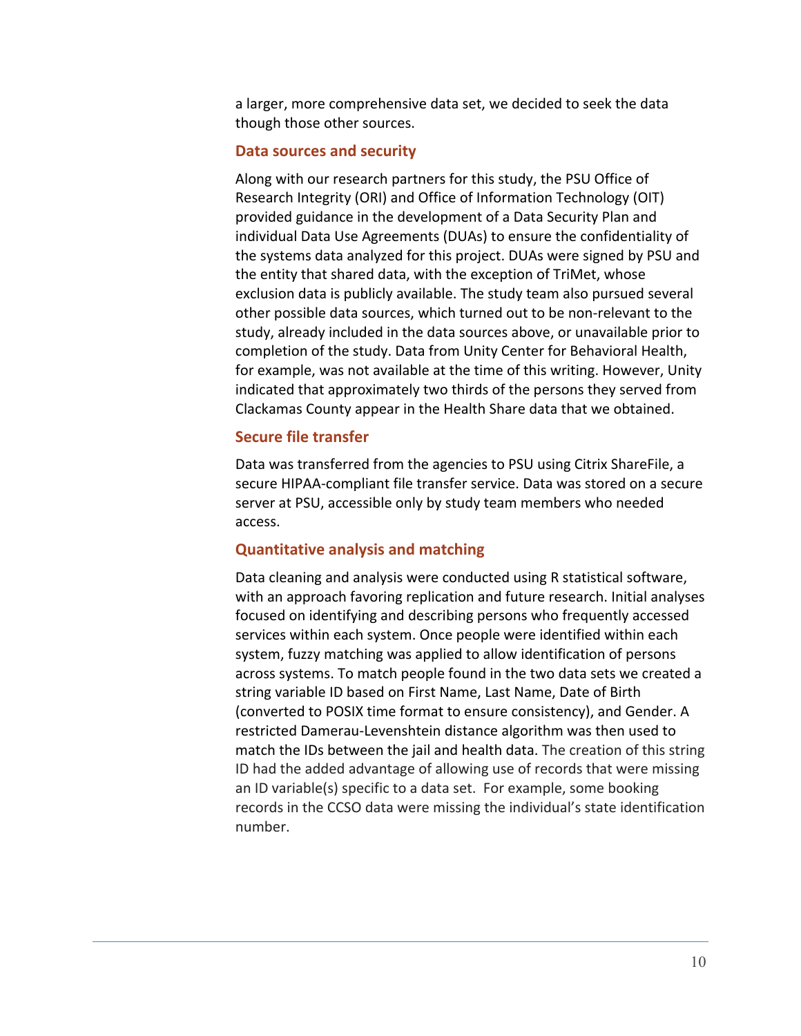a larger, more comprehensive data set, we decided to seek the data though those other sources.

### Data sources and security

Along with our research partners for this study, the PSU Office of Research Integrity (ORI) and Office of Information Technology (OIT) provided guidance in the development of a Data Security Plan and individual Data Use Agreements (DUAs) to ensure the confidentiality of the systems data analyzed for this project. DUAs were signed by PSU and the entity that shared data, with the exception of TriMet, whose exclusion data is publicly available. The study team also pursued several other possible data sources, which turned out to be non-relevant to the study, already included in the data sources above, or unavailable prior to completion of the study. Data from Unity Center for Behavioral Health, for example, was not available at the time of this writing. However, Unity indicated that approximately two thirds of the persons they served from Clackamas County appear in the Health Share data that we obtained.

### Secure file transfer

Data was transferred from the agencies to PSU using Citrix ShareFile, a secure HIPAA-compliant file transfer service. Data was stored on a secure server at PSU, accessible only by study team members who needed access.

### Quantitative analysis and matching

Data cleaning and analysis were conducted using R statistical software, with an approach favoring replication and future research. Initial analyses focused on identifying and describing persons who frequently accessed services within each system. Once people were identified within each system, fuzzy matching was applied to allow identification of persons across systems. To match people found in the two data sets we created a string variable ID based on First Name, Last Name, Date of Birth (converted to POSIX time format to ensure consistency), and Gender. A restricted Damerau-Levenshtein distance algorithm was then used to match the IDs between the jail and health data. The creation of this string ID had the added advantage of allowing use of records that were missing an ID variable(s) specific to a data set. For example, some booking records in the CCSO data were missing the individual's state identification number.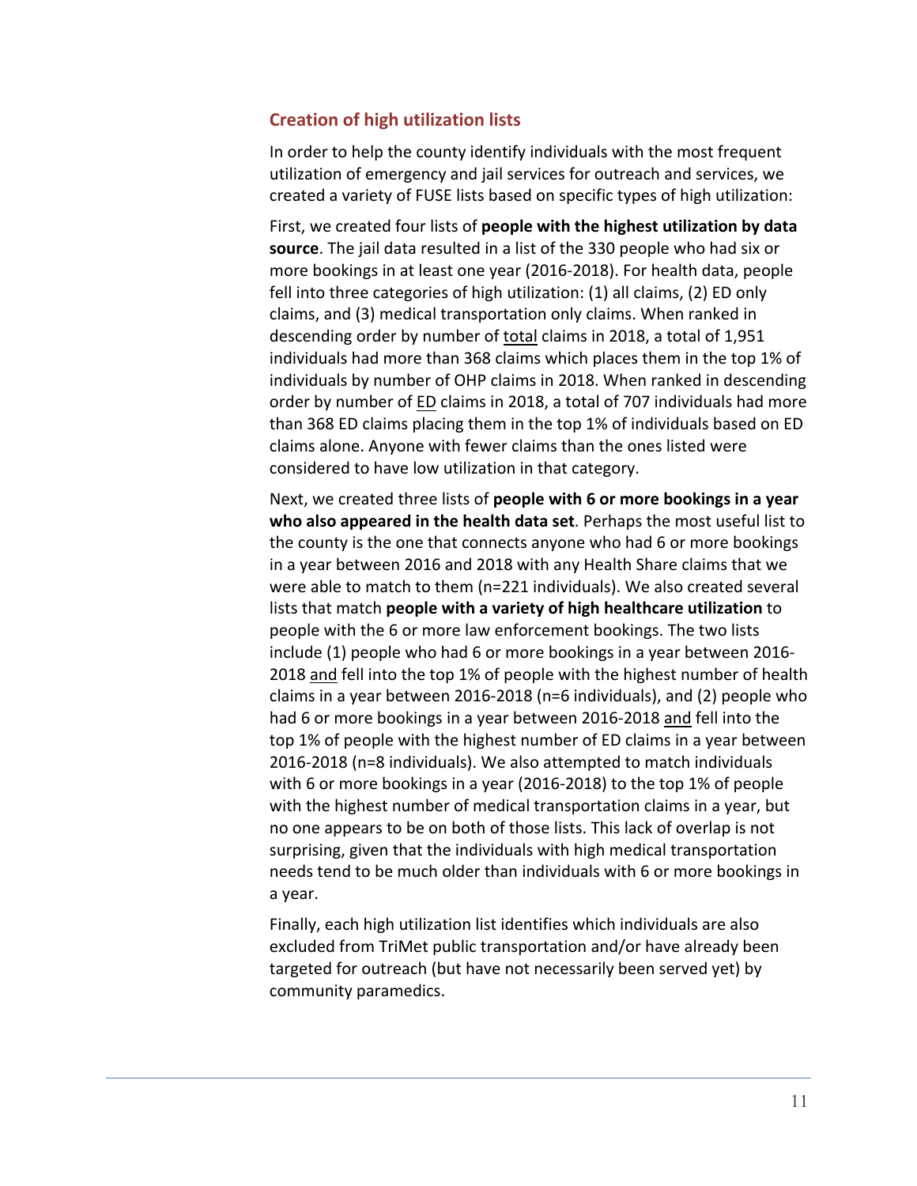## Creation of high utilization lists

In order to help the county identify individuals with the most frequent utilization of emergency and jail services for outreach and services, we created a variety of FUSE lists based on specific types of high utilization:

First, we created four lists of **people with the highest utilization by data source**. The jail data resulted in a list of the 330 people who had six or more bookings in at least one year (2016-2018). For health data, people fell into three categories of high utilization: (1) all claims, (2) ED only claims, and (3) medical transportation only claims. When ranked in descending order by number of <u>total</u> claims in 2018, a total of 1,951 individuals had more than 368 claims which places them in the top 1% of individuals by number of OHP claims in 2018. When ranked in descending order by number of <u>ED</u> claims in 2018, a total of 707 individuals had more than 368 ED claims placing them in the top 1% of individuals based on ED claims alone. Anyone with fewer claims than the ones listed were considered to have low utilization in that category.

Next, we created three lists of **people with 6 or more bookings in a year who also appeared in the health data set**. Perhaps the most useful list to the county is the one that connects anyone who had 6 or more bookings in a year between 2016 and 2018 with any Health Share claims that we were able to match to them (n=221 individuals). We also created several lists that match **people with a variety of high healthcare utilization** to people with the 6 or more law enforcement bookings. The two lists include (1) people who had 6 or more bookings in a year between 2016-2018 <u>and</u> fell into the top 1% of people with the highest number of health claims in a year between 2016-2018 (n=6 individuals), and (2) people who had 6 or more bookings in a year between 2016-2018 <u>and</u> fell into the top 1% of people with the highest number of ED claims in a year between 2016-2018 (n=8 individuals). We also attempted to match individuals with 6 or more bookings in a year (2016-2018) to the top 1% of people with the highest number of medical transportation claims in a year, but no one appears to be on both of those lists. This lack of overlap is not surprising, given that the individuals with high medical transportation needs tend to be much older than individuals with 6 or more bookings in a year.

Finally, each high utilization list identifies which individuals are also excluded from TriMet public transportation and/or have already been targeted for outreach (but have not necessarily been served yet) by community paramedics.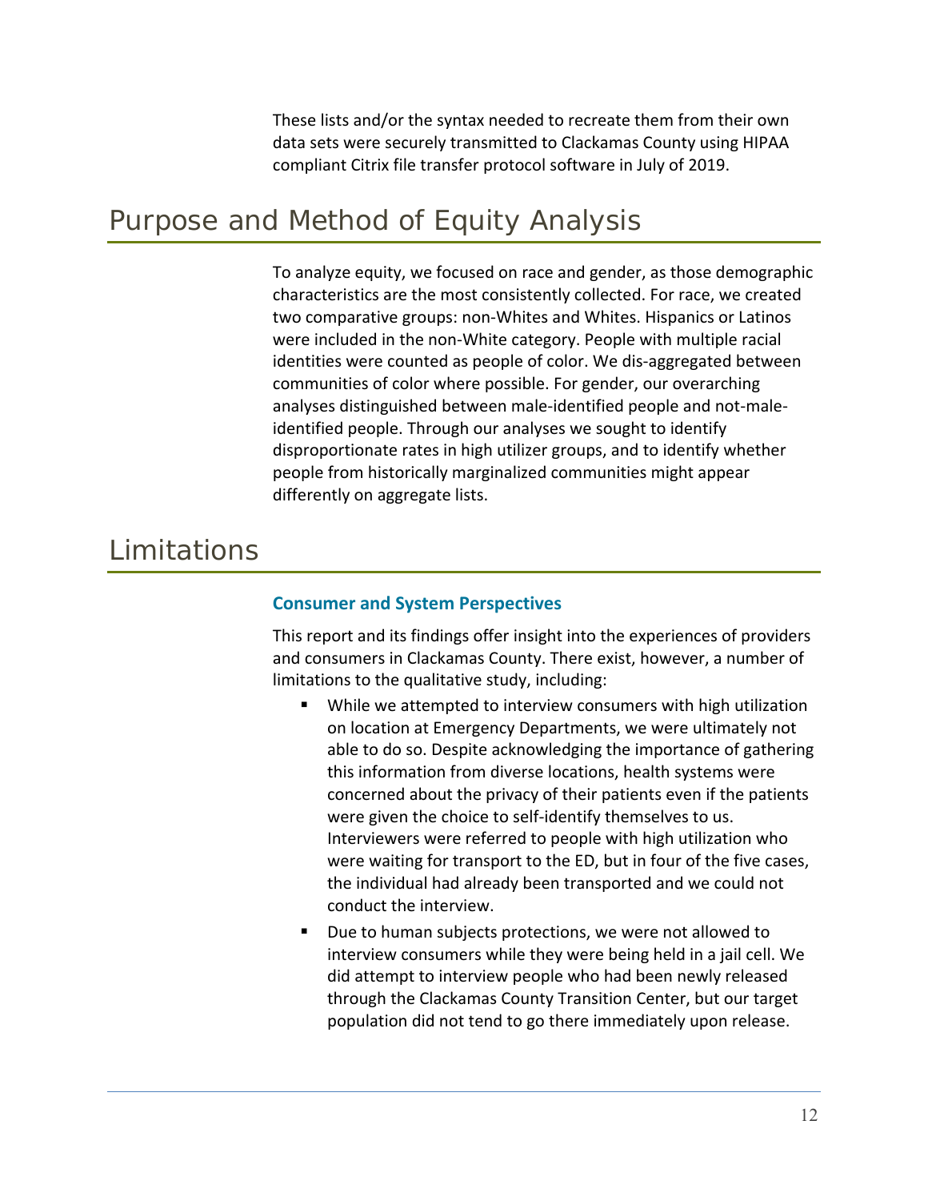These lists and/or the syntax needed to recreate them from their own data sets were securely transmitted to Clackamas County using HIPAA compliant Citrix file transfer protocol software in July of 2019.

# Purpose and Method of Equity Analysis

To analyze equity, we focused on race and gender, as those demographic characteristics are the most consistently collected. For race, we created two comparative groups: non-Whites and Whites. Hispanics or Latinos were included in the non-White category. People with multiple racial identities were counted as people of color. We dis-aggregated between communities of color where possible. For gender, our overarching analyses distinguished between male-identified people and not-male-identified people. Through our analyses we sought to identify disproportionate rates in high utilizer groups, and to identify whether people from historically marginalized communities might appear differently on aggregate lists.

# Limitations

### Consumer and System Perspectives

This report and its findings offer insight into the experiences of providers and consumers in Clackamas County. There exist, however, a number of limitations to the qualitative study, including:

- While we attempted to interview consumers with high utilization on location at Emergency Departments, we were ultimately not able to do so. Despite acknowledging the importance of gathering this information from diverse locations, health systems were concerned about the privacy of their patients even if the patients were given the choice to self-identify themselves to us. Interviewers were referred to people with high utilization who were waiting for transport to the ED, but in four of the five cases, the individual had already been transported and we could not conduct the interview.
- Due to human subjects protections, we were not allowed to interview consumers while they were being held in a jail cell. We did attempt to interview people who had been newly released through the Clackamas County Transition Center, but our target population did not tend to go there immediately upon release.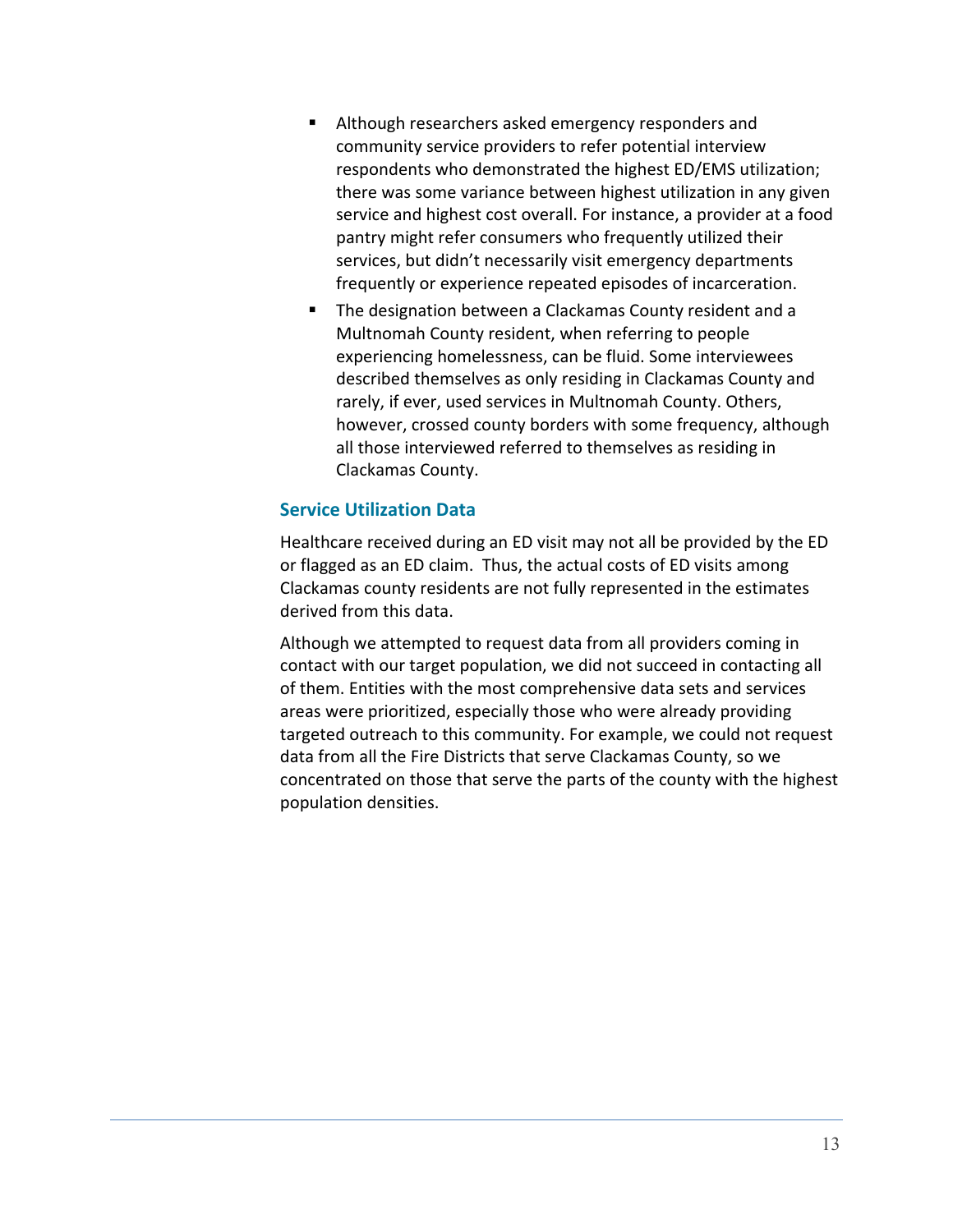- Although researchers asked emergency responders and community service providers to refer potential interview respondents who demonstrated the highest ED/EMS utilization; there was some variance between highest utilization in any given service and highest cost overall. For instance, a provider at a food pantry might refer consumers who frequently utilized their services, but didn't necessarily visit emergency departments frequently or experience repeated episodes of incarceration.
- The designation between a Clackamas County resident and a Multnomah County resident, when referring to people experiencing homelessness, can be fluid. Some interviewees described themselves as only residing in Clackamas County and rarely, if ever, used services in Multnomah County. Others, however, crossed county borders with some frequency, although all those interviewed referred to themselves as residing in Clackamas County.

### Service Utilization Data

Healthcare received during an ED visit may not all be provided by the ED or flagged as an ED claim. Thus, the actual costs of ED visits among Clackamas county residents are not fully represented in the estimates derived from this data.

Although we attempted to request data from all providers coming in contact with our target population, we did not succeed in contacting all of them. Entities with the most comprehensive data sets and services areas were prioritized, especially those who were already providing targeted outreach to this community. For example, we could not request data from all the Fire Districts that serve Clackamas County, so we concentrated on those that serve the parts of the county with the highest population densities.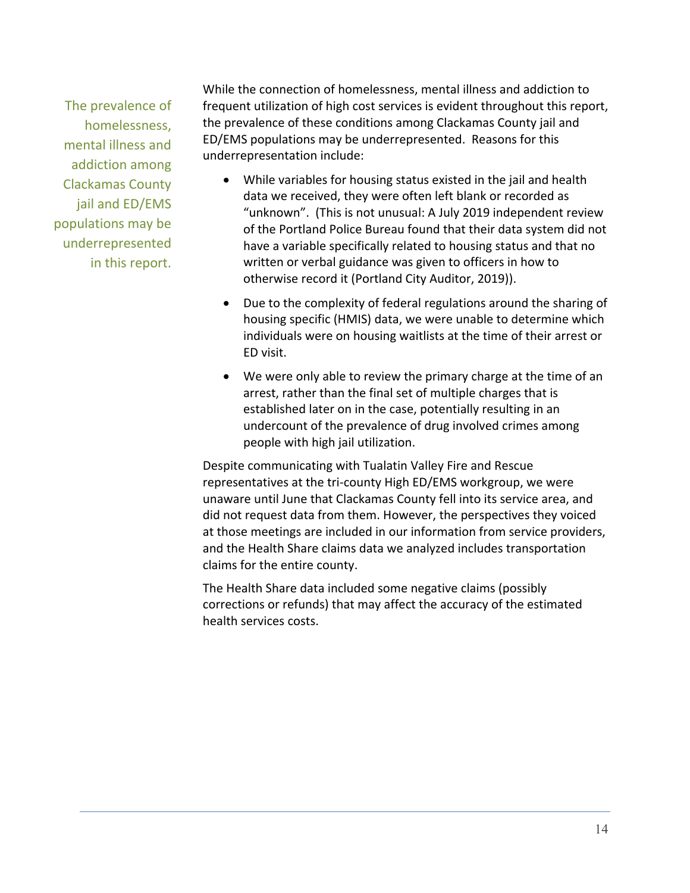> The prevalence of homelessness, mental illness and addiction among Clackamas County jail and ED/EMS populations may be underrepresented in this report.

While the connection of homelessness, mental illness and addiction to frequent utilization of high cost services is evident throughout this report, the prevalence of these conditions among Clackamas County jail and ED/EMS populations may be underrepresented. Reasons for this underrepresentation include:

- While variables for housing status existed in the jail and health data we received, they were often left blank or recorded as "unknown". (This is not unusual: A July 2019 independent review of the Portland Police Bureau found that their data system did not have a variable specifically related to housing status and that no written or verbal guidance was given to officers in how to otherwise record it (Portland City Auditor, 2019)).
- Due to the complexity of federal regulations around the sharing of housing specific (HMIS) data, we were unable to determine which individuals were on housing waitlists at the time of their arrest or ED visit.
- We were only able to review the primary charge at the time of an arrest, rather than the final set of multiple charges that is established later on in the case, potentially resulting in an undercount of the prevalence of drug involved crimes among people with high jail utilization.

Despite communicating with Tualatin Valley Fire and Rescue representatives at the tri-county High ED/EMS workgroup, we were unaware until June that Clackamas County fell into its service area, and did not request data from them. However, the perspectives they voiced at those meetings are included in our information from service providers, and the Health Share claims data we analyzed includes transportation claims for the entire county.

The Health Share data included some negative claims (possibly corrections or refunds) that may affect the accuracy of the estimated health services costs.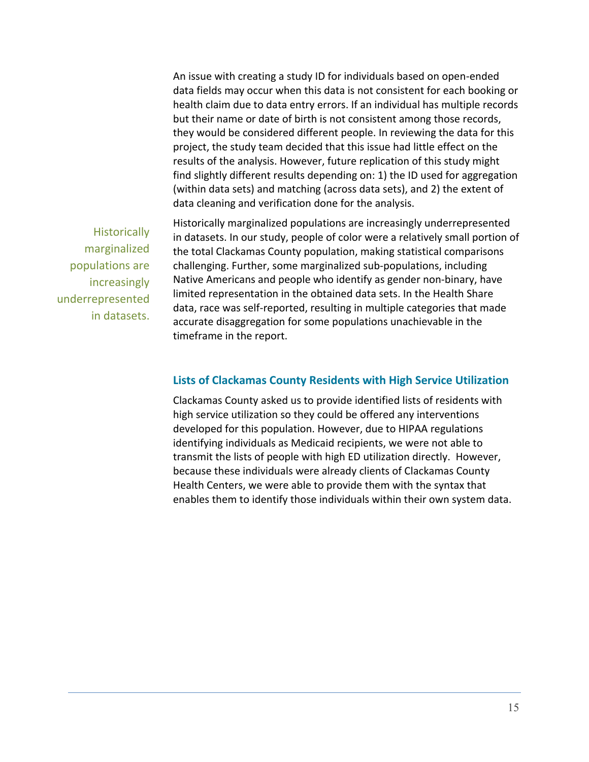An issue with creating a study ID for individuals based on open-ended data fields may occur when this data is not consistent for each booking or health claim due to data entry errors. If an individual has multiple records but their name or date of birth is not consistent among those records, they would be considered different people. In reviewing the data for this project, the study team decided that this issue had little effect on the results of the analysis. However, future replication of this study might find slightly different results depending on: 1) the ID used for aggregation (within data sets) and matching (across data sets), and 2) the extent of data cleaning and verification done for the analysis.

> Historically marginalized populations are increasingly underrepresented in datasets.

Historically marginalized populations are increasingly underrepresented in datasets. In our study, people of color were a relatively small portion of the total Clackamas County population, making statistical comparisons challenging. Further, some marginalized sub-populations, including Native Americans and people who identify as gender non-binary, have limited representation in the obtained data sets. In the Health Share data, race was self-reported, resulting in multiple categories that made accurate disaggregation for some populations unachievable in the timeframe in the report.

### Lists of Clackamas County Residents with High Service Utilization

Clackamas County asked us to provide identified lists of residents with high service utilization so they could be offered any interventions developed for this population. However, due to HIPAA regulations identifying individuals as Medicaid recipients, we were not able to transmit the lists of people with high ED utilization directly. However, because these individuals were already clients of Clackamas County Health Centers, we were able to provide them with the syntax that enables them to identify those individuals within their own system data.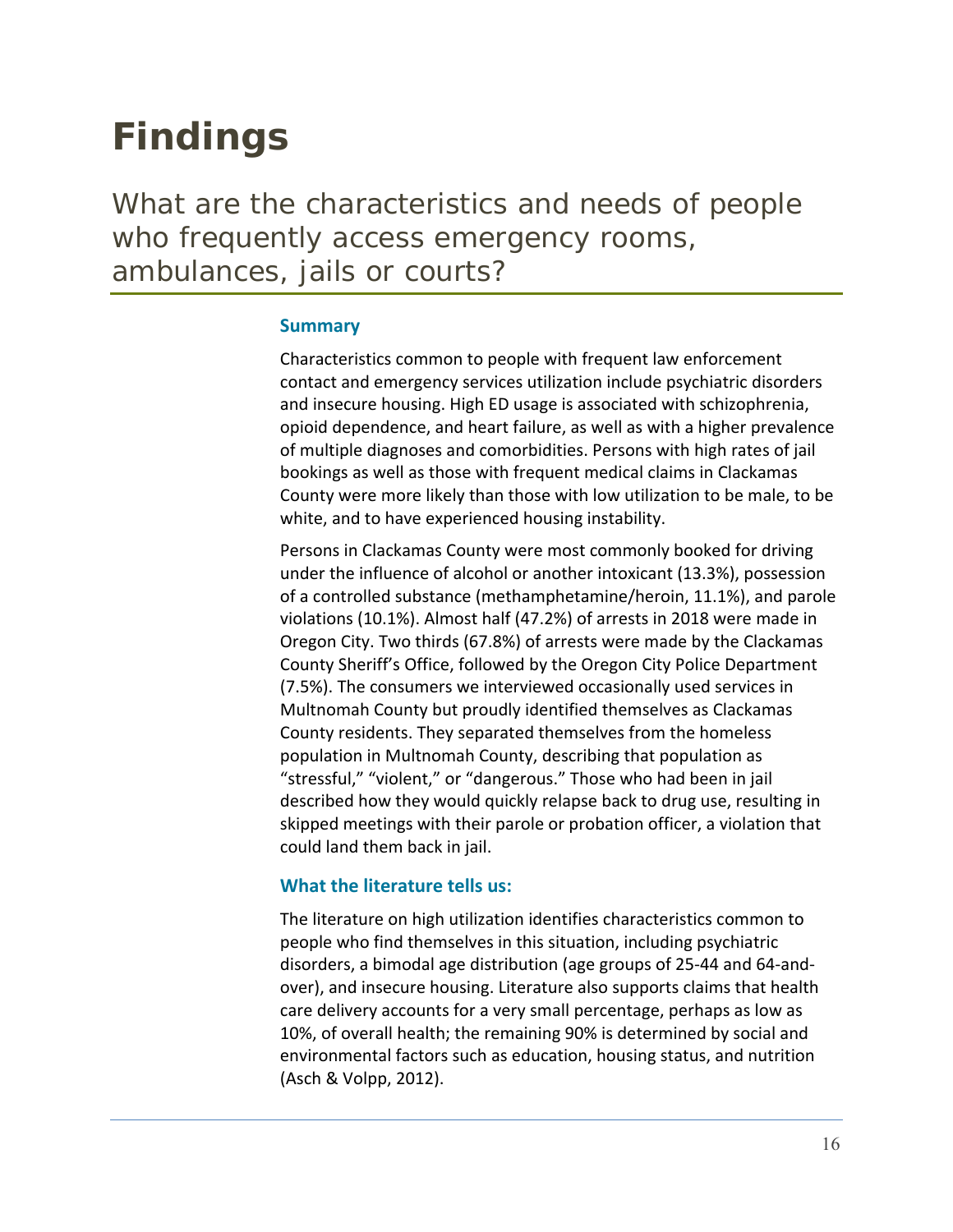# Findings

## What are the characteristics and needs of people who frequently access emergency rooms, ambulances, jails or courts?

### Summary

Characteristics common to people with frequent law enforcement contact and emergency services utilization include psychiatric disorders and insecure housing. High ED usage is associated with schizophrenia, opioid dependence, and heart failure, as well as with a higher prevalence of multiple diagnoses and comorbidities. Persons with high rates of jail bookings as well as those with frequent medical claims in Clackamas County were more likely than those with low utilization to be male, to be white, and to have experienced housing instability.

Persons in Clackamas County were most commonly booked for driving under the influence of alcohol or another intoxicant (13.3%), possession of a controlled substance (methamphetamine/heroin, 11.1%), and parole violations (10.1%). Almost half (47.2%) of arrests in 2018 were made in Oregon City. Two thirds (67.8%) of arrests were made by the Clackamas County Sheriff's Office, followed by the Oregon City Police Department (7.5%). The consumers we interviewed occasionally used services in Multnomah County but proudly identified themselves as Clackamas County residents. They separated themselves from the homeless population in Multnomah County, describing that population as "stressful," "violent," or "dangerous." Those who had been in jail described how they would quickly relapse back to drug use, resulting in skipped meetings with their parole or probation officer, a violation that could land them back in jail.

### What the literature tells us:

The literature on high utilization identifies characteristics common to people who find themselves in this situation, including psychiatric disorders, a bimodal age distribution (age groups of 25-44 and 64-and-over), and insecure housing. Literature also supports claims that health care delivery accounts for a very small percentage, perhaps as low as 10%, of overall health; the remaining 90% is determined by social and environmental factors such as education, housing status, and nutrition (Asch & Volpp, 2012).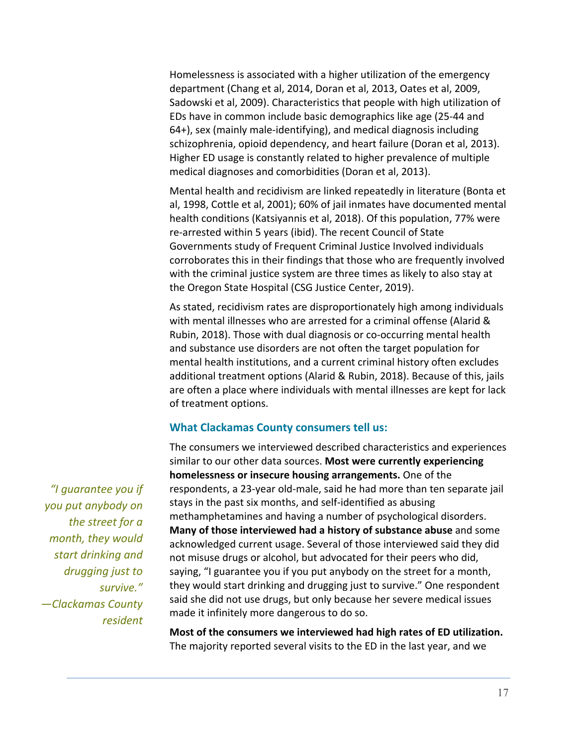Homelessness is associated with a higher utilization of the emergency department (Chang et al, 2014, Doran et al, 2013, Oates et al, 2009, Sadowski et al, 2009). Characteristics that people with high utilization of EDs have in common include basic demographics like age (25-44 and 64+), sex (mainly male-identifying), and medical diagnosis including schizophrenia, opioid dependency, and heart failure (Doran et al, 2013). Higher ED usage is constantly related to higher prevalence of multiple medical diagnoses and comorbidities (Doran et al, 2013).

Mental health and recidivism are linked repeatedly in literature (Bonta et al, 1998, Cottle et al, 2001); 60% of jail inmates have documented mental health conditions (Katsiyannis et al, 2018). Of this population, 77% were re-arrested within 5 years (ibid). The recent Council of State Governments study of Frequent Criminal Justice Involved individuals corroborates this in their findings that those who are frequently involved with the criminal justice system are three times as likely to also stay at the Oregon State Hospital (CSG Justice Center, 2019).

As stated, recidivism rates are disproportionately high among individuals with mental illnesses who are arrested for a criminal offense (Alarid & Rubin, 2018). Those with dual diagnosis or co-occurring mental health and substance use disorders are not often the target population for mental health institutions, and a current criminal history often excludes additional treatment options (Alarid & Rubin, 2018). Because of this, jails are often a place where individuals with mental illnesses are kept for lack of treatment options.

### What Clackamas County consumers tell us:

The consumers we interviewed described characteristics and experiences similar to our other data sources. **Most were currently experiencing homelessness or insecure housing arrangements.** One of the respondents, a 23-year old-male, said he had more than ten separate jail stays in the past six months, and self-identified as abusing methamphetamines and having a number of psychological disorders. **Many of those interviewed had a history of substance abuse** and some acknowledged current usage. Several of those interviewed said they did not misuse drugs or alcohol, but advocated for their peers who did, saying, "I guarantee you if you put anybody on the street for a month, they would start drinking and drugging just to survive." One respondent said she did not use drugs, but only because her severe medical issues made it infinitely more dangerous to do so.

*"I guarantee you if you put anybody on the street for a month, they would start drinking and drugging just to survive."*
*—Clackamas County resident*

**Most of the consumers we interviewed had high rates of ED utilization.** The majority reported several visits to the ED in the last year, and we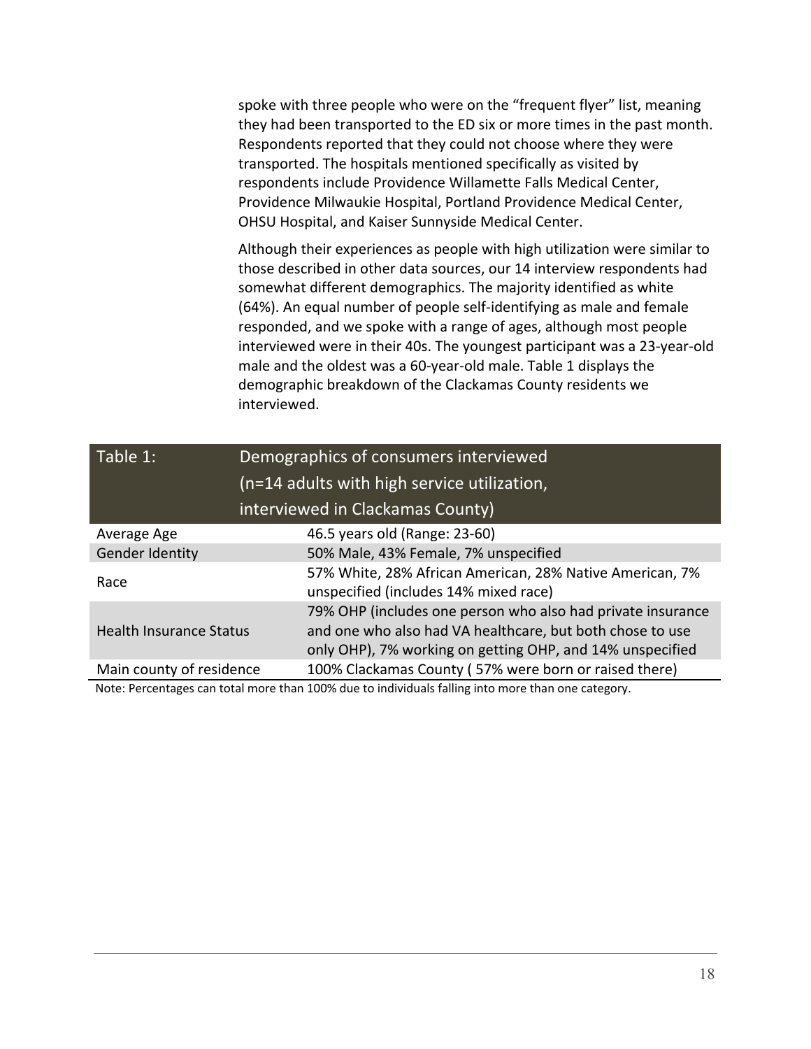spoke with three people who were on the “frequent flyer” list, meaning they had been transported to the ED six or more times in the past month. Respondents reported that they could not choose where they were transported. The hospitals mentioned specifically as visited by respondents include Providence Willamette Falls Medical Center, Providence Milwaukie Hospital, Portland Providence Medical Center, OHSU Hospital, and Kaiser Sunnyside Medical Center.

Although their experiences as people with high utilization were similar to those described in other data sources, our 14 interview respondents had somewhat different demographics. The majority identified as white (64%). An equal number of people self-identifying as male and female responded, and we spoke with a range of ages, although most people interviewed were in their 40s. The youngest participant was a 23-year-old male and the oldest was a 60-year-old male. Table 1 displays the demographic breakdown of the Clackamas County residents we interviewed.

| Table 1: | Demographics of consumers interviewed (n=14 adults with high service utilization, interviewed in Clackamas County) |
|---|---|
| Average Age | 46.5 years old (Range: 23-60) |
| Gender Identity | 50% Male, 43% Female, 7% unspecified |
| Race | 57% White, 28% African American, 28% Native American, 7% unspecified (includes 14% mixed race) |
| Health Insurance Status | 79% OHP (includes one person who also had private insurance and one who also had VA healthcare, but both chose to use only OHP), 7% working on getting OHP, and 14% unspecified |
| Main county of residence | 100% Clackamas County ( 57% were born or raised there) |

Note: Percentages can total more than 100% due to individuals falling into more than one category.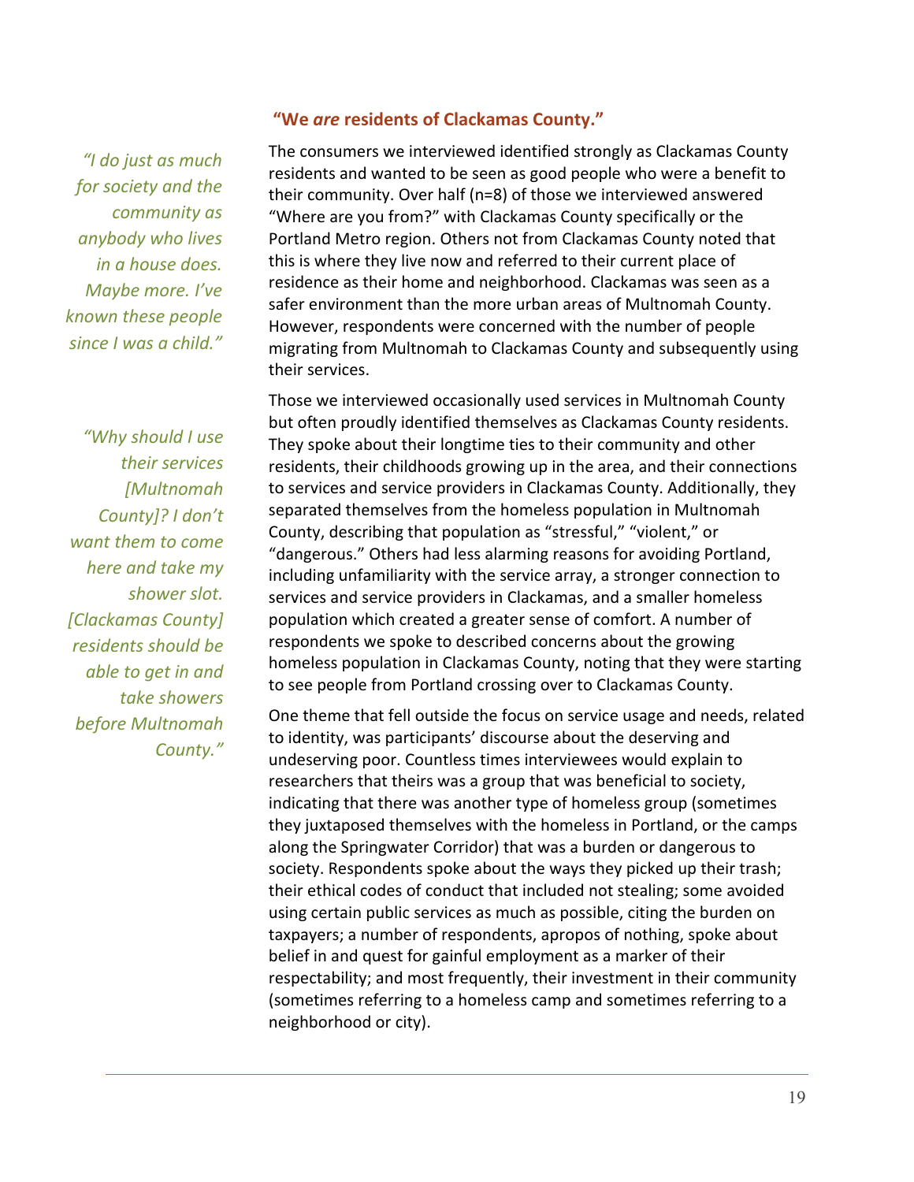### "We *are* residents of Clackamas County."

*"I do just as much for society and the community as anybody who lives in a house does. Maybe more. I've known these people since I was a child."*

*"Why should I use their services [Multnomah County]? I don't want them to come here and take my shower slot. [Clackamas County] residents should be able to get in and take showers before Multnomah County."*

The consumers we interviewed identified strongly as Clackamas County residents and wanted to be seen as good people who were a benefit to their community. Over half (n=8) of those we interviewed answered "Where are you from?" with Clackamas County specifically or the Portland Metro region. Others not from Clackamas County noted that this is where they live now and referred to their current place of residence as their home and neighborhood. Clackamas was seen as a safer environment than the more urban areas of Multnomah County. However, respondents were concerned with the number of people migrating from Multnomah to Clackamas County and subsequently using their services.

Those we interviewed occasionally used services in Multnomah County but often proudly identified themselves as Clackamas County residents. They spoke about their longtime ties to their community and other residents, their childhoods growing up in the area, and their connections to services and service providers in Clackamas County. Additionally, they separated themselves from the homeless population in Multnomah County, describing that population as "stressful," "violent," or "dangerous." Others had less alarming reasons for avoiding Portland, including unfamiliarity with the service array, a stronger connection to services and service providers in Clackamas, and a smaller homeless population which created a greater sense of comfort. A number of respondents we spoke to described concerns about the growing homeless population in Clackamas County, noting that they were starting to see people from Portland crossing over to Clackamas County.

One theme that fell outside the focus on service usage and needs, related to identity, was participants' discourse about the deserving and undeserving poor. Countless times interviewees would explain to researchers that theirs was a group that was beneficial to society, indicating that there was another type of homeless group (sometimes they juxtaposed themselves with the homeless in Portland, or the camps along the Springwater Corridor) that was a burden or dangerous to society. Respondents spoke about the ways they picked up their trash; their ethical codes of conduct that included not stealing; some avoided using certain public services as much as possible, citing the burden on taxpayers; a number of respondents, apropos of nothing, spoke about belief in and quest for gainful employment as a marker of their respectability; and most frequently, their investment in their community (sometimes referring to a homeless camp and sometimes referring to a neighborhood or city).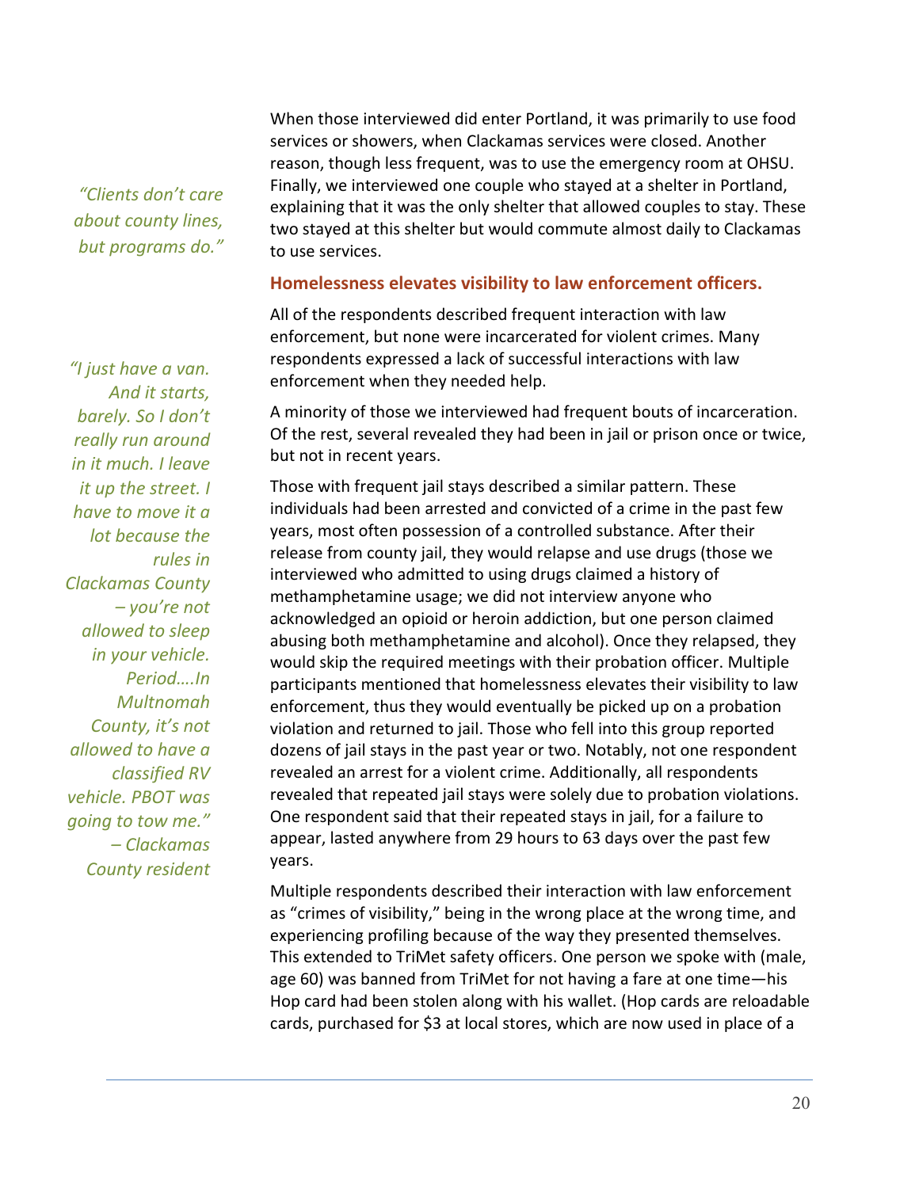*"Clients don't care about county lines, but programs do."*

When those interviewed did enter Portland, it was primarily to use food services or showers, when Clackamas services were closed. Another reason, though less frequent, was to use the emergency room at OHSU. Finally, we interviewed one couple who stayed at a shelter in Portland, explaining that it was the only shelter that allowed couples to stay. These two stayed at this shelter but would commute almost daily to Clackamas to use services.

### Homelessness elevates visibility to law enforcement officers.

*"I just have a van. And it starts, barely. So I don't really run around in it much. I leave it up the street. I have to move it a lot because the rules in Clackamas County – you're not allowed to sleep in your vehicle. Period….In Multnomah County, it's not allowed to have a classified RV vehicle. PBOT was going to tow me." – Clackamas County resident*

All of the respondents described frequent interaction with law enforcement, but none were incarcerated for violent crimes. Many respondents expressed a lack of successful interactions with law enforcement when they needed help.

A minority of those we interviewed had frequent bouts of incarceration. Of the rest, several revealed they had been in jail or prison once or twice, but not in recent years.

Those with frequent jail stays described a similar pattern. These individuals had been arrested and convicted of a crime in the past few years, most often possession of a controlled substance. After their release from county jail, they would relapse and use drugs (those we interviewed who admitted to using drugs claimed a history of methamphetamine usage; we did not interview anyone who acknowledged an opioid or heroin addiction, but one person claimed abusing both methamphetamine and alcohol). Once they relapsed, they would skip the required meetings with their probation officer. Multiple participants mentioned that homelessness elevates their visibility to law enforcement, thus they would eventually be picked up on a probation violation and returned to jail. Those who fell into this group reported dozens of jail stays in the past year or two. Notably, not one respondent revealed an arrest for a violent crime. Additionally, all respondents revealed that repeated jail stays were solely due to probation violations. One respondent said that their repeated stays in jail, for a failure to appear, lasted anywhere from 29 hours to 63 days over the past few years.

Multiple respondents described their interaction with law enforcement as "crimes of visibility," being in the wrong place at the wrong time, and experiencing profiling because of the way they presented themselves. This extended to TriMet safety officers. One person we spoke with (male, age 60) was banned from TriMet for not having a fare at one time—his Hop card had been stolen along with his wallet. (Hop cards are reloadable cards, purchased for $3 at local stores, which are now used in place of a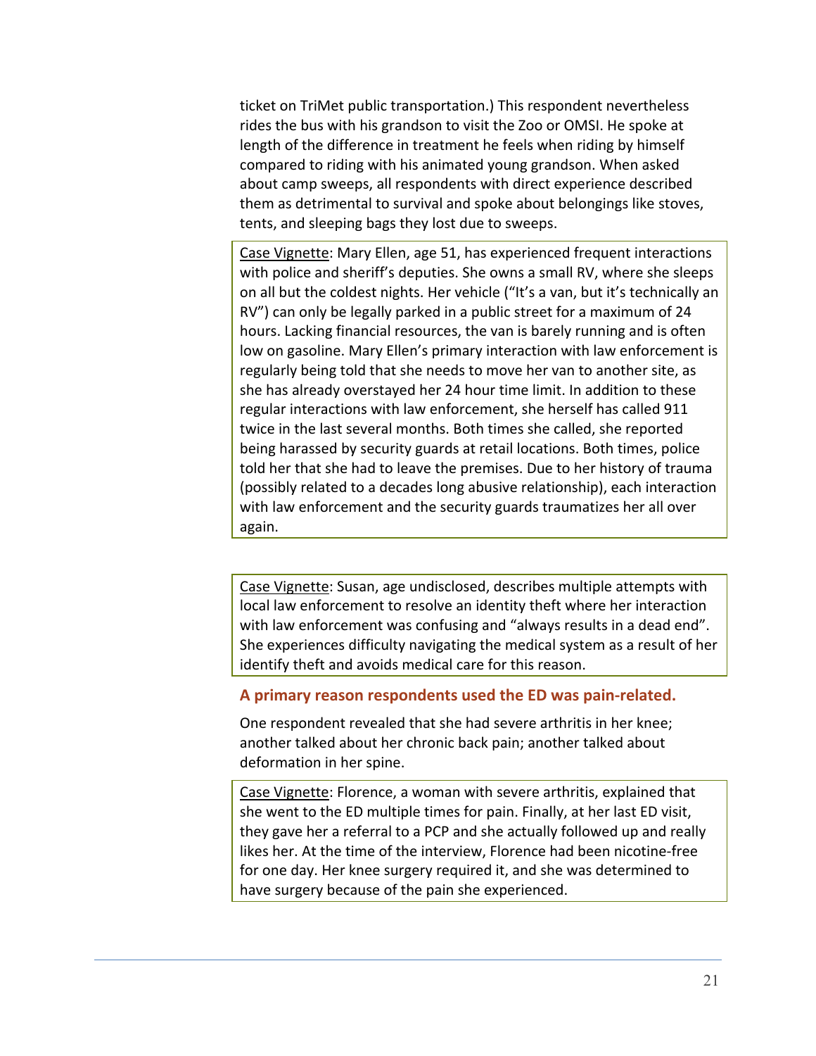ticket on TriMet public transportation.) This respondent nevertheless rides the bus with his grandson to visit the Zoo or OMSI. He spoke at length of the difference in treatment he feels when riding by himself compared to riding with his animated young grandson. When asked about camp sweeps, all respondents with direct experience described them as detrimental to survival and spoke about belongings like stoves, tents, and sleeping bags they lost due to sweeps.

> <u>Case Vignette</u>: Mary Ellen, age 51, has experienced frequent interactions with police and sheriff's deputies. She owns a small RV, where she sleeps on all but the coldest nights. Her vehicle ("It's a van, but it's technically an RV") can only be legally parked in a public street for a maximum of 24 hours. Lacking financial resources, the van is barely running and is often low on gasoline. Mary Ellen's primary interaction with law enforcement is regularly being told that she needs to move her van to another site, as she has already overstayed her 24 hour time limit. In addition to these regular interactions with law enforcement, she herself has called 911 twice in the last several months. Both times she called, she reported being harassed by security guards at retail locations. Both times, police told her that she had to leave the premises. Due to her history of trauma (possibly related to a decades long abusive relationship), each interaction with law enforcement and the security guards traumatizes her all over again.

> <u>Case Vignette</u>: Susan, age undisclosed, describes multiple attempts with local law enforcement to resolve an identity theft where her interaction with law enforcement was confusing and "always results in a dead end". She experiences difficulty navigating the medical system as a result of her identify theft and avoids medical care for this reason.

### A primary reason respondents used the ED was pain-related.

One respondent revealed that she had severe arthritis in her knee; another talked about her chronic back pain; another talked about deformation in her spine.

> <u>Case Vignette</u>: Florence, a woman with severe arthritis, explained that she went to the ED multiple times for pain. Finally, at her last ED visit, they gave her a referral to a PCP and she actually followed up and really likes her. At the time of the interview, Florence had been nicotine-free for one day. Her knee surgery required it, and she was determined to have surgery because of the pain she experienced.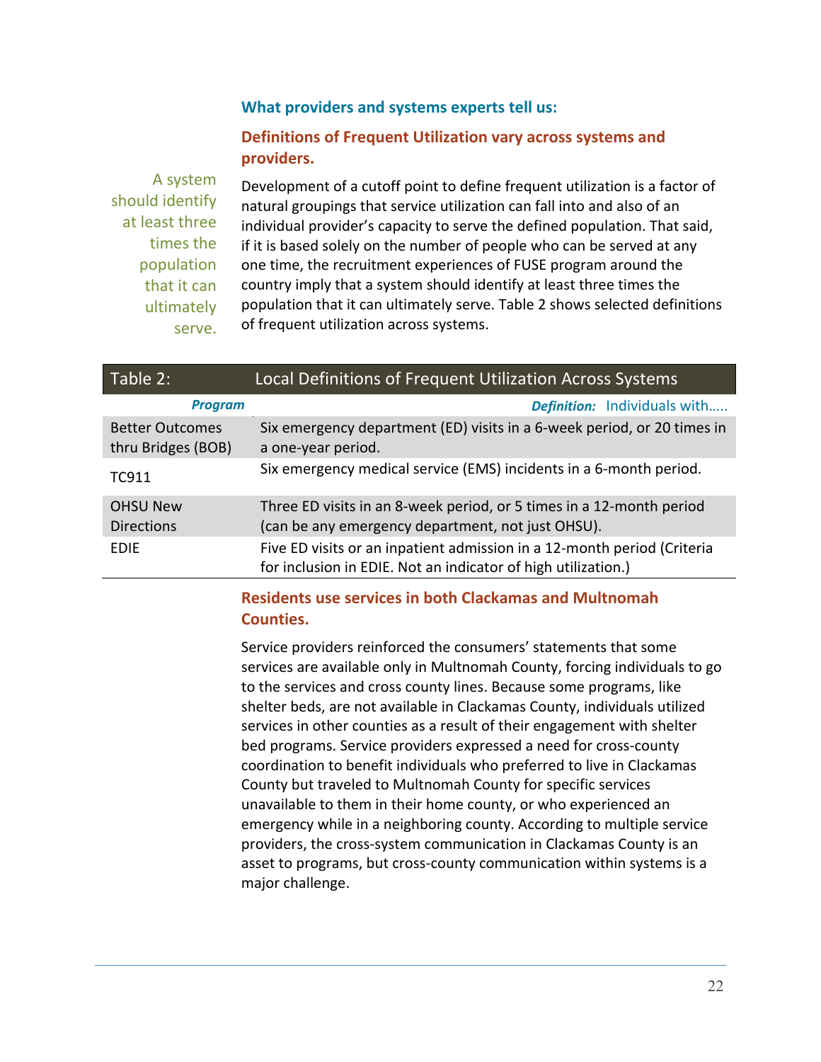### What providers and systems experts tell us:

#### Definitions of Frequent Utilization vary across systems and providers.

A system should identify at least three times the population that it can ultimately serve.

Development of a cutoff point to define frequent utilization is a factor of natural groupings that service utilization can fall into and also of an individual provider's capacity to serve the defined population. That said, if it is based solely on the number of people who can be served at any one time, the recruitment experiences of FUSE program around the country imply that a system should identify at least three times the population that it can ultimately serve. Table 2 shows selected definitions of frequent utilization across systems.

**Table 2: Local Definitions of Frequent Utilization Across Systems**

| *Program* | *Definition:* Individuals with….. |
|---|---|
| Better Outcomes thru Bridges (BOB) | Six emergency department (ED) visits in a 6-week period, or 20 times in a one-year period. |
| TC911 | Six emergency medical service (EMS) incidents in a 6-month period. |
| OHSU New Directions | Three ED visits in an 8-week period, or 5 times in a 12-month period (can be any emergency department, not just OHSU). |
| EDIE | Five ED visits or an inpatient admission in a 12-month period (Criteria for inclusion in EDIE. Not an indicator of high utilization.) |

#### Residents use services in both Clackamas and Multnomah Counties.

Service providers reinforced the consumers' statements that some services are available only in Multnomah County, forcing individuals to go to the services and cross county lines. Because some programs, like shelter beds, are not available in Clackamas County, individuals utilized services in other counties as a result of their engagement with shelter bed programs. Service providers expressed a need for cross-county coordination to benefit individuals who preferred to live in Clackamas County but traveled to Multnomah County for specific services unavailable to them in their home county, or who experienced an emergency while in a neighboring county. According to multiple service providers, the cross-system communication in Clackamas County is an asset to programs, but cross-county communication within systems is a major challenge.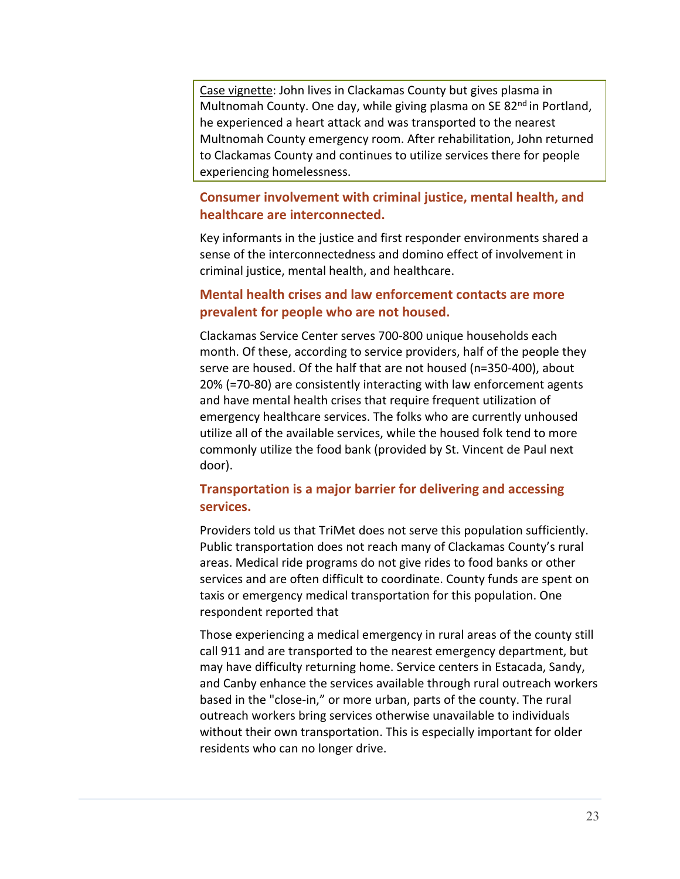Case vignette: John lives in Clackamas County but gives plasma in Multnomah County. One day, while giving plasma on SE 82nd in Portland, he experienced a heart attack and was transported to the nearest Multnomah County emergency room. After rehabilitation, John returned to Clackamas County and continues to utilize services there for people experiencing homelessness.

### Consumer involvement with criminal justice, mental health, and healthcare are interconnected.

Key informants in the justice and first responder environments shared a sense of the interconnectedness and domino effect of involvement in criminal justice, mental health, and healthcare.

### Mental health crises and law enforcement contacts are more prevalent for people who are not housed.

Clackamas Service Center serves 700-800 unique households each month. Of these, according to service providers, half of the people they serve are housed. Of the half that are not housed (n=350-400), about 20% (=70-80) are consistently interacting with law enforcement agents and have mental health crises that require frequent utilization of emergency healthcare services. The folks who are currently unhoused utilize all of the available services, while the housed folk tend to more commonly utilize the food bank (provided by St. Vincent de Paul next door).

### Transportation is a major barrier for delivering and accessing services.

Providers told us that TriMet does not serve this population sufficiently. Public transportation does not reach many of Clackamas County's rural areas. Medical ride programs do not give rides to food banks or other services and are often difficult to coordinate. County funds are spent on taxis or emergency medical transportation for this population. One respondent reported that

Those experiencing a medical emergency in rural areas of the county still call 911 and are transported to the nearest emergency department, but may have difficulty returning home. Service centers in Estacada, Sandy, and Canby enhance the services available through rural outreach workers based in the "close-in," or more urban, parts of the county. The rural outreach workers bring services otherwise unavailable to individuals without their own transportation. This is especially important for older residents who can no longer drive.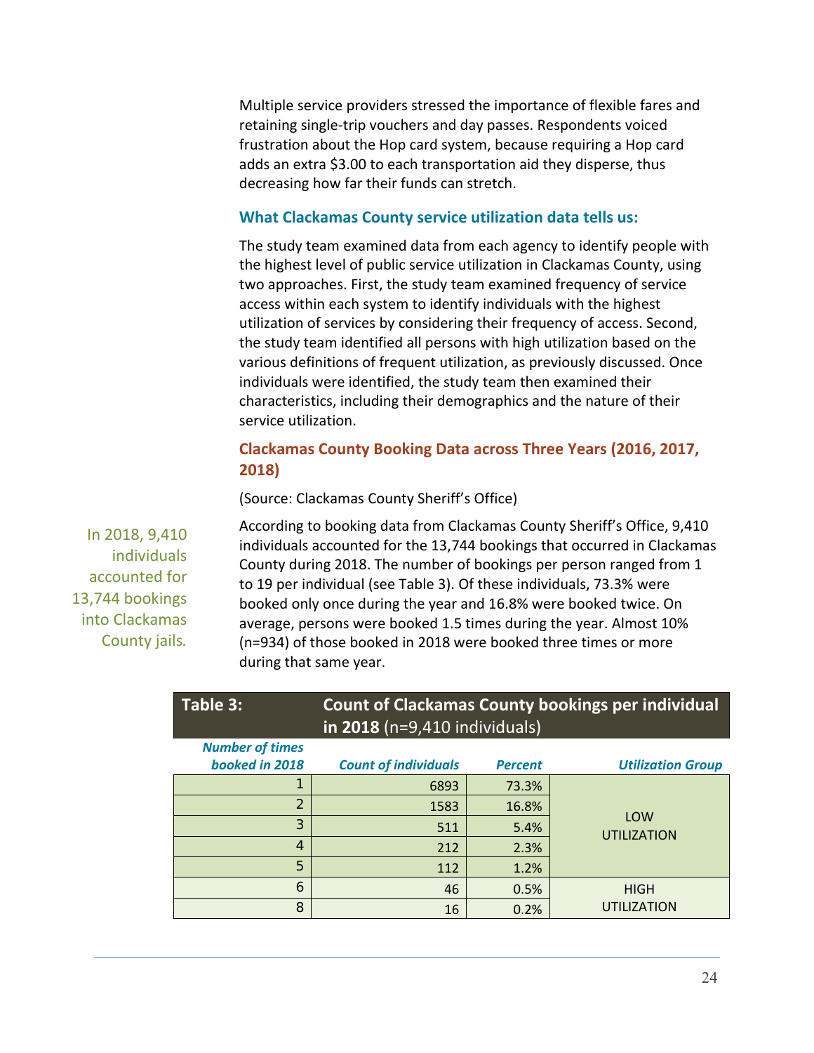Multiple service providers stressed the importance of flexible fares and retaining single-trip vouchers and day passes. Respondents voiced frustration about the Hop card system, because requiring a Hop card adds an extra $3.00 to each transportation aid they disperse, thus decreasing how far their funds can stretch.

### What Clackamas County service utilization data tells us:

The study team examined data from each agency to identify people with the highest level of public service utilization in Clackamas County, using two approaches. First, the study team examined frequency of service access within each system to identify individuals with the highest utilization of services by considering their frequency of access. Second, the study team identified all persons with high utilization based on the various definitions of frequent utilization, as previously discussed. Once individuals were identified, the study team then examined their characteristics, including their demographics and the nature of their service utilization.

### Clackamas County Booking Data across Three Years (2016, 2017, 2018)

(Source: Clackamas County Sheriff's Office)

In 2018, 9,410 individuals accounted for 13,744 bookings into Clackamas County jails.

According to booking data from Clackamas County Sheriff's Office, 9,410 individuals accounted for the 13,744 bookings that occurred in Clackamas County during 2018. The number of bookings per person ranged from 1 to 19 per individual (see Table 3). Of these individuals, 73.3% were booked only once during the year and 16.8% were booked twice. On average, persons were booked 1.5 times during the year. Almost 10% (n=934) of those booked in 2018 were booked three times or more during that same year.

**Table 3: Count of Clackamas County bookings per individual in 2018** (n=9,410 individuals)

| *Number of times booked in 2018* | *Count of individuals* | *Percent* | *Utilization Group* |
|---|---|---|---|
| 1 | 6893 | 73.3% | LOW UTILIZATION |
| 2 | 1583 | 16.8% | |
| 3 | 511 | 5.4% | |
| 4 | 212 | 2.3% | |
| 5 | 112 | 1.2% | |
| 6 | 46 | 0.5% | HIGH UTILIZATION |
| 8 | 16 | 0.2% | |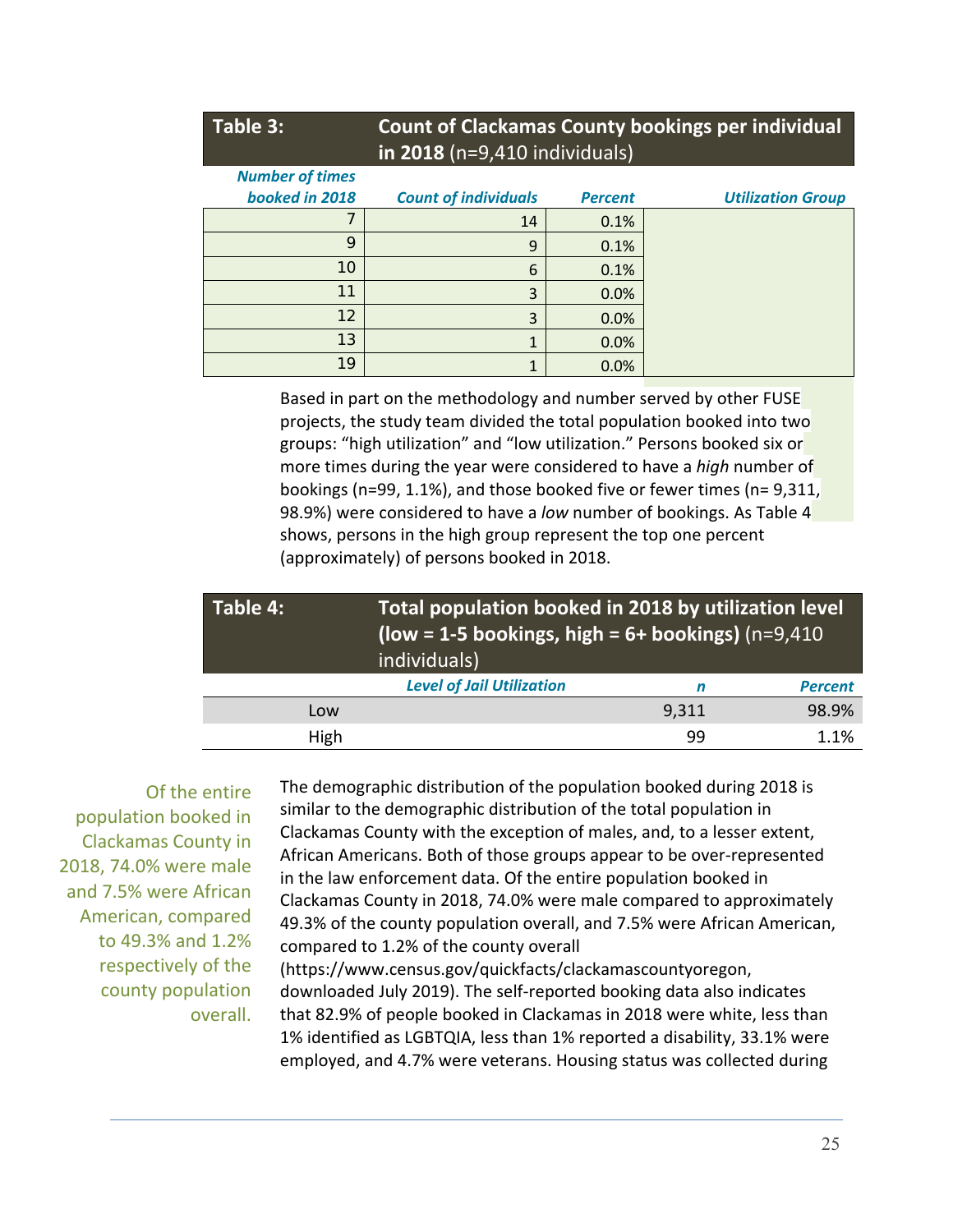| Table 3: Count of Clackamas County bookings per individual in 2018 (n=9,410 individuals) | | | |
|---|---|---|---|
| *Number of times booked in 2018* | *Count of individuals* | *Percent* | *Utilization Group* |
| 7 | 14 | 0.1% | |
| 9 | 9 | 0.1% | |
| 10 | 6 | 0.1% | |
| 11 | 3 | 0.0% | |
| 12 | 3 | 0.0% | |
| 13 | 1 | 0.0% | |
| 19 | 1 | 0.0% | |

Based in part on the methodology and number served by other FUSE projects, the study team divided the total population booked into two groups: "high utilization" and "low utilization." Persons booked six or more times during the year were considered to have a *high* number of bookings (n=99, 1.1%), and those booked five or fewer times (n= 9,311, 98.9%) were considered to have a *low* number of bookings. As Table 4 shows, persons in the high group represent the top one percent (approximately) of persons booked in 2018.

| Table 4: Total population booked in 2018 by utilization level (low = 1-5 bookings, high = 6+ bookings) (n=9,410 individuals) | | |
|---|---|---|
| *Level of Jail Utilization* | *n* | *Percent* |
| Low | 9,311 | 98.9% |
| High | 99 | 1.1% |

> Of the entire population booked in Clackamas County in 2018, 74.0% were male and 7.5% were African American, compared to 49.3% and 1.2% respectively of the county population overall.

The demographic distribution of the population booked during 2018 is similar to the demographic distribution of the total population in Clackamas County with the exception of males, and, to a lesser extent, African Americans. Both of those groups appear to be over-represented in the law enforcement data. Of the entire population booked in Clackamas County in 2018, 74.0% were male compared to approximately 49.3% of the county population overall, and 7.5% were African American, compared to 1.2% of the county overall (https://www.census.gov/quickfacts/clackamascountyoregon, downloaded July 2019). The self-reported booking data also indicates that 82.9% of people booked in Clackamas in 2018 were white, less than 1% identified as LGBTQIA, less than 1% reported a disability, 33.1% were employed, and 4.7% were veterans. Housing status was collected during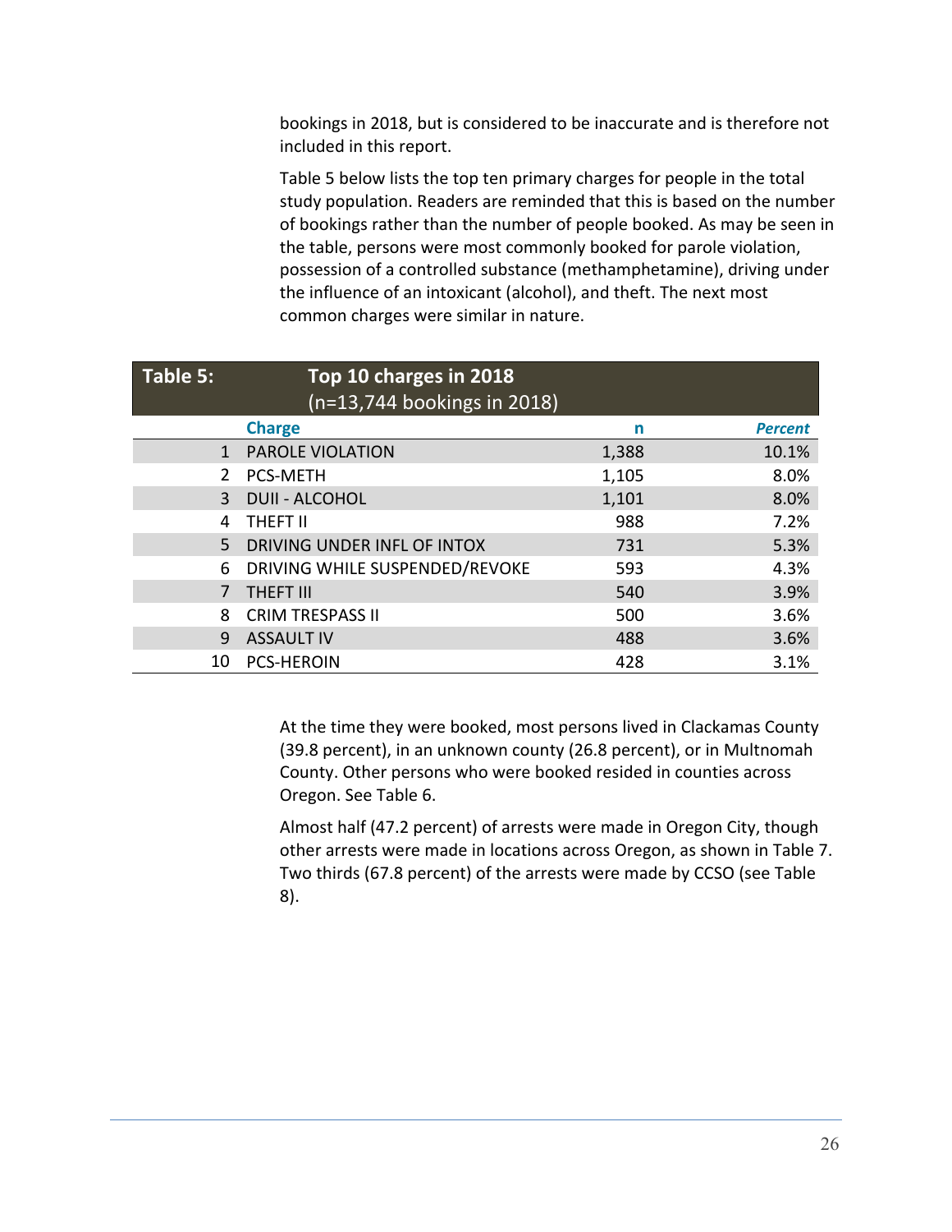bookings in 2018, but is considered to be inaccurate and is therefore not included in this report.

Table 5 below lists the top ten primary charges for people in the total study population. Readers are reminded that this is based on the number of bookings rather than the number of people booked. As may be seen in the table, persons were most commonly booked for parole violation, possession of a controlled substance (methamphetamine), driving under the influence of an intoxicant (alcohol), and theft. The next most common charges were similar in nature.

**Table 5: Top 10 charges in 2018 (n=13,744 bookings in 2018)**

| | Charge | n | *Percent* |
|---|---|---|---|
| 1 | PAROLE VIOLATION | 1,388 | 10.1% |
| 2 | PCS-METH | 1,105 | 8.0% |
| 3 | DUII - ALCOHOL | 1,101 | 8.0% |
| 4 | THEFT II | 988 | 7.2% |
| 5 | DRIVING UNDER INFL OF INTOX | 731 | 5.3% |
| 6 | DRIVING WHILE SUSPENDED/REVOKE | 593 | 4.3% |
| 7 | THEFT III | 540 | 3.9% |
| 8 | CRIM TRESPASS II | 500 | 3.6% |
| 9 | ASSAULT IV | 488 | 3.6% |
| 10 | PCS-HEROIN | 428 | 3.1% |

At the time they were booked, most persons lived in Clackamas County (39.8 percent), in an unknown county (26.8 percent), or in Multnomah County. Other persons who were booked resided in counties across Oregon. See Table 6.

Almost half (47.2 percent) of arrests were made in Oregon City, though other arrests were made in locations across Oregon, as shown in Table 7. Two thirds (67.8 percent) of the arrests were made by CCSO (see Table 8).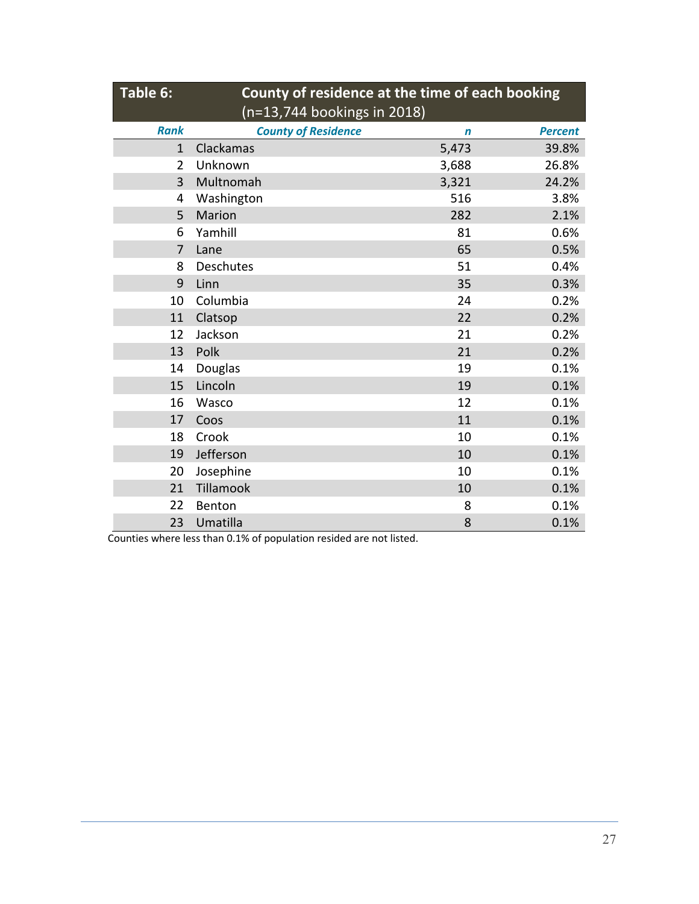**Table 6: County of residence at the time of each booking (n=13,744 bookings in 2018)**

| Rank | County of Residence | n | Percent |
|---|---|---|---|
| 1 | Clackamas | 5,473 | 39.8% |
| 2 | Unknown | 3,688 | 26.8% |
| 3 | Multnomah | 3,321 | 24.2% |
| 4 | Washington | 516 | 3.8% |
| 5 | Marion | 282 | 2.1% |
| 6 | Yamhill | 81 | 0.6% |
| 7 | Lane | 65 | 0.5% |
| 8 | Deschutes | 51 | 0.4% |
| 9 | Linn | 35 | 0.3% |
| 10 | Columbia | 24 | 0.2% |
| 11 | Clatsop | 22 | 0.2% |
| 12 | Jackson | 21 | 0.2% |
| 13 | Polk | 21 | 0.2% |
| 14 | Douglas | 19 | 0.1% |
| 15 | Lincoln | 19 | 0.1% |
| 16 | Wasco | 12 | 0.1% |
| 17 | Coos | 11 | 0.1% |
| 18 | Crook | 10 | 0.1% |
| 19 | Jefferson | 10 | 0.1% |
| 20 | Josephine | 10 | 0.1% |
| 21 | Tillamook | 10 | 0.1% |
| 22 | Benton | 8 | 0.1% |
| 23 | Umatilla | 8 | 0.1% |

Counties where less than 0.1% of population resided are not listed.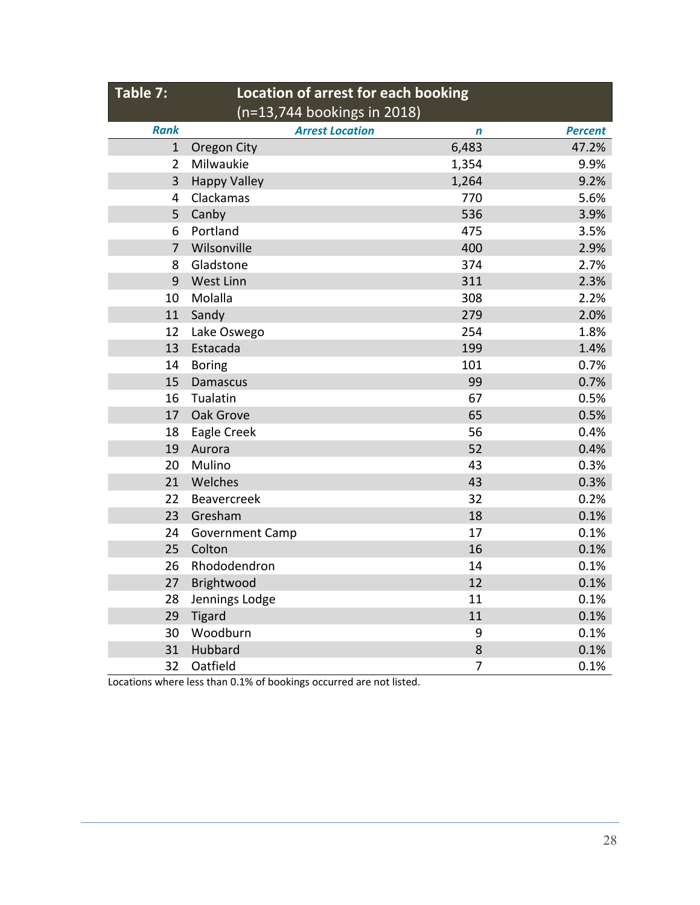**Table 7: Location of arrest for each booking (n=13,744 bookings in 2018)**

| Rank | Arrest Location | n | Percent |
|---|---|---|---|
| 1 | Oregon City | 6,483 | 47.2% |
| 2 | Milwaukie | 1,354 | 9.9% |
| 3 | Happy Valley | 1,264 | 9.2% |
| 4 | Clackamas | 770 | 5.6% |
| 5 | Canby | 536 | 3.9% |
| 6 | Portland | 475 | 3.5% |
| 7 | Wilsonville | 400 | 2.9% |
| 8 | Gladstone | 374 | 2.7% |
| 9 | West Linn | 311 | 2.3% |
| 10 | Molalla | 308 | 2.2% |
| 11 | Sandy | 279 | 2.0% |
| 12 | Lake Oswego | 254 | 1.8% |
| 13 | Estacada | 199 | 1.4% |
| 14 | Boring | 101 | 0.7% |
| 15 | Damascus | 99 | 0.7% |
| 16 | Tualatin | 67 | 0.5% |
| 17 | Oak Grove | 65 | 0.5% |
| 18 | Eagle Creek | 56 | 0.4% |
| 19 | Aurora | 52 | 0.4% |
| 20 | Mulino | 43 | 0.3% |
| 21 | Welches | 43 | 0.3% |
| 22 | Beavercreek | 32 | 0.2% |
| 23 | Gresham | 18 | 0.1% |
| 24 | Government Camp | 17 | 0.1% |
| 25 | Colton | 16 | 0.1% |
| 26 | Rhododendron | 14 | 0.1% |
| 27 | Brightwood | 12 | 0.1% |
| 28 | Jennings Lodge | 11 | 0.1% |
| 29 | Tigard | 11 | 0.1% |
| 30 | Woodburn | 9 | 0.1% |
| 31 | Hubbard | 8 | 0.1% |
| 32 | Oatfield | 7 | 0.1% |

Locations where less than 0.1% of bookings occurred are not listed.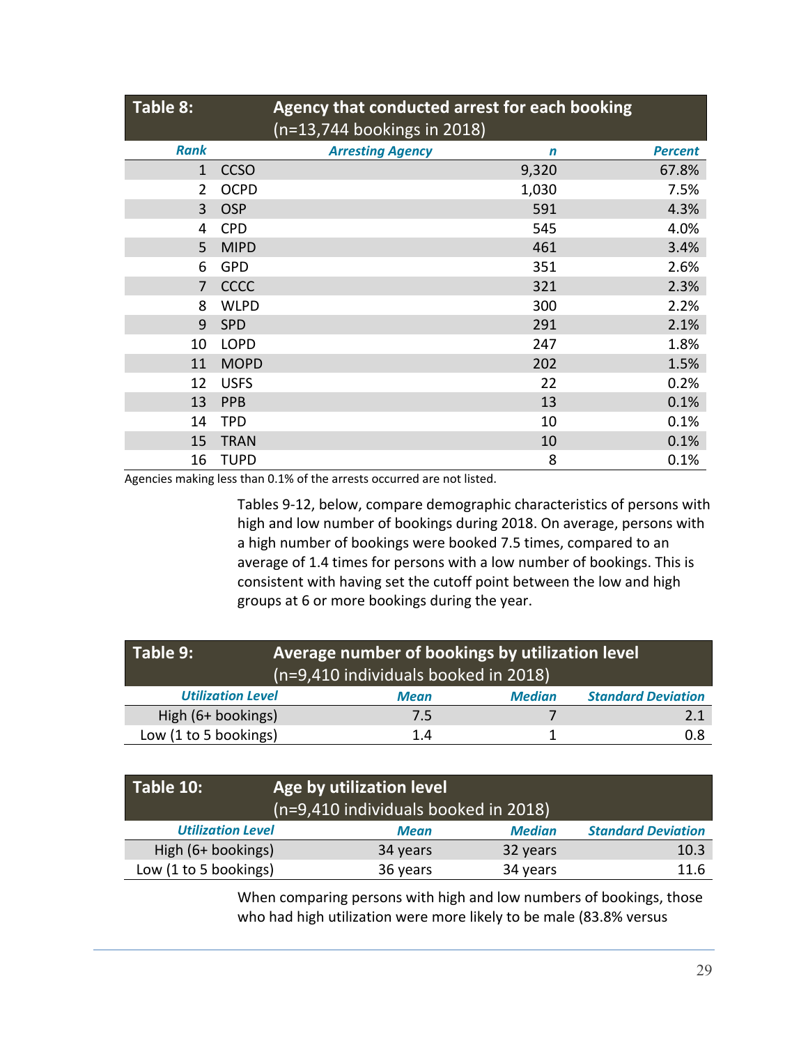**Table 8: Agency that conducted arrest for each booking (n=13,744 bookings in 2018)**

| Rank | Arresting Agency | n | Percent |
|---|---|---|---|
| 1 | CCSO | 9,320 | 67.8% |
| 2 | OCPD | 1,030 | 7.5% |
| 3 | OSP | 591 | 4.3% |
| 4 | CPD | 545 | 4.0% |
| 5 | MIPD | 461 | 3.4% |
| 6 | GPD | 351 | 2.6% |
| 7 | CCCC | 321 | 2.3% |
| 8 | WLPD | 300 | 2.2% |
| 9 | SPD | 291 | 2.1% |
| 10 | LOPD | 247 | 1.8% |
| 11 | MOPD | 202 | 1.5% |
| 12 | USFS | 22 | 0.2% |
| 13 | PPB | 13 | 0.1% |
| 14 | TPD | 10 | 0.1% |
| 15 | TRAN | 10 | 0.1% |
| 16 | TUPD | 8 | 0.1% |

Agencies making less than 0.1% of the arrests occurred are not listed.

Tables 9-12, below, compare demographic characteristics of persons with high and low number of bookings during 2018. On average, persons with a high number of bookings were booked 7.5 times, compared to an average of 1.4 times for persons with a low number of bookings. This is consistent with having set the cutoff point between the low and high groups at 6 or more bookings during the year.

**Table 9: Average number of bookings by utilization level (n=9,410 individuals booked in 2018)**

| Utilization Level | Mean | Median | Standard Deviation |
|---|---|---|---|
| High (6+ bookings) | 7.5 | 7 | 2.1 |
| Low (1 to 5 bookings) | 1.4 | 1 | 0.8 |

**Table 10: Age by utilization level (n=9,410 individuals booked in 2018)**

| Utilization Level | Mean | Median | Standard Deviation |
|---|---|---|---|
| High (6+ bookings) | 34 years | 32 years | 10.3 |
| Low (1 to 5 bookings) | 36 years | 34 years | 11.6 |

When comparing persons with high and low numbers of bookings, those who had high utilization were more likely to be male (83.8% versus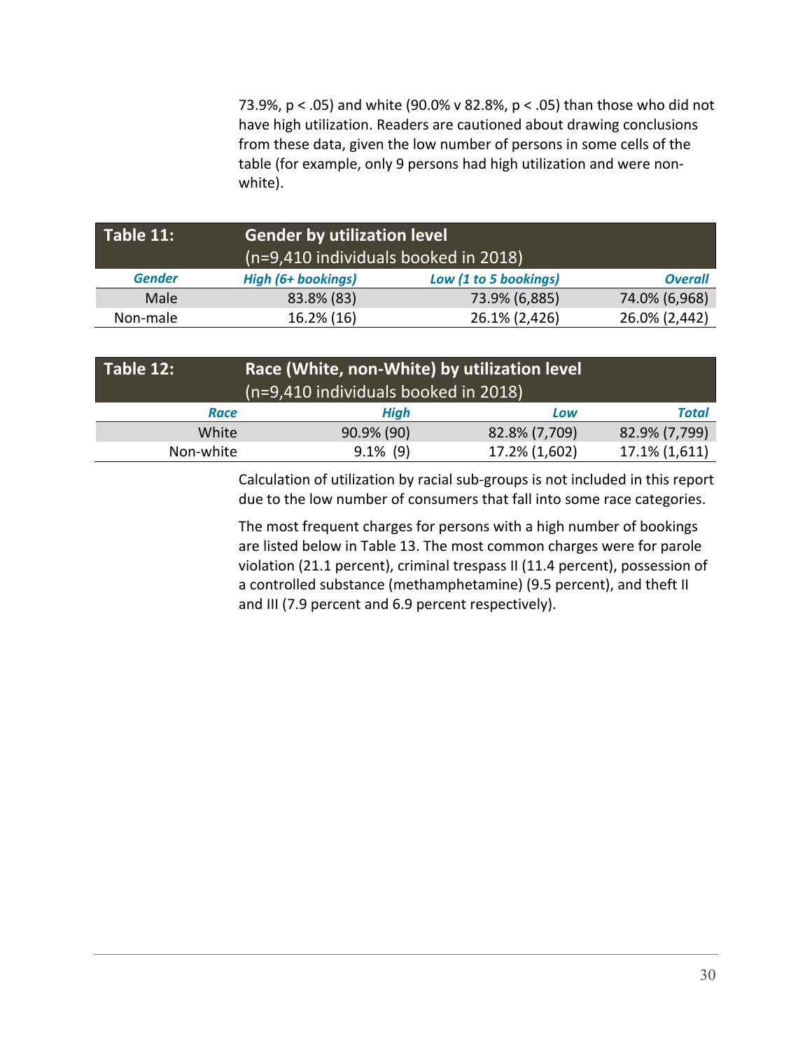73.9%, $p < .05$) and white (90.0% v 82.8%, $p < .05$) than those who did not have high utilization. Readers are cautioned about drawing conclusions from these data, given the low number of persons in some cells of the table (for example, only 9 persons had high utilization and were non-white).

**Table 11: Gender by utilization level** (n=9,410 individuals booked in 2018)

| Gender | High (6+ bookings) | Low (1 to 5 bookings) | Overall |
|---|---|---|---|
| Male | 83.8% (83) | 73.9% (6,885) | 74.0% (6,968) |
| Non-male | 16.2% (16) | 26.1% (2,426) | 26.0% (2,442) |

**Table 12: Race (White, non-White) by utilization level** (n=9,410 individuals booked in 2018)

| Race | High | Low | Total |
|---|---|---|---|
| White | 90.9% (90) | 82.8% (7,709) | 82.9% (7,799) |
| Non-white | 9.1% (9) | 17.2% (1,602) | 17.1% (1,611) |

Calculation of utilization by racial sub-groups is not included in this report due to the low number of consumers that fall into some race categories.

The most frequent charges for persons with a high number of bookings are listed below in Table 13. The most common charges were for parole violation (21.1 percent), criminal trespass II (11.4 percent), possession of a controlled substance (methamphetamine) (9.5 percent), and theft II and III (7.9 percent and 6.9 percent respectively).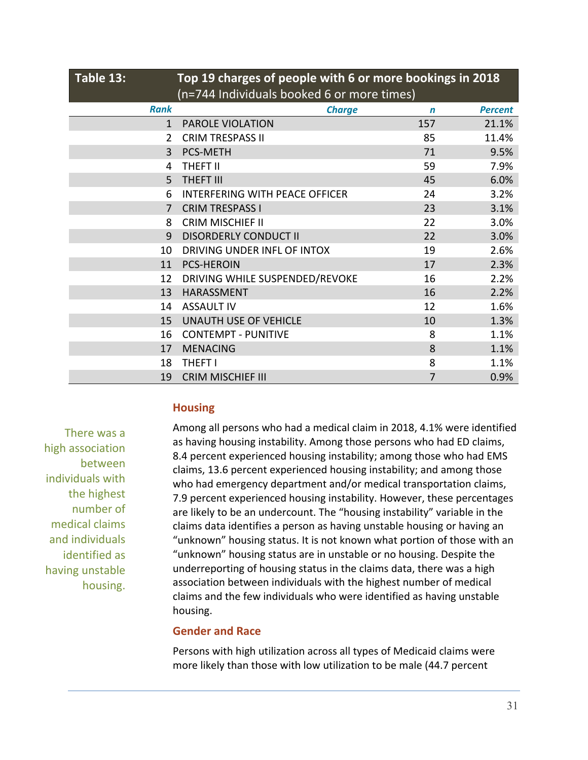**Table 13: Top 19 charges of people with 6 or more bookings in 2018**
(n=744 Individuals booked 6 or more times)

| Rank | Charge | n | Percent |
|---|---|---|---|
| 1 | PAROLE VIOLATION | 157 | 21.1% |
| 2 | CRIM TRESPASS II | 85 | 11.4% |
| 3 | PCS-METH | 71 | 9.5% |
| 4 | THEFT II | 59 | 7.9% |
| 5 | THEFT III | 45 | 6.0% |
| 6 | INTERFERING WITH PEACE OFFICER | 24 | 3.2% |
| 7 | CRIM TRESPASS I | 23 | 3.1% |
| 8 | CRIM MISCHIEF II | 22 | 3.0% |
| 9 | DISORDERLY CONDUCT II | 22 | 3.0% |
| 10 | DRIVING UNDER INFL OF INTOX | 19 | 2.6% |
| 11 | PCS-HEROIN | 17 | 2.3% |
| 12 | DRIVING WHILE SUSPENDED/REVOKE | 16 | 2.2% |
| 13 | HARASSMENT | 16 | 2.2% |
| 14 | ASSAULT IV | 12 | 1.6% |
| 15 | UNAUTH USE OF VEHICLE | 10 | 1.3% |
| 16 | CONTEMPT - PUNITIVE | 8 | 1.1% |
| 17 | MENACING | 8 | 1.1% |
| 18 | THEFT I | 8 | 1.1% |
| 19 | CRIM MISCHIEF III | 7 | 0.9% |

### Housing

There was a high association between individuals with the highest number of medical claims and individuals identified as having unstable housing.

Among all persons who had a medical claim in 2018, 4.1% were identified as having housing instability. Among those persons who had ED claims, 8.4 percent experienced housing instability; among those who had EMS claims, 13.6 percent experienced housing instability; and among those who had emergency department and/or medical transportation claims, 7.9 percent experienced housing instability. However, these percentages are likely to be an undercount. The "housing instability" variable in the claims data identifies a person as having unstable housing or having an "unknown" housing status. It is not known what portion of those with an "unknown" housing status are in unstable or no housing. Despite the underreporting of housing status in the claims data, there was a high association between individuals with the highest number of medical claims and the few individuals who were identified as having unstable housing.

### Gender and Race

Persons with high utilization across all types of Medicaid claims were more likely than those with low utilization to be male (44.7 percent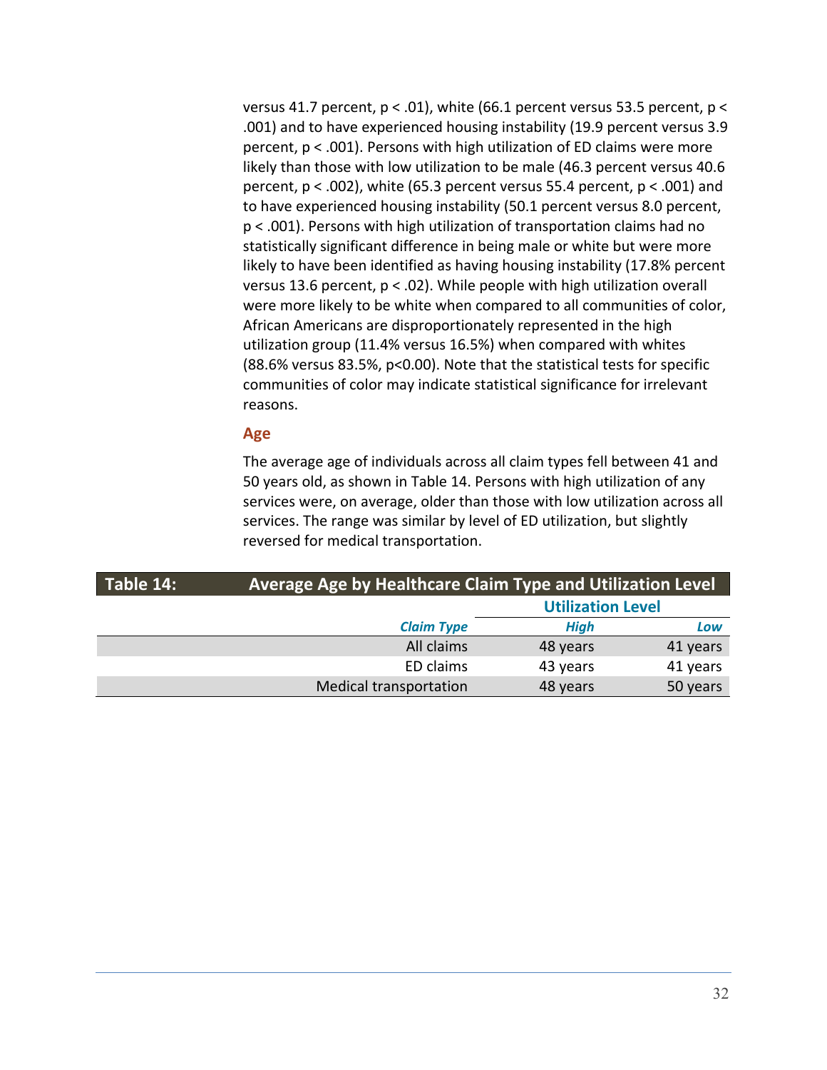versus 41.7 percent, $p < .01$), white (66.1 percent versus 53.5 percent, $p < .001$) and to have experienced housing instability (19.9 percent versus 3.9 percent, $p < .001$). Persons with high utilization of ED claims were more likely than those with low utilization to be male (46.3 percent versus 40.6 percent, $p < .002$), white (65.3 percent versus 55.4 percent, $p < .001$) and to have experienced housing instability (50.1 percent versus 8.0 percent, $p < .001$). Persons with high utilization of transportation claims had no statistically significant difference in being male or white but were more likely to have been identified as having housing instability (17.8% percent versus 13.6 percent, $p < .02$). While people with high utilization overall were more likely to be white when compared to all communities of color, African Americans are disproportionately represented in the high utilization group (11.4% versus 16.5%) when compared with whites (88.6% versus 83.5%, $p<0.00$). Note that the statistical tests for specific communities of color may indicate statistical significance for irrelevant reasons.

## Age

The average age of individuals across all claim types fell between 41 and 50 years old, as shown in Table 14. Persons with high utilization of any services were, on average, older than those with low utilization across all services. The range was similar by level of ED utilization, but slightly reversed for medical transportation.

**Table 14: Average Age by Healthcare Claim Type and Utilization Level**

| | Utilization Level | |
|---|---|---|
| *Claim Type* | *High* | *Low* |
| All claims | 48 years | 41 years |
| ED claims | 43 years | 41 years |
| Medical transportation | 48 years | 50 years |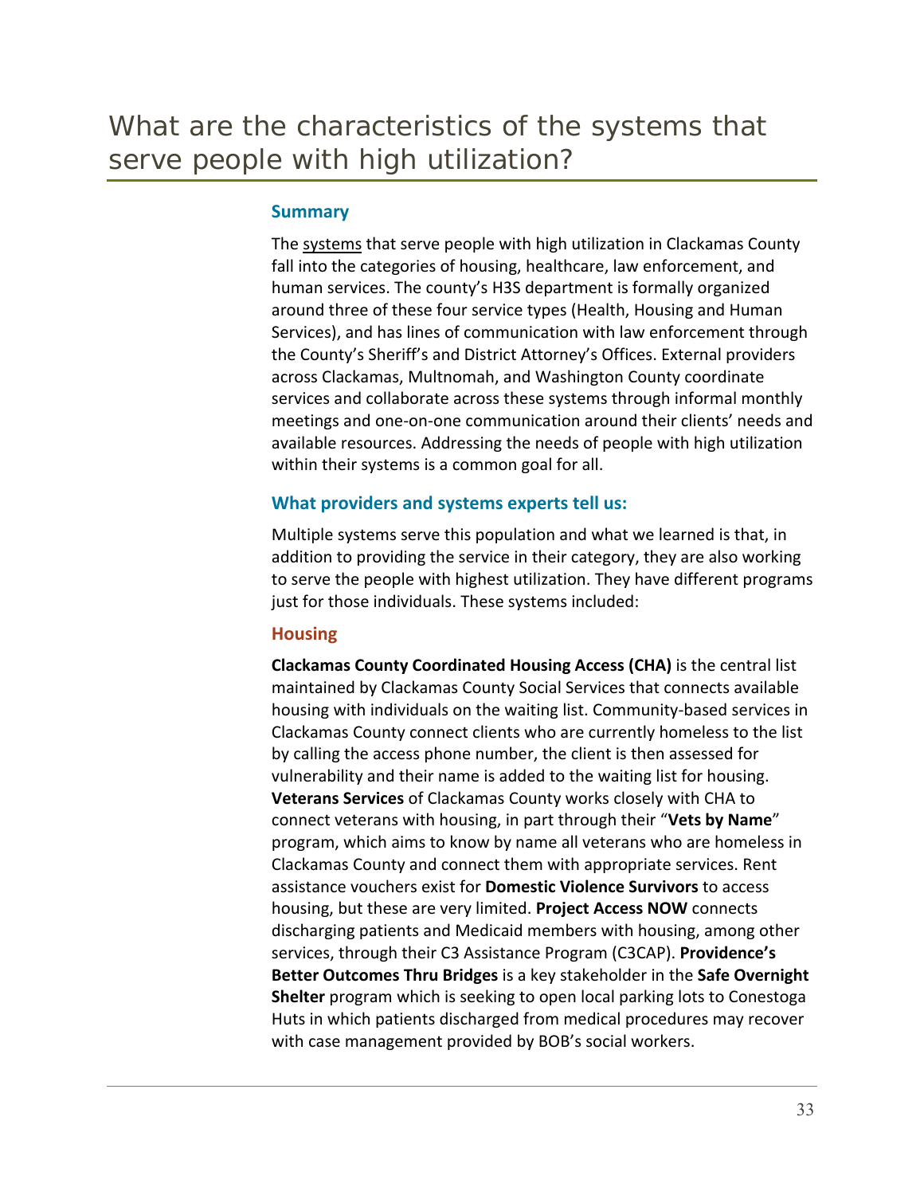# What are the characteristics of the systems that serve people with high utilization?

### Summary

The systems that serve people with high utilization in Clackamas County fall into the categories of housing, healthcare, law enforcement, and human services. The county's H3S department is formally organized around three of these four service types (Health, Housing and Human Services), and has lines of communication with law enforcement through the County's Sheriff's and District Attorney's Offices. External providers across Clackamas, Multnomah, and Washington County coordinate services and collaborate across these systems through informal monthly meetings and one-on-one communication around their clients' needs and available resources. Addressing the needs of people with high utilization within their systems is a common goal for all.

### What providers and systems experts tell us:

Multiple systems serve this population and what we learned is that, in addition to providing the service in their category, they are also working to serve the people with highest utilization. They have different programs just for those individuals. These systems included:

### Housing

**Clackamas County Coordinated Housing Access (CHA)** is the central list maintained by Clackamas County Social Services that connects available housing with individuals on the waiting list. Community-based services in Clackamas County connect clients who are currently homeless to the list by calling the access phone number, the client is then assessed for vulnerability and their name is added to the waiting list for housing. **Veterans Services** of Clackamas County works closely with CHA to connect veterans with housing, in part through their "**Vets by Name**" program, which aims to know by name all veterans who are homeless in Clackamas County and connect them with appropriate services. Rent assistance vouchers exist for **Domestic Violence Survivors** to access housing, but these are very limited. **Project Access NOW** connects discharging patients and Medicaid members with housing, among other services, through their C3 Assistance Program (C3CAP). **Providence's Better Outcomes Thru Bridges** is a key stakeholder in the **Safe Overnight Shelter** program which is seeking to open local parking lots to Conestoga Huts in which patients discharged from medical procedures may recover with case management provided by BOB's social workers.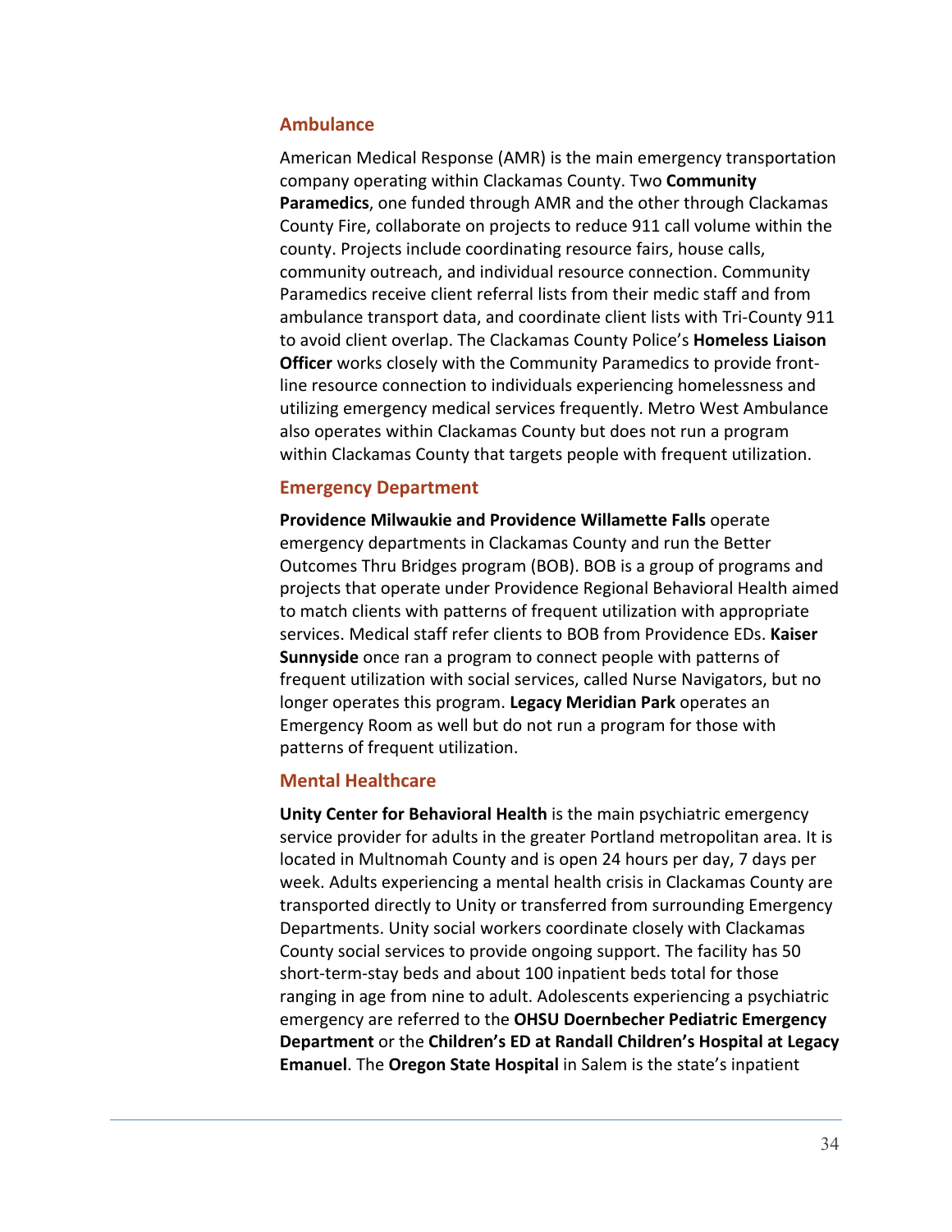### Ambulance

American Medical Response (AMR) is the main emergency transportation company operating within Clackamas County. Two **Community Paramedics**, one funded through AMR and the other through Clackamas County Fire, collaborate on projects to reduce 911 call volume within the county. Projects include coordinating resource fairs, house calls, community outreach, and individual resource connection. Community Paramedics receive client referral lists from their medic staff and from ambulance transport data, and coordinate client lists with Tri-County 911 to avoid client overlap. The Clackamas County Police's **Homeless Liaison Officer** works closely with the Community Paramedics to provide front-line resource connection to individuals experiencing homelessness and utilizing emergency medical services frequently. Metro West Ambulance also operates within Clackamas County but does not run a program within Clackamas County that targets people with frequent utilization.

### Emergency Department

**Providence Milwaukie and Providence Willamette Falls** operate emergency departments in Clackamas County and run the Better Outcomes Thru Bridges program (BOB). BOB is a group of programs and projects that operate under Providence Regional Behavioral Health aimed to match clients with patterns of frequent utilization with appropriate services. Medical staff refer clients to BOB from Providence EDs. **Kaiser Sunnyside** once ran a program to connect people with patterns of frequent utilization with social services, called Nurse Navigators, but no longer operates this program. **Legacy Meridian Park** operates an Emergency Room as well but do not run a program for those with patterns of frequent utilization.

### Mental Healthcare

**Unity Center for Behavioral Health** is the main psychiatric emergency service provider for adults in the greater Portland metropolitan area. It is located in Multnomah County and is open 24 hours per day, 7 days per week. Adults experiencing a mental health crisis in Clackamas County are transported directly to Unity or transferred from surrounding Emergency Departments. Unity social workers coordinate closely with Clackamas County social services to provide ongoing support. The facility has 50 short-term-stay beds and about 100 inpatient beds total for those ranging in age from nine to adult. Adolescents experiencing a psychiatric emergency are referred to the **OHSU Doernbecher Pediatric Emergency Department** or the **Children's ED at Randall Children's Hospital at Legacy Emanuel**. The **Oregon State Hospital** in Salem is the state's inpatient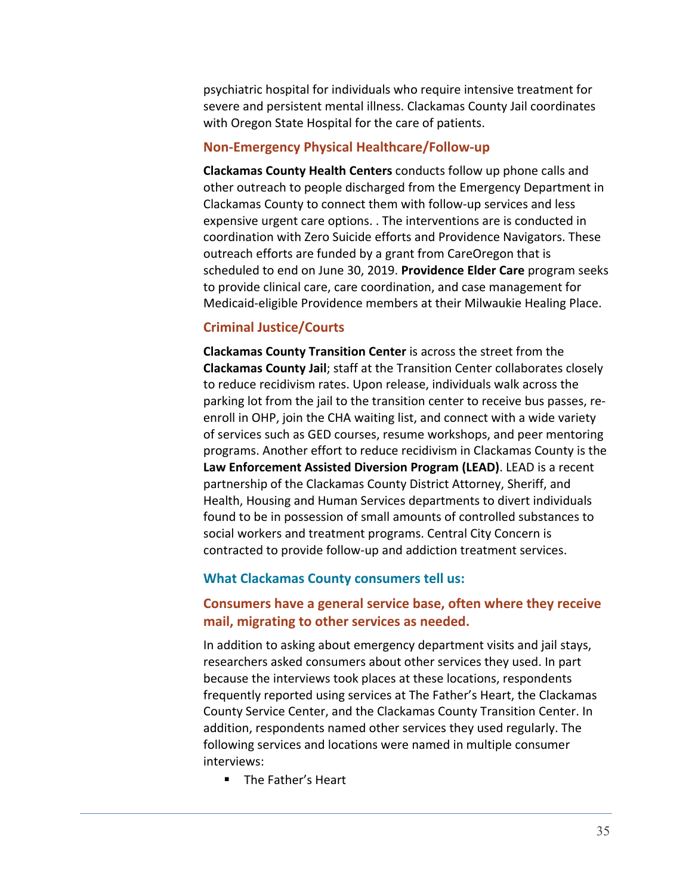psychiatric hospital for individuals who require intensive treatment for severe and persistent mental illness. Clackamas County Jail coordinates with Oregon State Hospital for the care of patients.

### Non-Emergency Physical Healthcare/Follow-up

**Clackamas County Health Centers** conducts follow up phone calls and other outreach to people discharged from the Emergency Department in Clackamas County to connect them with follow-up services and less expensive urgent care options. . The interventions are is conducted in coordination with Zero Suicide efforts and Providence Navigators. These outreach efforts are funded by a grant from CareOregon that is scheduled to end on June 30, 2019. **Providence Elder Care** program seeks to provide clinical care, care coordination, and case management for Medicaid-eligible Providence members at their Milwaukie Healing Place.

### Criminal Justice/Courts

**Clackamas County Transition Center** is across the street from the **Clackamas County Jail**; staff at the Transition Center collaborates closely to reduce recidivism rates. Upon release, individuals walk across the parking lot from the jail to the transition center to receive bus passes, re-enroll in OHP, join the CHA waiting list, and connect with a wide variety of services such as GED courses, resume workshops, and peer mentoring programs. Another effort to reduce recidivism in Clackamas County is the **Law Enforcement Assisted Diversion Program (LEAD)**. LEAD is a recent partnership of the Clackamas County District Attorney, Sheriff, and Health, Housing and Human Services departments to divert individuals found to be in possession of small amounts of controlled substances to social workers and treatment programs. Central City Concern is contracted to provide follow-up and addiction treatment services.

## What Clackamas County consumers tell us:

### Consumers have a general service base, often where they receive mail, migrating to other services as needed.

In addition to asking about emergency department visits and jail stays, researchers asked consumers about other services they used. In part because the interviews took places at these locations, respondents frequently reported using services at The Father's Heart, the Clackamas County Service Center, and the Clackamas County Transition Center. In addition, respondents named other services they used regularly. The following services and locations were named in multiple consumer interviews:

- The Father's Heart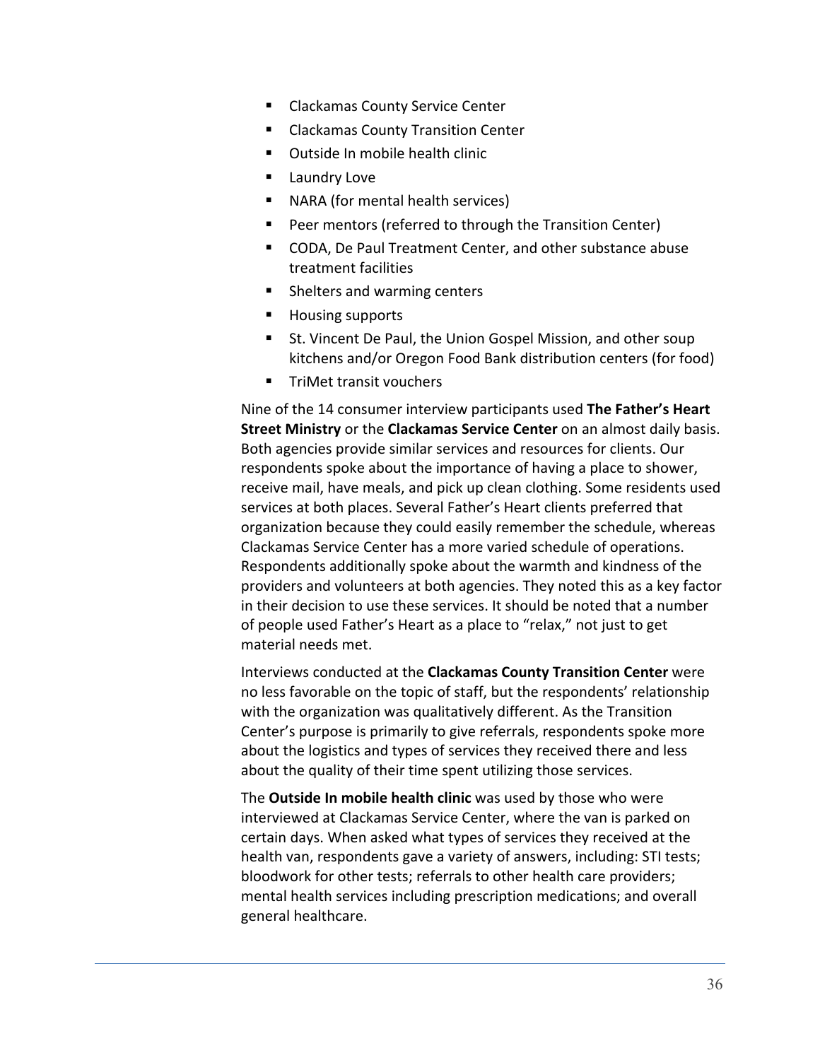- Clackamas County Service Center
- Clackamas County Transition Center
- Outside In mobile health clinic
- Laundry Love
- NARA (for mental health services)
- Peer mentors (referred to through the Transition Center)
- CODA, De Paul Treatment Center, and other substance abuse treatment facilities
- Shelters and warming centers
- Housing supports
- St. Vincent De Paul, the Union Gospel Mission, and other soup kitchens and/or Oregon Food Bank distribution centers (for food)
- TriMet transit vouchers

Nine of the 14 consumer interview participants used **The Father's Heart Street Ministry** or the **Clackamas Service Center** on an almost daily basis. Both agencies provide similar services and resources for clients. Our respondents spoke about the importance of having a place to shower, receive mail, have meals, and pick up clean clothing. Some residents used services at both places. Several Father's Heart clients preferred that organization because they could easily remember the schedule, whereas Clackamas Service Center has a more varied schedule of operations. Respondents additionally spoke about the warmth and kindness of the providers and volunteers at both agencies. They noted this as a key factor in their decision to use these services. It should be noted that a number of people used Father's Heart as a place to "relax," not just to get material needs met.

Interviews conducted at the **Clackamas County Transition Center** were no less favorable on the topic of staff, but the respondents' relationship with the organization was qualitatively different. As the Transition Center's purpose is primarily to give referrals, respondents spoke more about the logistics and types of services they received there and less about the quality of their time spent utilizing those services.

The **Outside In mobile health clinic** was used by those who were interviewed at Clackamas Service Center, where the van is parked on certain days. When asked what types of services they received at the health van, respondents gave a variety of answers, including: STI tests; bloodwork for other tests; referrals to other health care providers; mental health services including prescription medications; and overall general healthcare.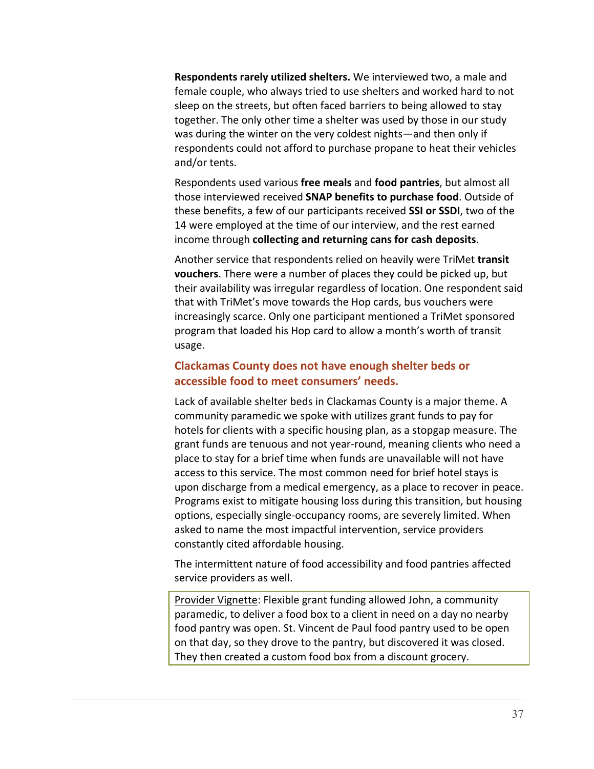**Respondents rarely utilized shelters.** We interviewed two, a male and female couple, who always tried to use shelters and worked hard to not sleep on the streets, but often faced barriers to being allowed to stay together. The only other time a shelter was used by those in our study was during the winter on the very coldest nights—and then only if respondents could not afford to purchase propane to heat their vehicles and/or tents.

Respondents used various **free meals** and **food pantries**, but almost all those interviewed received **SNAP benefits to purchase food**. Outside of these benefits, a few of our participants received **SSI or SSDI**, two of the 14 were employed at the time of our interview, and the rest earned income through **collecting and returning cans for cash deposits**.

Another service that respondents relied on heavily were TriMet **transit vouchers**. There were a number of places they could be picked up, but their availability was irregular regardless of location. One respondent said that with TriMet's move towards the Hop cards, bus vouchers were increasingly scarce. Only one participant mentioned a TriMet sponsored program that loaded his Hop card to allow a month's worth of transit usage.

### Clackamas County does not have enough shelter beds or accessible food to meet consumers' needs.

Lack of available shelter beds in Clackamas County is a major theme. A community paramedic we spoke with utilizes grant funds to pay for hotels for clients with a specific housing plan, as a stopgap measure. The grant funds are tenuous and not year-round, meaning clients who need a place to stay for a brief time when funds are unavailable will not have access to this service. The most common need for brief hotel stays is upon discharge from a medical emergency, as a place to recover in peace. Programs exist to mitigate housing loss during this transition, but housing options, especially single-occupancy rooms, are severely limited. When asked to name the most impactful intervention, service providers constantly cited affordable housing.

The intermittent nature of food accessibility and food pantries affected service providers as well.

> Provider Vignette: Flexible grant funding allowed John, a community paramedic, to deliver a food box to a client in need on a day no nearby food pantry was open. St. Vincent de Paul food pantry used to be open on that day, so they drove to the pantry, but discovered it was closed. They then created a custom food box from a discount grocery.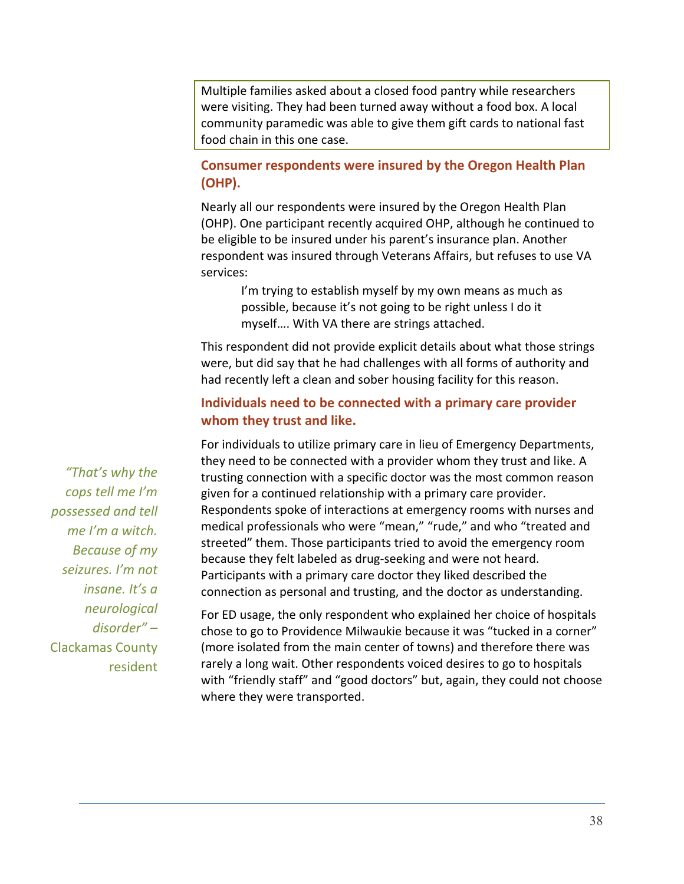Multiple families asked about a closed food pantry while researchers were visiting. They had been turned away without a food box. A local community paramedic was able to give them gift cards to national fast food chain in this one case.

### Consumer respondents were insured by the Oregon Health Plan (OHP).

Nearly all our respondents were insured by the Oregon Health Plan (OHP). One participant recently acquired OHP, although he continued to be eligible to be insured under his parent's insurance plan. Another respondent was insured through Veterans Affairs, but refuses to use VA services:

> I'm trying to establish myself by my own means as much as possible, because it's not going to be right unless I do it myself…. With VA there are strings attached.

This respondent did not provide explicit details about what those strings were, but did say that he had challenges with all forms of authority and had recently left a clean and sober housing facility for this reason.

### Individuals need to be connected with a primary care provider whom they trust and like.

*"That's why the cops tell me I'm possessed and tell me I'm a witch. Because of my seizures. I'm not insane. It's a neurological disorder"* – Clackamas County resident

For individuals to utilize primary care in lieu of Emergency Departments, they need to be connected with a provider whom they trust and like. A trusting connection with a specific doctor was the most common reason given for a continued relationship with a primary care provider. Respondents spoke of interactions at emergency rooms with nurses and medical professionals who were "mean," "rude," and who "treated and streeted" them. Those participants tried to avoid the emergency room because they felt labeled as drug-seeking and were not heard. Participants with a primary care doctor they liked described the connection as personal and trusting, and the doctor as understanding.

For ED usage, the only respondent who explained her choice of hospitals chose to go to Providence Milwaukie because it was "tucked in a corner" (more isolated from the main center of towns) and therefore there was rarely a long wait. Other respondents voiced desires to go to hospitals with "friendly staff" and "good doctors" but, again, they could not choose where they were transported.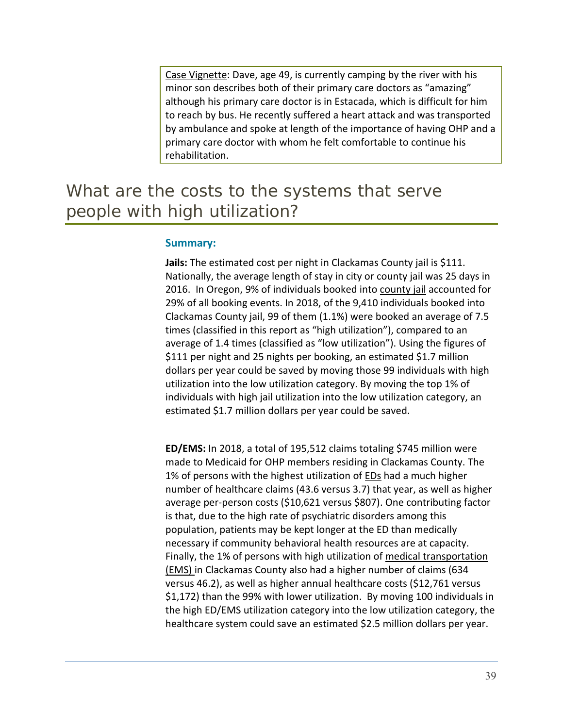Case Vignette: Dave, age 49, is currently camping by the river with his minor son describes both of their primary care doctors as "amazing" although his primary care doctor is in Estacada, which is difficult for him to reach by bus. He recently suffered a heart attack and was transported by ambulance and spoke at length of the importance of having OHP and a primary care doctor with whom he felt comfortable to continue his rehabilitation.

# What are the costs to the systems that serve people with high utilization?

### Summary:

**Jails:** The estimated cost per night in Clackamas County jail is $111. Nationally, the average length of stay in city or county jail was 25 days in 2016. In Oregon, 9% of individuals booked into county jail accounted for 29% of all booking events. In 2018, of the 9,410 individuals booked into Clackamas County jail, 99 of them (1.1%) were booked an average of 7.5 times (classified in this report as "high utilization"), compared to an average of 1.4 times (classified as "low utilization"). Using the figures of $111 per night and 25 nights per booking, an estimated $1.7 million dollars per year could be saved by moving those 99 individuals with high utilization into the low utilization category. By moving the top 1% of individuals with high jail utilization into the low utilization category, an estimated $1.7 million dollars per year could be saved.

**ED/EMS:** In 2018, a total of 195,512 claims totaling $745 million were made to Medicaid for OHP members residing in Clackamas County. The 1% of persons with the highest utilization of EDs had a much higher number of healthcare claims (43.6 versus 3.7) that year, as well as higher average per-person costs ($10,621 versus $807). One contributing factor is that, due to the high rate of psychiatric disorders among this population, patients may be kept longer at the ED than medically necessary if community behavioral health resources are at capacity. Finally, the 1% of persons with high utilization of medical transportation (EMS) in Clackamas County also had a higher number of claims (634 versus 46.2), as well as higher annual healthcare costs ($12,761 versus $1,172) than the 99% with lower utilization. By moving 100 individuals in the high ED/EMS utilization category into the low utilization category, the healthcare system could save an estimated $2.5 million dollars per year.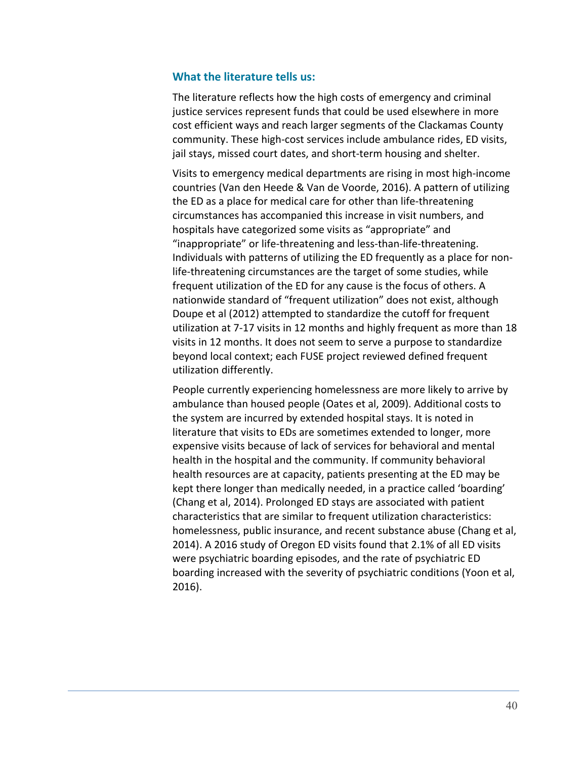### What the literature tells us:

The literature reflects how the high costs of emergency and criminal justice services represent funds that could be used elsewhere in more cost efficient ways and reach larger segments of the Clackamas County community. These high-cost services include ambulance rides, ED visits, jail stays, missed court dates, and short-term housing and shelter.

Visits to emergency medical departments are rising in most high-income countries (Van den Heede & Van de Voorde, 2016). A pattern of utilizing the ED as a place for medical care for other than life-threatening circumstances has accompanied this increase in visit numbers, and hospitals have categorized some visits as "appropriate" and "inappropriate" or life-threatening and less-than-life-threatening. Individuals with patterns of utilizing the ED frequently as a place for non-life-threatening circumstances are the target of some studies, while frequent utilization of the ED for any cause is the focus of others. A nationwide standard of "frequent utilization" does not exist, although Doupe et al (2012) attempted to standardize the cutoff for frequent utilization at 7-17 visits in 12 months and highly frequent as more than 18 visits in 12 months. It does not seem to serve a purpose to standardize beyond local context; each FUSE project reviewed defined frequent utilization differently.

People currently experiencing homelessness are more likely to arrive by ambulance than housed people (Oates et al, 2009). Additional costs to the system are incurred by extended hospital stays. It is noted in literature that visits to EDs are sometimes extended to longer, more expensive visits because of lack of services for behavioral and mental health in the hospital and the community. If community behavioral health resources are at capacity, patients presenting at the ED may be kept there longer than medically needed, in a practice called 'boarding' (Chang et al, 2014). Prolonged ED stays are associated with patient characteristics that are similar to frequent utilization characteristics: homelessness, public insurance, and recent substance abuse (Chang et al, 2014). A 2016 study of Oregon ED visits found that 2.1% of all ED visits were psychiatric boarding episodes, and the rate of psychiatric ED boarding increased with the severity of psychiatric conditions (Yoon et al, 2016).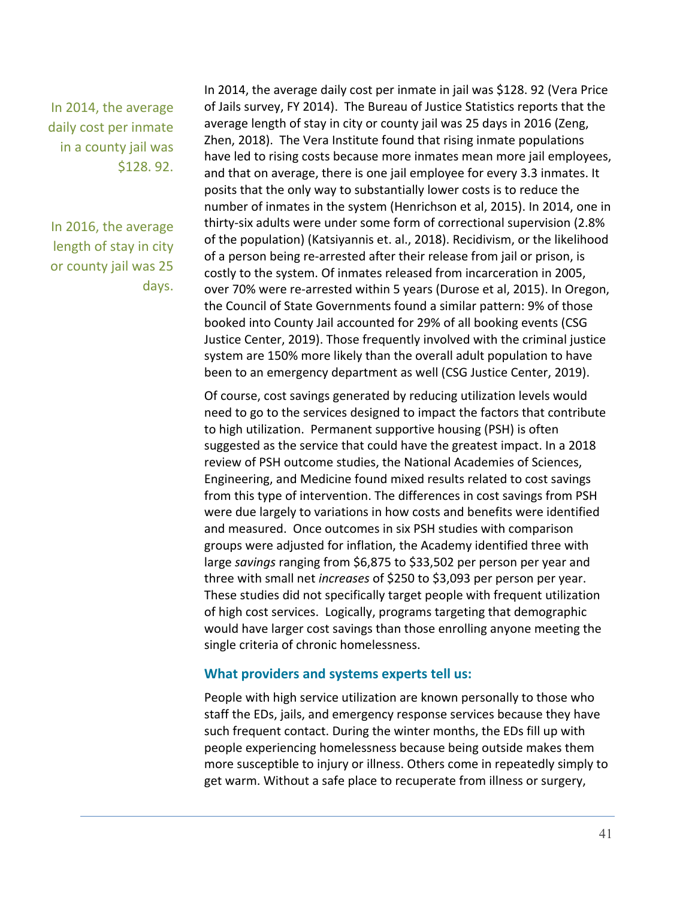> In 2014, the average daily cost per inmate in a county jail was $128. 92.

> In 2016, the average length of stay in city or county jail was 25 days.

In 2014, the average daily cost per inmate in jail was $128. 92 (Vera Price of Jails survey, FY 2014). The Bureau of Justice Statistics reports that the average length of stay in city or county jail was 25 days in 2016 (Zeng, Zhen, 2018). The Vera Institute found that rising inmate populations have led to rising costs because more inmates mean more jail employees, and that on average, there is one jail employee for every 3.3 inmates. It posits that the only way to substantially lower costs is to reduce the number of inmates in the system (Henrichson et al, 2015). In 2014, one in thirty-six adults were under some form of correctional supervision (2.8% of the population) (Katsiyannis et. al., 2018). Recidivism, or the likelihood of a person being re-arrested after their release from jail or prison, is costly to the system. Of inmates released from incarceration in 2005, over 70% were re-arrested within 5 years (Durose et al, 2015). In Oregon, the Council of State Governments found a similar pattern: 9% of those booked into County Jail accounted for 29% of all booking events (CSG Justice Center, 2019). Those frequently involved with the criminal justice system are 150% more likely than the overall adult population to have been to an emergency department as well (CSG Justice Center, 2019).

Of course, cost savings generated by reducing utilization levels would need to go to the services designed to impact the factors that contribute to high utilization. Permanent supportive housing (PSH) is often suggested as the service that could have the greatest impact. In a 2018 review of PSH outcome studies, the National Academies of Sciences, Engineering, and Medicine found mixed results related to cost savings from this type of intervention. The differences in cost savings from PSH were due largely to variations in how costs and benefits were identified and measured. Once outcomes in six PSH studies with comparison groups were adjusted for inflation, the Academy identified three with large *savings* ranging from $6,875 to $33,502 per person per year and three with small net *increases* of $250 to $3,093 per person per year. These studies did not specifically target people with frequent utilization of high cost services. Logically, programs targeting that demographic would have larger cost savings than those enrolling anyone meeting the single criteria of chronic homelessness.

### What providers and systems experts tell us:

People with high service utilization are known personally to those who staff the EDs, jails, and emergency response services because they have such frequent contact. During the winter months, the EDs fill up with people experiencing homelessness because being outside makes them more susceptible to injury or illness. Others come in repeatedly simply to get warm. Without a safe place to recuperate from illness or surgery,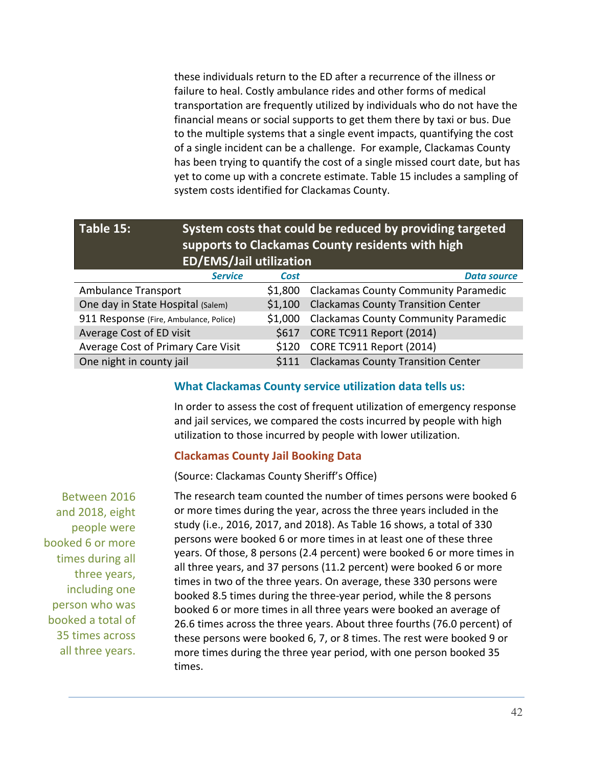these individuals return to the ED after a recurrence of the illness or failure to heal. Costly ambulance rides and other forms of medical transportation are frequently utilized by individuals who do not have the financial means or social supports to get them there by taxi or bus. Due to the multiple systems that a single event impacts, quantifying the cost of a single incident can be a challenge. For example, Clackamas County has been trying to quantify the cost of a single missed court date, but has yet to come up with a concrete estimate. Table 15 includes a sampling of system costs identified for Clackamas County.

**Table 15: System costs that could be reduced by providing targeted supports to Clackamas County residents with high ED/EMS/Jail utilization**

| *Service* | *Cost* | *Data source* |
|---|---|---|
| Ambulance Transport | $1,800 | Clackamas County Community Paramedic |
| One day in State Hospital (Salem) | $1,100 | Clackamas County Transition Center |
| 911 Response (Fire, Ambulance, Police) | $1,000 | Clackamas County Community Paramedic |
| Average Cost of ED visit | $617 | CORE TC911 Report (2014) |
| Average Cost of Primary Care Visit | $120 | CORE TC911 Report (2014) |
| One night in county jail | $111 | Clackamas County Transition Center |

### What Clackamas County service utilization data tells us:

In order to assess the cost of frequent utilization of emergency response and jail services, we compared the costs incurred by people with high utilization to those incurred by people with lower utilization.

#### Clackamas County Jail Booking Data

(Source: Clackamas County Sheriff's Office)

Between 2016 and 2018, eight people were booked 6 or more times during all three years, including one person who was booked a total of 35 times across all three years.

The research team counted the number of times persons were booked 6 or more times during the year, across the three years included in the study (i.e., 2016, 2017, and 2018). As Table 16 shows, a total of 330 persons were booked 6 or more times in at least one of these three years. Of those, 8 persons (2.4 percent) were booked 6 or more times in all three years, and 37 persons (11.2 percent) were booked 6 or more times in two of the three years. On average, these 330 persons were booked 8.5 times during the three-year period, while the 8 persons booked 6 or more times in all three years were booked an average of 26.6 times across the three years. About three fourths (76.0 percent) of these persons were booked 6, 7, or 8 times. The rest were booked 9 or more times during the three year period, with one person booked 35 times.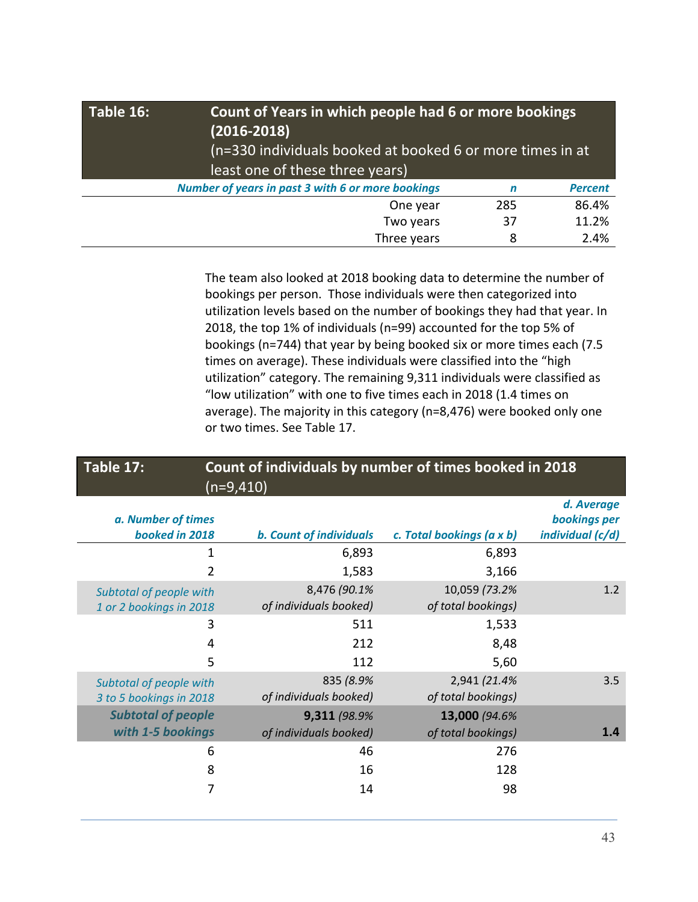| Table 16: | Count of Years in which people had 6 or more bookings (2016-2018) (n=330 individuals booked at booked 6 or more times in at least one of these three years) | |
|---|---|---|
| *Number of years in past 3 with 6 or more bookings* | *n* | *Percent* |
| One year | 285 | 86.4% |
| Two years | 37 | 11.2% |
| Three years | 8 | 2.4% |

The team also looked at 2018 booking data to determine the number of bookings per person. Those individuals were then categorized into utilization levels based on the number of bookings they had that year. In 2018, the top 1% of individuals (n=99) accounted for the top 5% of bookings (n=744) that year by being booked six or more times each (7.5 times on average). These individuals were classified into the "high utilization" category. The remaining 9,311 individuals were classified as "low utilization" with one to five times each in 2018 (1.4 times on average). The majority in this category (n=8,476) were booked only one or two times. See Table 17.

| Table 17: | Count of individuals by number of times booked in 2018 (n=9,410) | | |
|---|---|---|---|
| *a. Number of times booked in 2018* | *b. Count of individuals* | *c. Total bookings (a x b)* | *d. Average bookings per individual (c/d)* |
| 1 | 6,893 | 6,893 | |
| 2 | 1,583 | 3,166 | |
| *Subtotal of people with 1 or 2 bookings in 2018* | 8,476 *(90.1% of individuals booked)* | 10,059 *(73.2% of total bookings)* | 1.2 |
| 3 | 511 | 1,533 | |
| 4 | 212 | 8,48 | |
| 5 | 112 | 5,60 | |
| *Subtotal of people with 3 to 5 bookings in 2018* | 835 *(8.9% of individuals booked)* | 2,941 *(21.4% of total bookings)* | 3.5 |
| ***Subtotal of people with 1-5 bookings*** | **9,311** *(98.9% of individuals booked)* | **13,000** *(94.6% of total bookings)* | **1.4** |
| 6 | 46 | 276 | |
| 8 | 16 | 128 | |
| 7 | 14 | 98 | |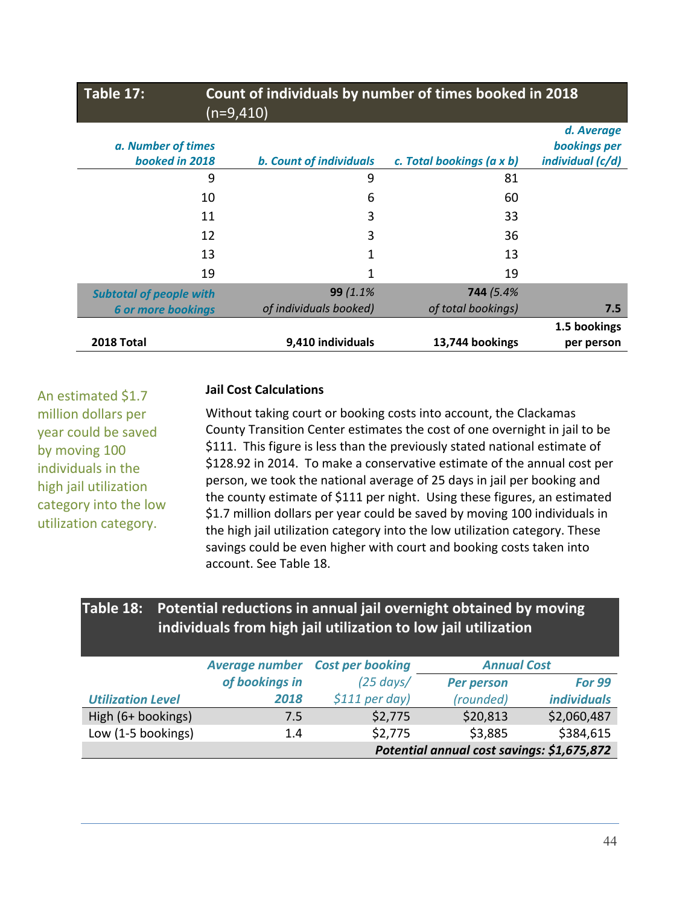**Table 17: Count of individuals by number of times booked in 2018** (n=9,410)

| *a. Number of times booked in 2018* | *b. Count of individuals* | *c. Total bookings (a x b)* | *d. Average bookings per individual (c/d)* |
|---|---|---|---|
| 9 | 9 | 81 | |
| 10 | 6 | 60 | |
| 11 | 3 | 33 | |
| 12 | 3 | 36 | |
| 13 | 1 | 13 | |
| 19 | 1 | 19 | |
| *Subtotal of people with 6 or more bookings* | **99** *(1.1% of individuals booked)* | **744** *(5.4% of total bookings)* | **7.5** |
| **2018 Total** | **9,410 individuals** | **13,744 bookings** | **1.5 bookings per person** |

An estimated $1.7 million dollars per year could be saved by moving 100 individuals in the high jail utilization category into the low utilization category.

**Jail Cost Calculations**

Without taking court or booking costs into account, the Clackamas County Transition Center estimates the cost of one overnight in jail to be $111. This figure is less than the previously stated national estimate of $128.92 in 2014. To make a conservative estimate of the annual cost per person, we took the national average of 25 days in jail per booking and the county estimate of $111 per night. Using these figures, an estimated $1.7 million dollars per year could be saved by moving 100 individuals in the high jail utilization category into the low utilization category. These savings could be even higher with court and booking costs taken into account. See Table 18.

**Table 18: Potential reductions in annual jail overnight obtained by moving individuals from high jail utilization to low jail utilization**

| | | | *Annual Cost* | |
|---|---|---|---|---|
| *Utilization Level* | *Average number of bookings in 2018* | *Cost per booking (25 days/ $111 per day)* | *Per person (rounded)* | *For 99 individuals* |
| High (6+ bookings) | 7.5 | $2,775 | $20,813 | $2,060,487 |
| Low (1-5 bookings) | 1.4 | $2,775 | $3,885 | $384,615 |
| | | | ***Potential annual cost savings:*** | ***$1,675,872*** |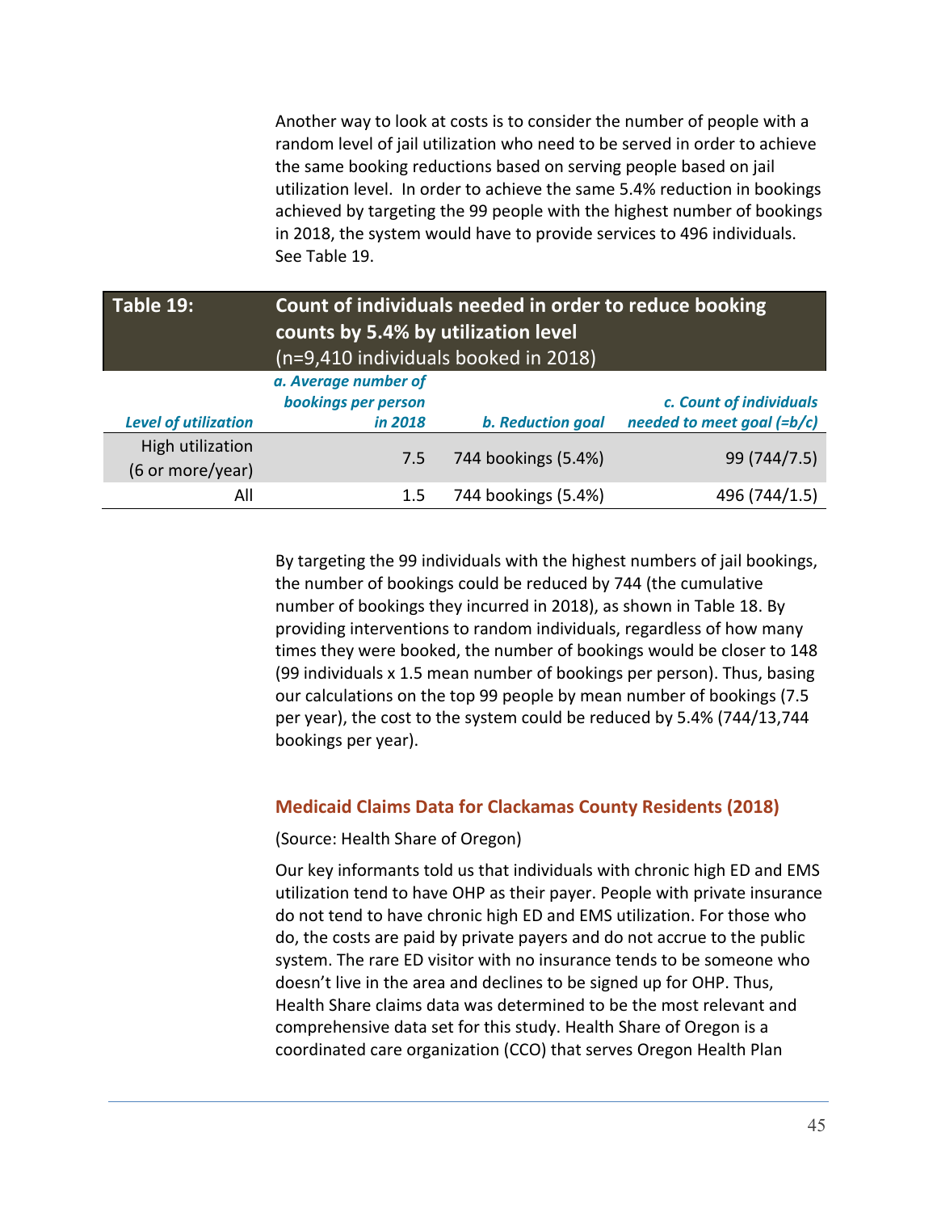Another way to look at costs is to consider the number of people with a random level of jail utilization who need to be served in order to achieve the same booking reductions based on serving people based on jail utilization level. In order to achieve the same 5.4% reduction in bookings achieved by targeting the 99 people with the highest number of bookings in 2018, the system would have to provide services to 496 individuals. See Table 19.

**Table 19: Count of individuals needed in order to reduce booking counts by 5.4% by utilization level** (n=9,410 individuals booked in 2018)

| *Level of utilization* | *a. Average number of bookings per person in 2018* | *b. Reduction goal* | *c. Count of individuals needed to meet goal (=b/c)* |
|---|---|---|---|
| High utilization (6 or more/year) | 7.5 | 744 bookings (5.4%) | 99 (744/7.5) |
| All | 1.5 | 744 bookings (5.4%) | 496 (744/1.5) |

By targeting the 99 individuals with the highest numbers of jail bookings, the number of bookings could be reduced by 744 (the cumulative number of bookings they incurred in 2018), as shown in Table 18. By providing interventions to random individuals, regardless of how many times they were booked, the number of bookings would be closer to 148 (99 individuals x 1.5 mean number of bookings per person). Thus, basing our calculations on the top 99 people by mean number of bookings (7.5 per year), the cost to the system could be reduced by 5.4% (744/13,744 bookings per year).

### Medicaid Claims Data for Clackamas County Residents (2018)

(Source: Health Share of Oregon)

Our key informants told us that individuals with chronic high ED and EMS utilization tend to have OHP as their payer. People with private insurance do not tend to have chronic high ED and EMS utilization. For those who do, the costs are paid by private payers and do not accrue to the public system. The rare ED visitor with no insurance tends to be someone who doesn't live in the area and declines to be signed up for OHP. Thus, Health Share claims data was determined to be the most relevant and comprehensive data set for this study. Health Share of Oregon is a coordinated care organization (CCO) that serves Oregon Health Plan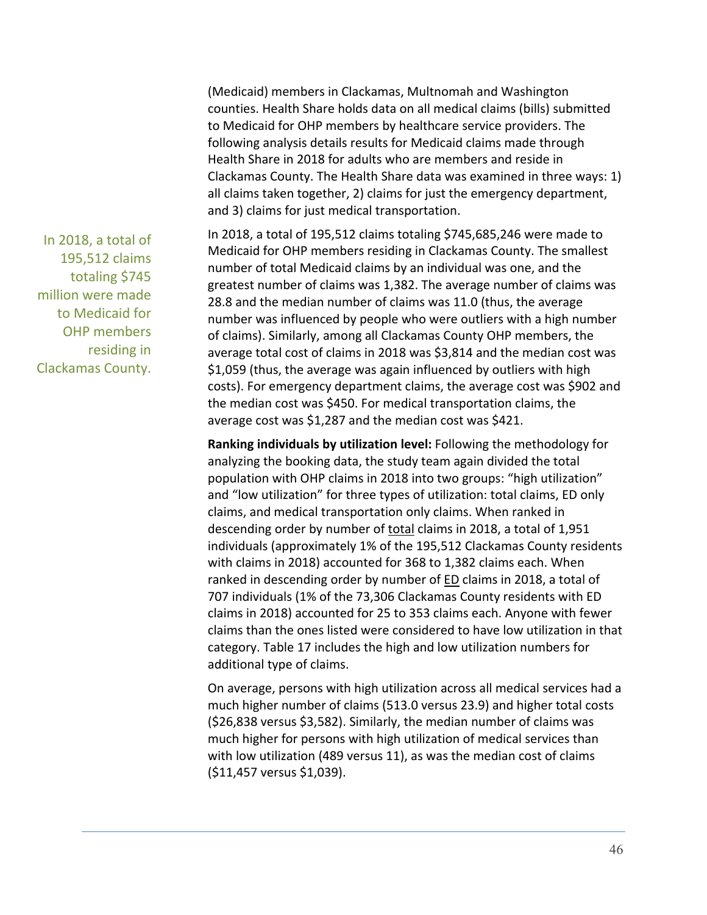(Medicaid) members in Clackamas, Multnomah and Washington counties. Health Share holds data on all medical claims (bills) submitted to Medicaid for OHP members by healthcare service providers. The following analysis details results for Medicaid claims made through Health Share in 2018 for adults who are members and reside in Clackamas County. The Health Share data was examined in three ways: 1) all claims taken together, 2) claims for just the emergency department, and 3) claims for just medical transportation.

In 2018, a total of 195,512 claims totaling $745 million were made to Medicaid for OHP members residing in Clackamas County.

In 2018, a total of 195,512 claims totaling $745,685,246 were made to Medicaid for OHP members residing in Clackamas County. The smallest number of total Medicaid claims by an individual was one, and the greatest number of claims was 1,382. The average number of claims was 28.8 and the median number of claims was 11.0 (thus, the average number was influenced by people who were outliers with a high number of claims). Similarly, among all Clackamas County OHP members, the average total cost of claims in 2018 was $3,814 and the median cost was $1,059 (thus, the average was again influenced by outliers with high costs). For emergency department claims, the average cost was $902 and the median cost was $450. For medical transportation claims, the average cost was $1,287 and the median cost was $421.

**Ranking individuals by utilization level:** Following the methodology for analyzing the booking data, the study team again divided the total population with OHP claims in 2018 into two groups: "high utilization" and "low utilization" for three types of utilization: total claims, ED only claims, and medical transportation only claims. When ranked in descending order by number of total claims in 2018, a total of 1,951 individuals (approximately 1% of the 195,512 Clackamas County residents with claims in 2018) accounted for 368 to 1,382 claims each. When ranked in descending order by number of ED claims in 2018, a total of 707 individuals (1% of the 73,306 Clackamas County residents with ED claims in 2018) accounted for 25 to 353 claims each. Anyone with fewer claims than the ones listed were considered to have low utilization in that category. Table 17 includes the high and low utilization numbers for additional type of claims.

On average, persons with high utilization across all medical services had a much higher number of claims (513.0 versus 23.9) and higher total costs ($26,838 versus $3,582). Similarly, the median number of claims was much higher for persons with high utilization of medical services than with low utilization (489 versus 11), as was the median cost of claims ($11,457 versus $1,039).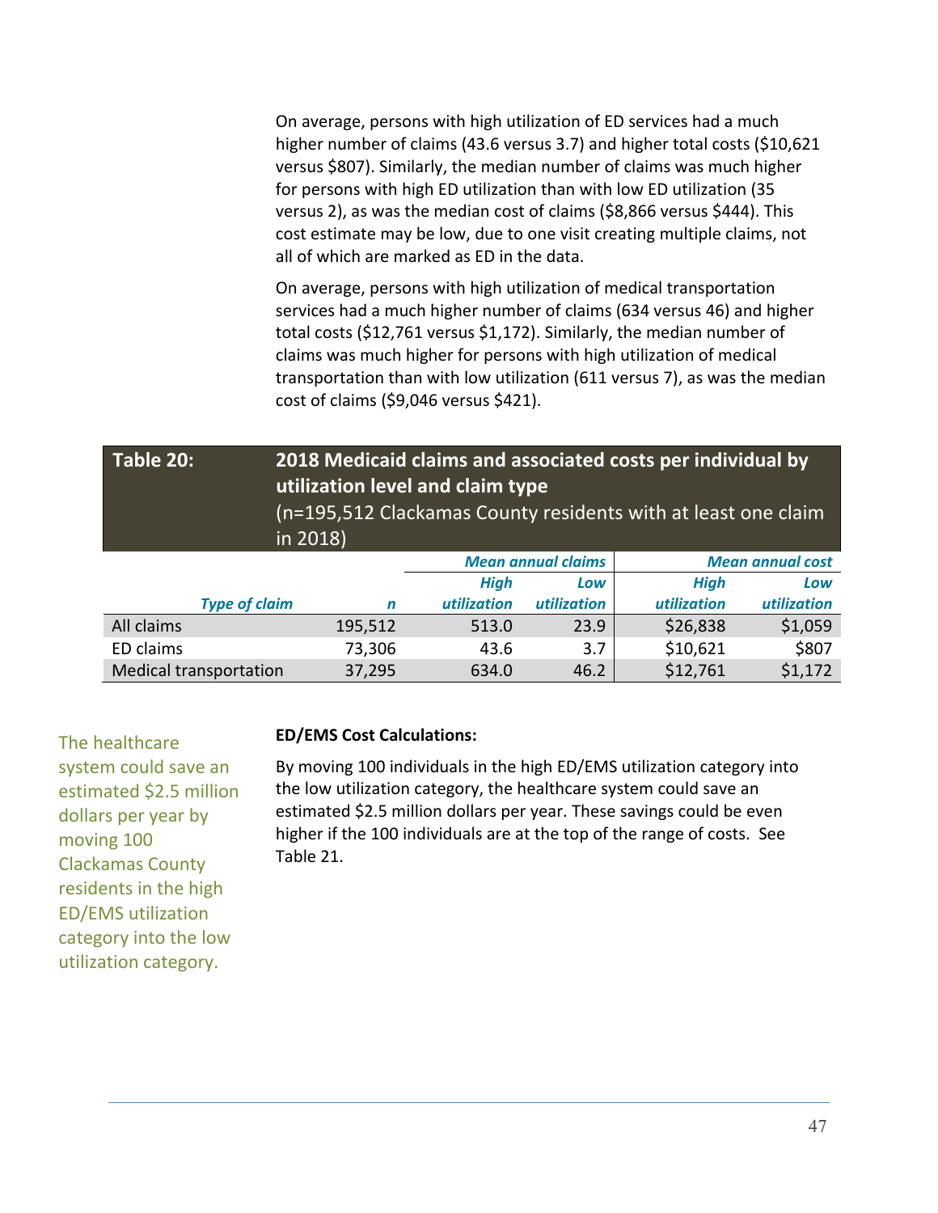On average, persons with high utilization of ED services had a much higher number of claims (43.6 versus 3.7) and higher total costs ($10,621 versus $807). Similarly, the median number of claims was much higher for persons with high ED utilization than with low ED utilization (35 versus 2), as was the median cost of claims ($8,866 versus $444). This cost estimate may be low, due to one visit creating multiple claims, not all of which are marked as ED in the data.

On average, persons with high utilization of medical transportation services had a much higher number of claims (634 versus 46) and higher total costs ($12,761 versus $1,172). Similarly, the median number of claims was much higher for persons with high utilization of medical transportation than with low utilization (611 versus 7), as was the median cost of claims ($9,046 versus $421).

**Table 20: 2018 Medicaid claims and associated costs per individual by utilization level and claim type**
(n=195,512 Clackamas County residents with at least one claim in 2018)

| | | *Mean annual claims* | | *Mean annual cost* | |
|---|---|---|---|---|---|
| *Type of claim* | *n* | *High utilization* | *Low utilization* | *High utilization* | *Low utilization* |
| All claims | 195,512 | 513.0 | 23.9 | $26,838 | $1,059 |
| ED claims | 73,306 | 43.6 | 3.7 | $10,621 | $807 |
| Medical transportation | 37,295 | 634.0 | 46.2 | $12,761 | $1,172 |

The healthcare system could save an estimated $2.5 million dollars per year by moving 100 Clackamas County residents in the high ED/EMS utilization category into the low utilization category.

**ED/EMS Cost Calculations:**

By moving 100 individuals in the high ED/EMS utilization category into the low utilization category, the healthcare system could save an estimated $2.5 million dollars per year. These savings could be even higher if the 100 individuals are at the top of the range of costs. See Table 21.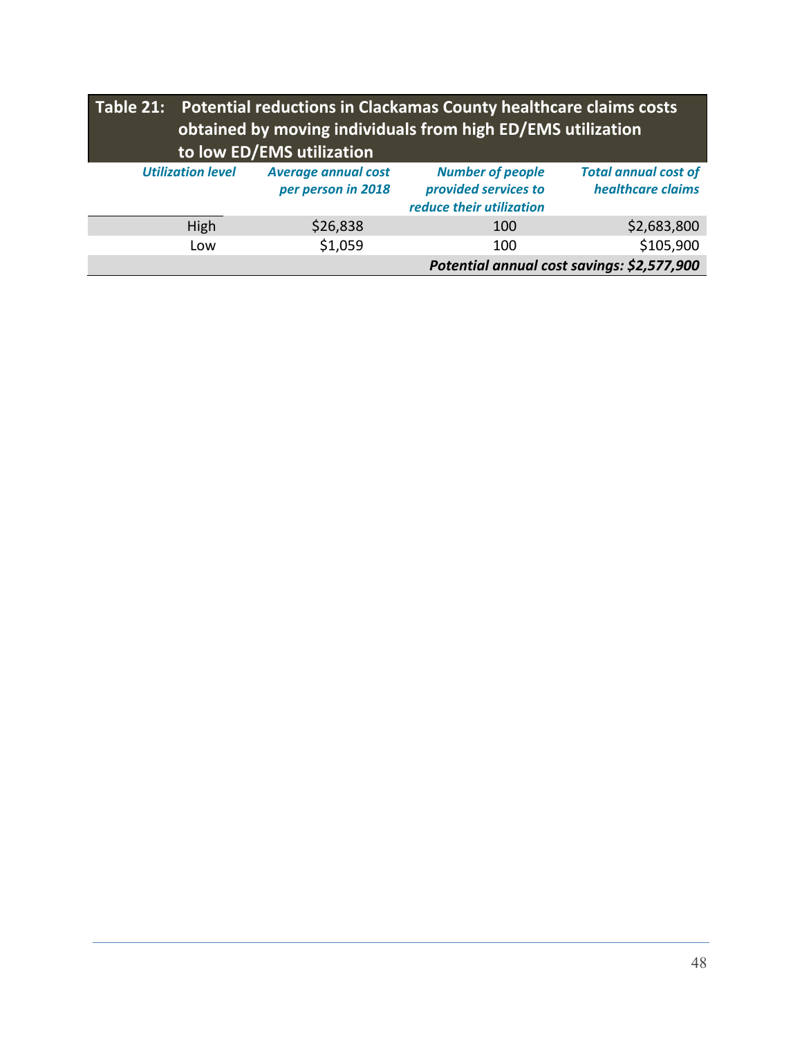**Table 21: Potential reductions in Clackamas County healthcare claims costs obtained by moving individuals from high ED/EMS utilization to low ED/EMS utilization**

| *Utilization level* | *Average annual cost per person in 2018* | *Number of people provided services to reduce their utilization* | *Total annual cost of healthcare claims* |
|---|---|---|---|
| High | $26,838 | 100 | $2,683,800 |
| Low | $1,059 | 100 | $105,900 |
| | | | ***Potential annual cost savings: $2,577,900*** |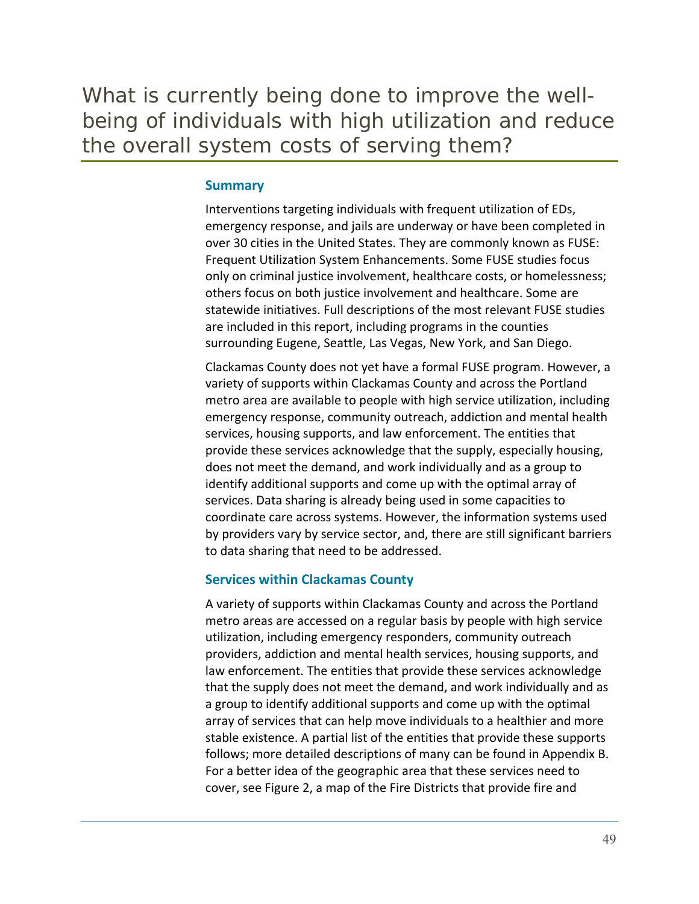# What is currently being done to improve the well-being of individuals with high utilization and reduce the overall system costs of serving them?

## Summary

Interventions targeting individuals with frequent utilization of EDs, emergency response, and jails are underway or have been completed in over 30 cities in the United States. They are commonly known as FUSE: Frequent Utilization System Enhancements. Some FUSE studies focus only on criminal justice involvement, healthcare costs, or homelessness; others focus on both justice involvement and healthcare. Some are statewide initiatives. Full descriptions of the most relevant FUSE studies are included in this report, including programs in the counties surrounding Eugene, Seattle, Las Vegas, New York, and San Diego.

Clackamas County does not yet have a formal FUSE program. However, a variety of supports within Clackamas County and across the Portland metro area are available to people with high service utilization, including emergency response, community outreach, addiction and mental health services, housing supports, and law enforcement. The entities that provide these services acknowledge that the supply, especially housing, does not meet the demand, and work individually and as a group to identify additional supports and come up with the optimal array of services. Data sharing is already being used in some capacities to coordinate care across systems. However, the information systems used by providers vary by service sector, and, there are still significant barriers to data sharing that need to be addressed.

## Services within Clackamas County

A variety of supports within Clackamas County and across the Portland metro areas are accessed on a regular basis by people with high service utilization, including emergency responders, community outreach providers, addiction and mental health services, housing supports, and law enforcement. The entities that provide these services acknowledge that the supply does not meet the demand, and work individually and as a group to identify additional supports and come up with the optimal array of services that can help move individuals to a healthier and more stable existence. A partial list of the entities that provide these supports follows; more detailed descriptions of many can be found in Appendix B. For a better idea of the geographic area that these services need to cover, see Figure 2, a map of the Fire Districts that provide fire and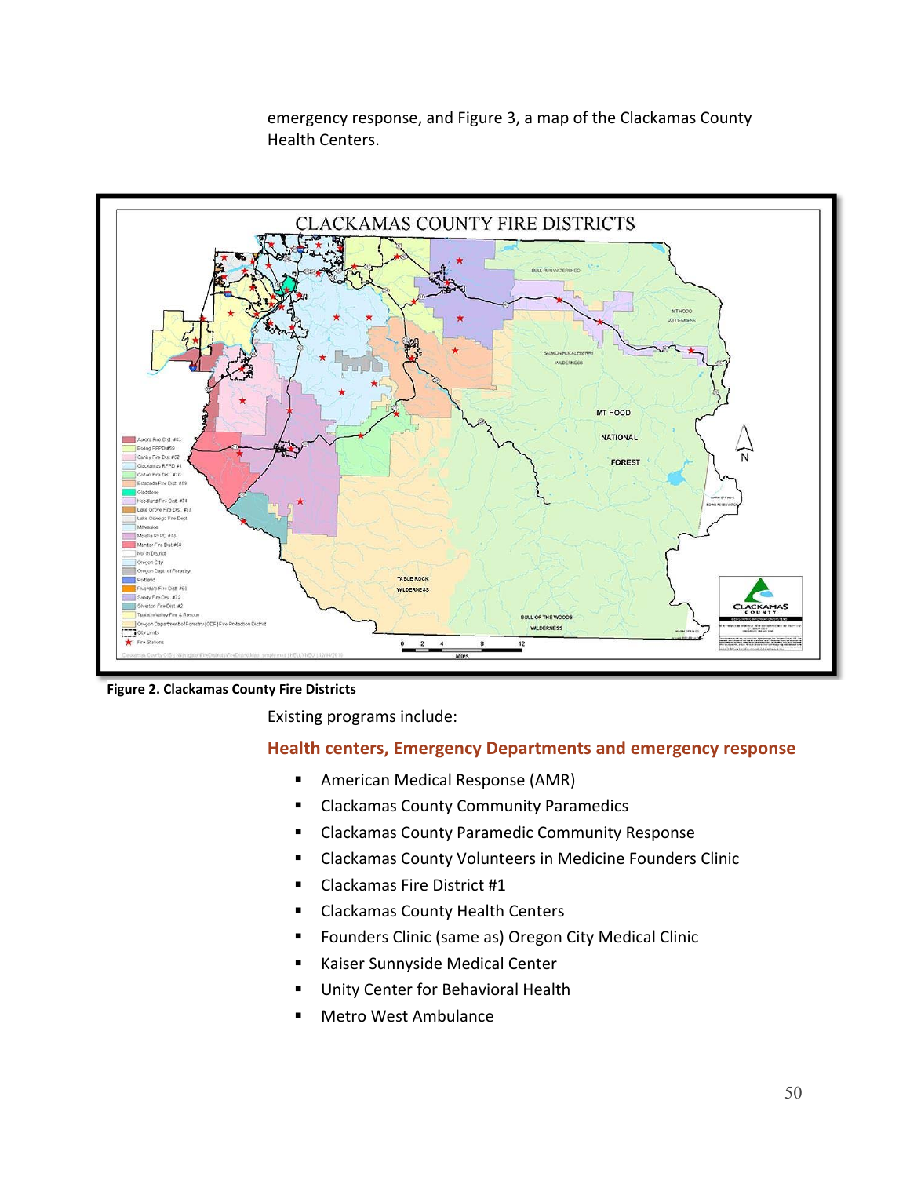emergency response, and Figure 3, a map of the Clackamas County Health Centers.

Figure 2. Clackamas County Fire Districts

Existing programs include:

### Health centers, Emergency Departments and emergency response

- American Medical Response (AMR)
- Clackamas County Community Paramedics
- Clackamas County Paramedic Community Response
- Clackamas County Volunteers in Medicine Founders Clinic
- Clackamas Fire District #1
- Clackamas County Health Centers
- Founders Clinic (same as) Oregon City Medical Clinic
- Kaiser Sunnyside Medical Center
- Unity Center for Behavioral Health
- Metro West Ambulance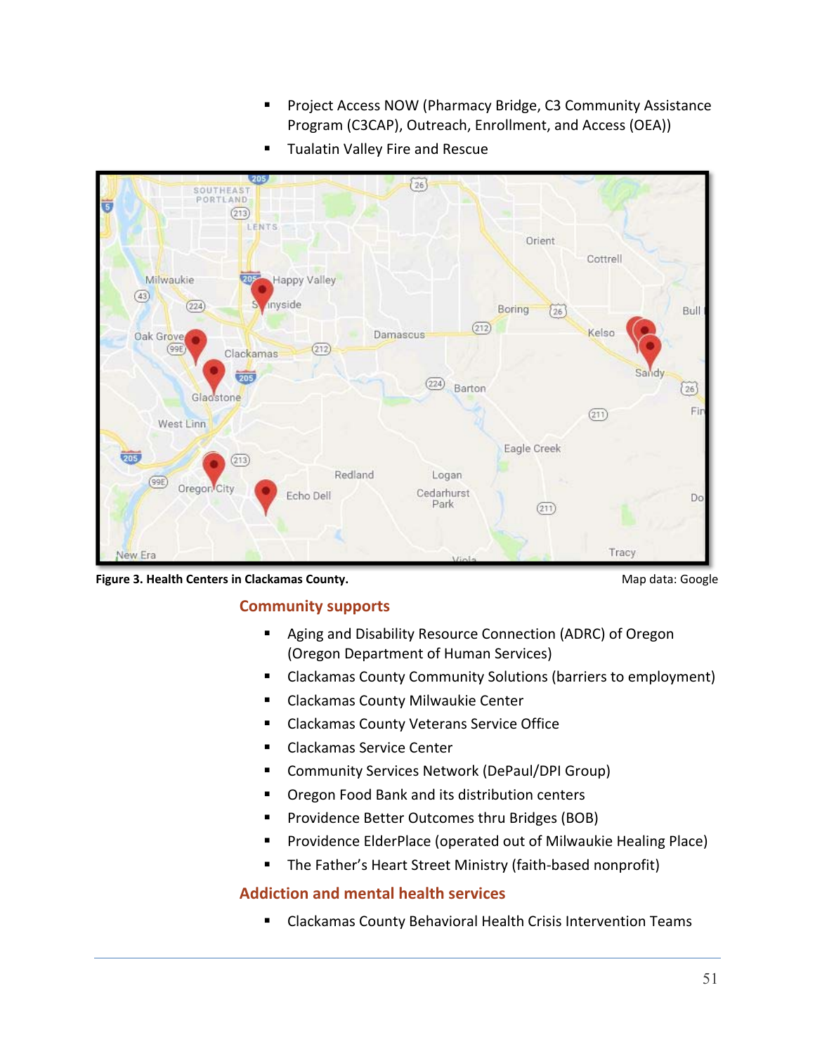- Project Access NOW (Pharmacy Bridge, C3 Community Assistance Program (C3CAP), Outreach, Enrollment, and Access (OEA))
- Tualatin Valley Fire and Rescue

**Figure 3. Health Centers in Clackamas County.** Map data: Google

### Community supports

- Aging and Disability Resource Connection (ADRC) of Oregon (Oregon Department of Human Services)
- Clackamas County Community Solutions (barriers to employment)
- Clackamas County Milwaukie Center
- Clackamas County Veterans Service Office
- Clackamas Service Center
- Community Services Network (DePaul/DPI Group)
- Oregon Food Bank and its distribution centers
- Providence Better Outcomes thru Bridges (BOB)
- Providence ElderPlace (operated out of Milwaukie Healing Place)
- The Father's Heart Street Ministry (faith-based nonprofit)

### Addiction and mental health services

- Clackamas County Behavioral Health Crisis Intervention Teams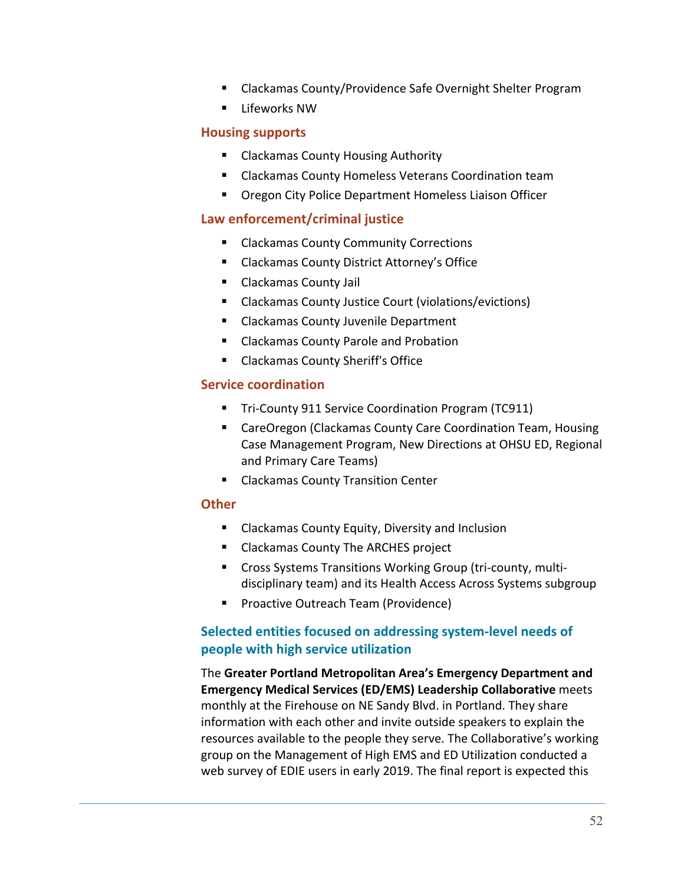- Clackamas County/Providence Safe Overnight Shelter Program
- Lifeworks NW

### Housing supports

- Clackamas County Housing Authority
- Clackamas County Homeless Veterans Coordination team
- Oregon City Police Department Homeless Liaison Officer

### Law enforcement/criminal justice

- Clackamas County Community Corrections
- Clackamas County District Attorney's Office
- Clackamas County Jail
- Clackamas County Justice Court (violations/evictions)
- Clackamas County Juvenile Department
- Clackamas County Parole and Probation
- Clackamas County Sheriff's Office

### Service coordination

- Tri-County 911 Service Coordination Program (TC911)
- CareOregon (Clackamas County Care Coordination Team, Housing Case Management Program, New Directions at OHSU ED, Regional and Primary Care Teams)
- Clackamas County Transition Center

### Other

- Clackamas County Equity, Diversity and Inclusion
- Clackamas County The ARCHES project
- Cross Systems Transitions Working Group (tri-county, multi-disciplinary team) and its Health Access Across Systems subgroup
- Proactive Outreach Team (Providence)

## Selected entities focused on addressing system-level needs of people with high service utilization

The **Greater Portland Metropolitan Area's Emergency Department and Emergency Medical Services (ED/EMS) Leadership Collaborative** meets monthly at the Firehouse on NE Sandy Blvd. in Portland. They share information with each other and invite outside speakers to explain the resources available to the people they serve. The Collaborative's working group on the Management of High EMS and ED Utilization conducted a web survey of EDIE users in early 2019. The final report is expected this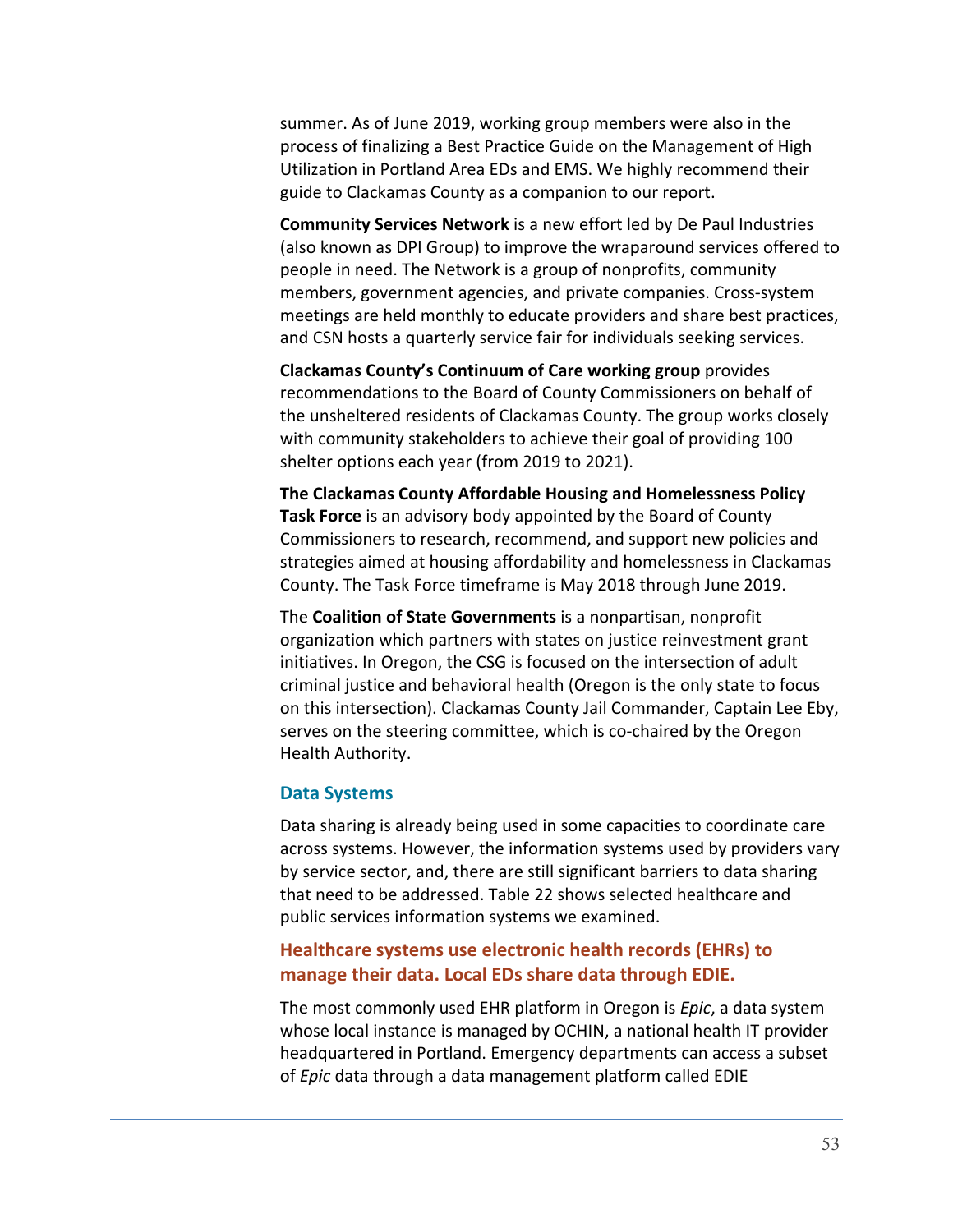summer. As of June 2019, working group members were also in the process of finalizing a Best Practice Guide on the Management of High Utilization in Portland Area EDs and EMS. We highly recommend their guide to Clackamas County as a companion to our report.

**Community Services Network** is a new effort led by De Paul Industries (also known as DPI Group) to improve the wraparound services offered to people in need. The Network is a group of nonprofits, community members, government agencies, and private companies. Cross-system meetings are held monthly to educate providers and share best practices, and CSN hosts a quarterly service fair for individuals seeking services.

**Clackamas County's Continuum of Care working group** provides recommendations to the Board of County Commissioners on behalf of the unsheltered residents of Clackamas County. The group works closely with community stakeholders to achieve their goal of providing 100 shelter options each year (from 2019 to 2021).

**The Clackamas County Affordable Housing and Homelessness Policy Task Force** is an advisory body appointed by the Board of County Commissioners to research, recommend, and support new policies and strategies aimed at housing affordability and homelessness in Clackamas County. The Task Force timeframe is May 2018 through June 2019.

The **Coalition of State Governments** is a nonpartisan, nonprofit organization which partners with states on justice reinvestment grant initiatives. In Oregon, the CSG is focused on the intersection of adult criminal justice and behavioral health (Oregon is the only state to focus on this intersection). Clackamas County Jail Commander, Captain Lee Eby, serves on the steering committee, which is co-chaired by the Oregon Health Authority.

### Data Systems

Data sharing is already being used in some capacities to coordinate care across systems. However, the information systems used by providers vary by service sector, and, there are still significant barriers to data sharing that need to be addressed. Table 22 shows selected healthcare and public services information systems we examined.

#### Healthcare systems use electronic health records (EHRs) to manage their data. Local EDs share data through EDIE.

The most commonly used EHR platform in Oregon is *Epic*, a data system whose local instance is managed by OCHIN, a national health IT provider headquartered in Portland. Emergency departments can access a subset of *Epic* data through a data management platform called EDIE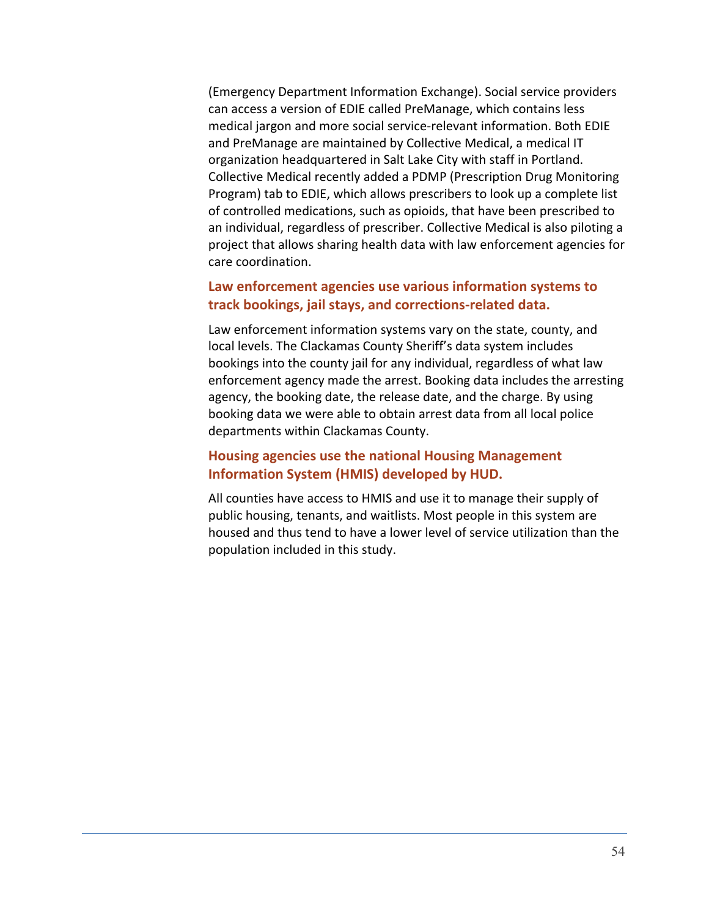(Emergency Department Information Exchange). Social service providers can access a version of EDIE called PreManage, which contains less medical jargon and more social service-relevant information. Both EDIE and PreManage are maintained by Collective Medical, a medical IT organization headquartered in Salt Lake City with staff in Portland. Collective Medical recently added a PDMP (Prescription Drug Monitoring Program) tab to EDIE, which allows prescribers to look up a complete list of controlled medications, such as opioids, that have been prescribed to an individual, regardless of prescriber. Collective Medical is also piloting a project that allows sharing health data with law enforcement agencies for care coordination.

### Law enforcement agencies use various information systems to track bookings, jail stays, and corrections-related data.

Law enforcement information systems vary on the state, county, and local levels. The Clackamas County Sheriff's data system includes bookings into the county jail for any individual, regardless of what law enforcement agency made the arrest. Booking data includes the arresting agency, the booking date, the release date, and the charge. By using booking data we were able to obtain arrest data from all local police departments within Clackamas County.

### Housing agencies use the national Housing Management Information System (HMIS) developed by HUD.

All counties have access to HMIS and use it to manage their supply of public housing, tenants, and waitlists. Most people in this system are housed and thus tend to have a lower level of service utilization than the population included in this study.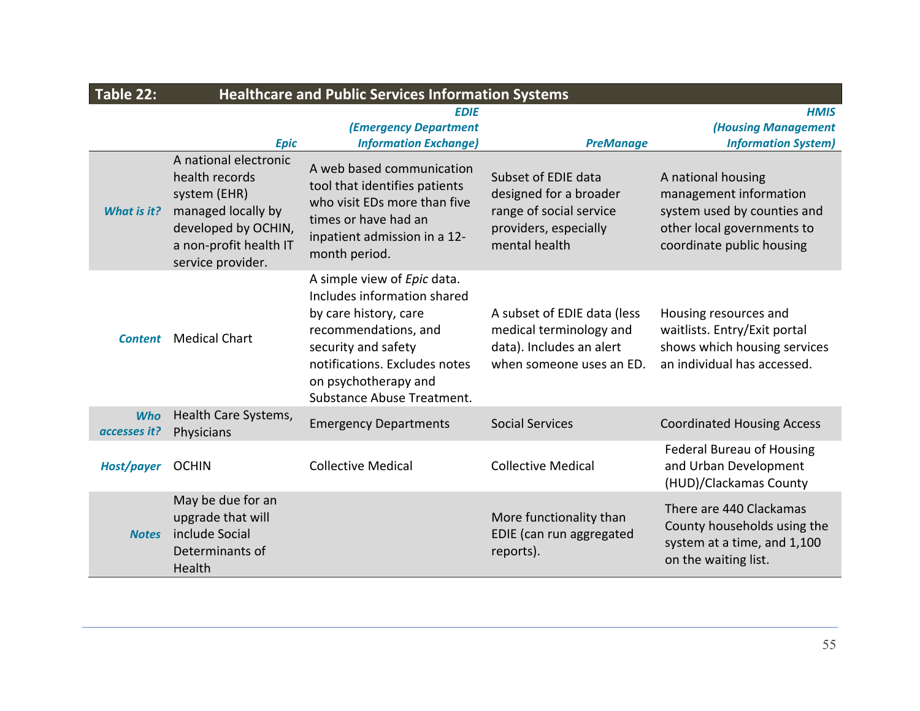**Table 22: Healthcare and Public Services Information Systems**

| | *Epic* | *EDIE (Emergency Department Information Exchange)* | *PreManage* | *HMIS (Housing Management Information System)* |
|---|---|---|---|---|
| ***What is it?*** | A national electronic health records system (EHR) managed locally by developed by OCHIN, a non-profit health IT service provider. | A web based communication tool that identifies patients who visit EDs more than five times or have had an inpatient admission in a 12-month period. | Subset of EDIE data designed for a broader range of social service providers, especially mental health | A national housing management information system used by counties and other local governments to coordinate public housing |
| ***Content*** | Medical Chart | A simple view of *Epic* data. Includes information shared by care history, care recommendations, and security and safety notifications. Excludes notes on psychotherapy and Substance Abuse Treatment. | A subset of EDIE data (less medical terminology and data). Includes an alert when someone uses an ED. | Housing resources and waitlists. Entry/Exit portal shows which housing services an individual has accessed. |
| ***Who accesses it?*** | Health Care Systems, Physicians | Emergency Departments | Social Services | Coordinated Housing Access |
| ***Host/payer*** | OCHIN | Collective Medical | Collective Medical | Federal Bureau of Housing and Urban Development (HUD)/Clackamas County |
| ***Notes*** | May be due for an upgrade that will include Social Determinants of Health | | More functionality than EDIE (can run aggregated reports). | There are 440 Clackamas County households using the system at a time, and 1,100 on the waiting list. |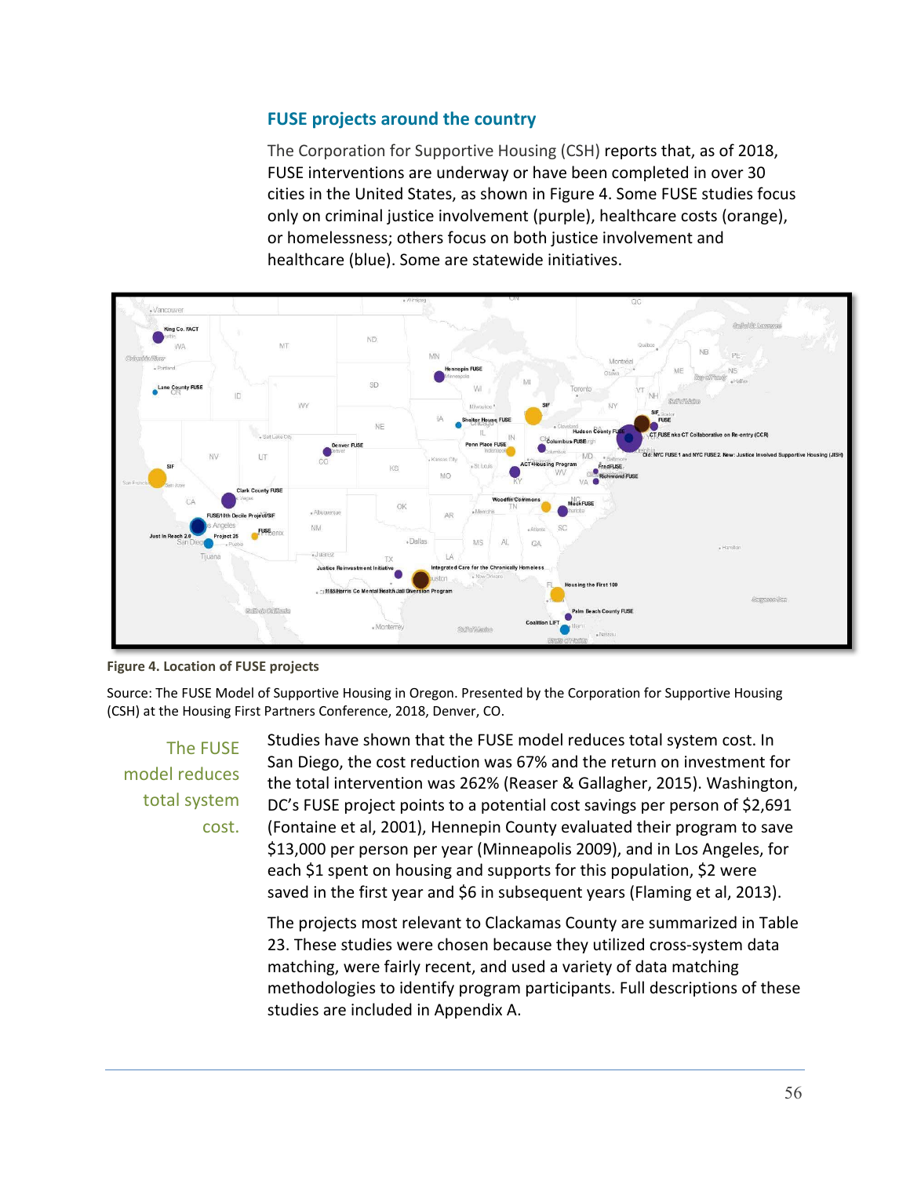## FUSE projects around the country

The Corporation for Supportive Housing (CSH) reports that, as of 2018, FUSE interventions are underway or have been completed in over 30 cities in the United States, as shown in Figure 4. Some FUSE studies focus only on criminal justice involvement (purple), healthcare costs (orange), or homelessness; others focus on both justice involvement and healthcare (blue). Some are statewide initiatives.

**Figure 4. Location of FUSE projects**

Source: The FUSE Model of Supportive Housing in Oregon. Presented by the Corporation for Supportive Housing (CSH) at the Housing First Partners Conference, 2018, Denver, CO.

> The FUSE model reduces total system cost.

Studies have shown that the FUSE model reduces total system cost. In San Diego, the cost reduction was 67% and the return on investment for the total intervention was 262% (Reaser & Gallagher, 2015). Washington, DC's FUSE project points to a potential cost savings per person of $2,691 (Fontaine et al, 2001), Hennepin County evaluated their program to save $13,000 per person per year (Minneapolis 2009), and in Los Angeles, for each $1 spent on housing and supports for this population, $2 were saved in the first year and $6 in subsequent years (Flaming et al, 2013).

The projects most relevant to Clackamas County are summarized in Table 23. These studies were chosen because they utilized cross-system data matching, were fairly recent, and used a variety of data matching methodologies to identify program participants. Full descriptions of these studies are included in Appendix A.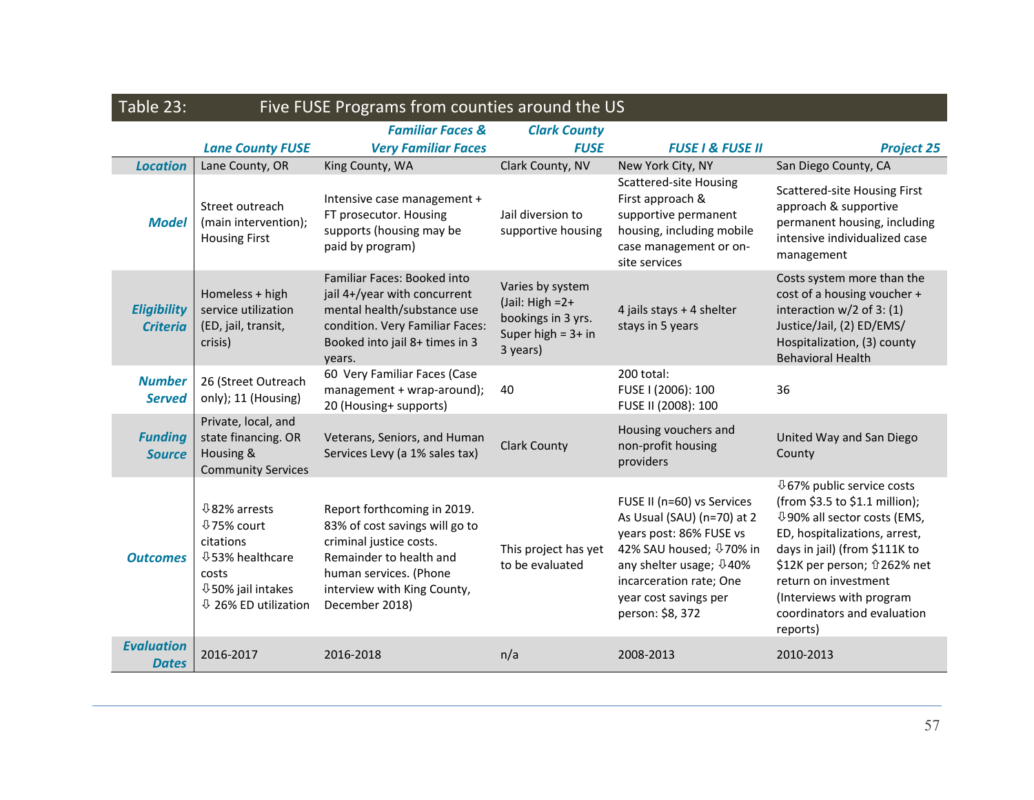**Table 23: Five FUSE Programs from counties around the US**

| | Lane County FUSE | Familiar Faces & Very Familiar Faces | Clark County FUSE | FUSE I & FUSE II | Project 25 |
|---|---|---|---|---|---|
| **Location** | Lane County, OR | King County, WA | Clark County, NV | New York City, NY | San Diego County, CA |
| **Model** | Street outreach (main intervention); Housing First | Intensive case management + FT prosecutor. Housing supports (housing may be paid by program) | Jail diversion to supportive housing | Scattered-site Housing First approach & supportive permanent housing, including mobile case management or on-site services | Scattered-site Housing First approach & supportive permanent housing, including intensive individualized case management |
| **Eligibility Criteria** | Homeless + high service utilization (ED, jail, transit, crisis) | Familiar Faces: Booked into jail 4+/year with concurrent mental health/substance use condition. Very Familiar Faces: Booked into jail 8+ times in 3 years. | Varies by system (Jail: High =2+ bookings in 3 yrs. Super high = 3+ in 3 years) | 4 jails stays + 4 shelter stays in 5 years | Costs system more than the cost of a housing voucher + interaction w/2 of 3: (1) Justice/Jail, (2) ED/EMS/ Hospitalization, (3) county Behavioral Health |
| **Number Served** | 26 (Street Outreach only); 11 (Housing) | 60 Very Familiar Faces (Case management + wrap-around); 20 (Housing+ supports) | 40 | 200 total: FUSE I (2006): 100 FUSE II (2008): 100 | 36 |
| **Funding Source** | Private, local, and state financing. OR Housing & Community Services | Veterans, Seniors, and Human Services Levy (a 1% sales tax) | Clark County | Housing vouchers and non-profit housing providers | United Way and San Diego County |
| **Outcomes** | ⇩82% arrests ⇩75% court citations ⇩53% healthcare costs ⇩50% jail intakes ⇩ 26% ED utilization | Report forthcoming in 2019. 83% of cost savings will go to criminal justice costs. Remainder to health and human services. (Phone interview with King County, December 2018) | This project has yet to be evaluated | FUSE II (n=60) vs Services As Usual (SAU) (n=70) at 2 years post: 86% FUSE vs 42% SAU housed; ⇩70% in any shelter usage; ⇩40% incarceration rate; One year cost savings per person: $8, 372 | ⇩67% public service costs (from $3.5 to $1.1 million); ⇩90% all sector costs (EMS, ED, hospitalizations, arrest, days in jail) (from $111K to $12K per person; ⇧262% net return on investment (Interviews with program coordinators and evaluation reports) |
| **Evaluation Dates** | 2016-2017 | 2016-2018 | n/a | 2008-2013 | 2010-2013 |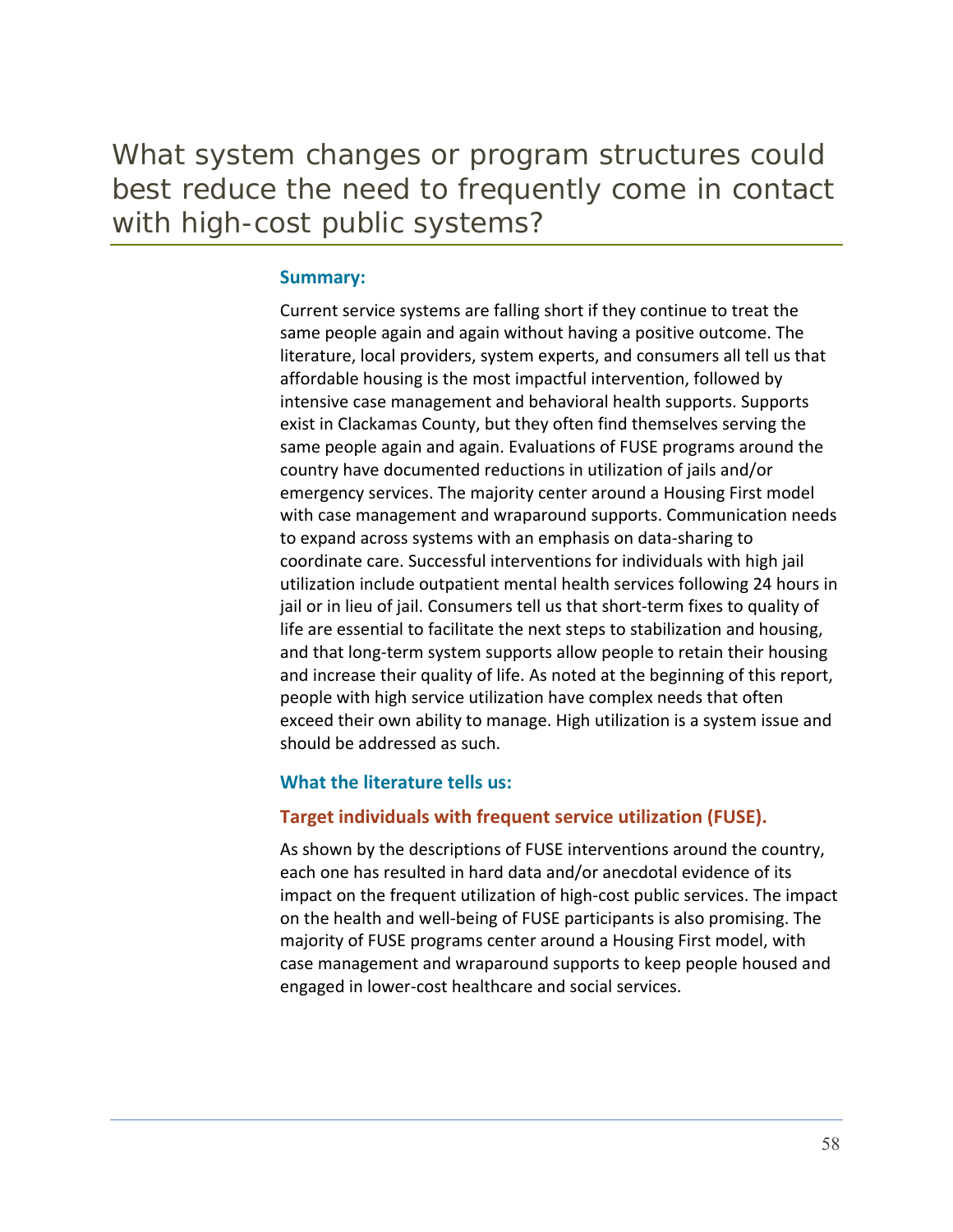# What system changes or program structures could best reduce the need to frequently come in contact with high-cost public systems?

### Summary:

Current service systems are falling short if they continue to treat the same people again and again without having a positive outcome. The literature, local providers, system experts, and consumers all tell us that affordable housing is the most impactful intervention, followed by intensive case management and behavioral health supports. Supports exist in Clackamas County, but they often find themselves serving the same people again and again. Evaluations of FUSE programs around the country have documented reductions in utilization of jails and/or emergency services. The majority center around a Housing First model with case management and wraparound supports. Communication needs to expand across systems with an emphasis on data-sharing to coordinate care. Successful interventions for individuals with high jail utilization include outpatient mental health services following 24 hours in jail or in lieu of jail. Consumers tell us that short-term fixes to quality of life are essential to facilitate the next steps to stabilization and housing, and that long-term system supports allow people to retain their housing and increase their quality of life. As noted at the beginning of this report, people with high service utilization have complex needs that often exceed their own ability to manage. High utilization is a system issue and should be addressed as such.

### What the literature tells us:

#### Target individuals with frequent service utilization (FUSE).

As shown by the descriptions of FUSE interventions around the country, each one has resulted in hard data and/or anecdotal evidence of its impact on the frequent utilization of high-cost public services. The impact on the health and well-being of FUSE participants is also promising. The majority of FUSE programs center around a Housing First model, with case management and wraparound supports to keep people housed and engaged in lower-cost healthcare and social services.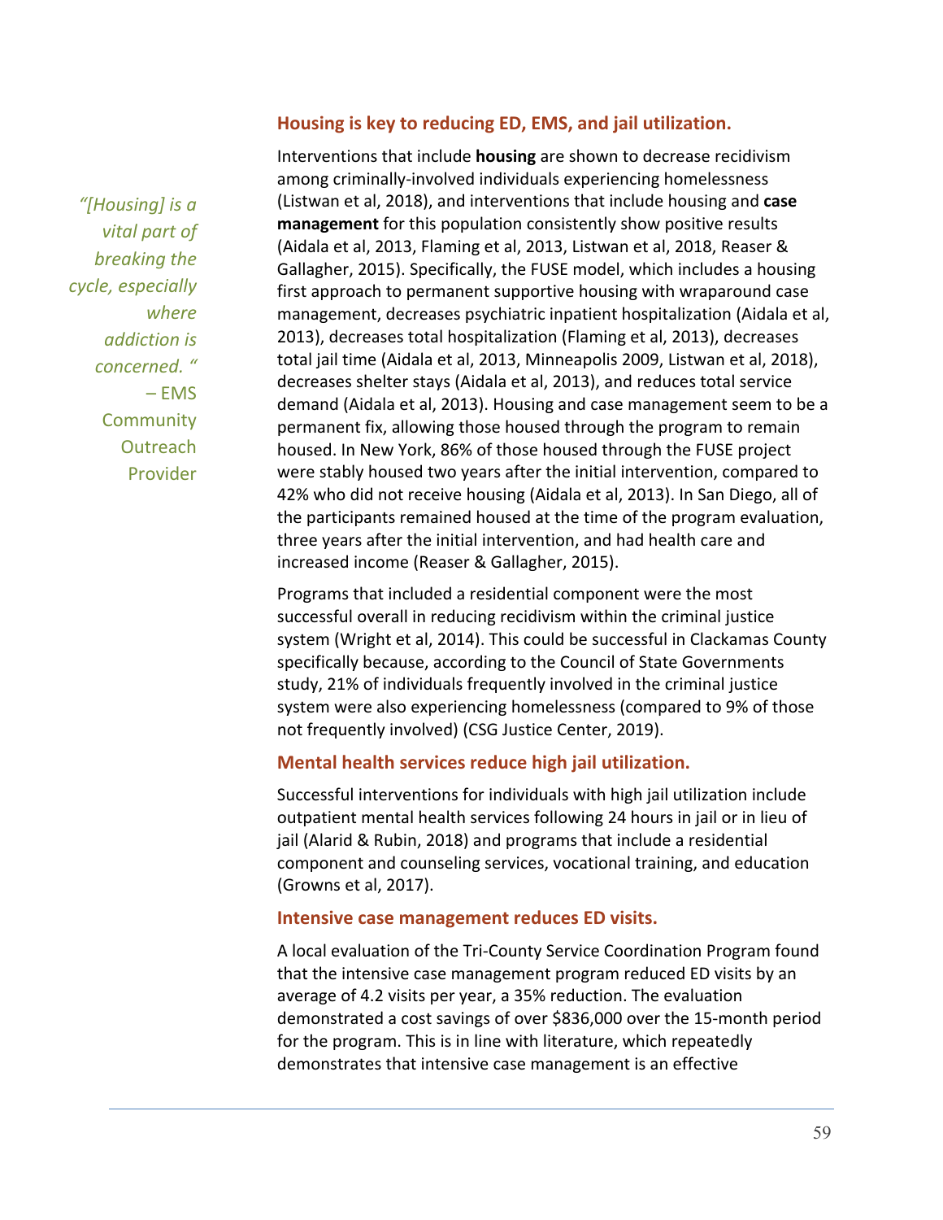### Housing is key to reducing ED, EMS, and jail utilization.

*"[Housing] is a vital part of breaking the cycle, especially where addiction is concerned. "* – EMS Community Outreach Provider

Interventions that include **housing** are shown to decrease recidivism among criminally-involved individuals experiencing homelessness (Listwan et al, 2018), and interventions that include housing and **case management** for this population consistently show positive results (Aidala et al, 2013, Flaming et al, 2013, Listwan et al, 2018, Reaser & Gallagher, 2015). Specifically, the FUSE model, which includes a housing first approach to permanent supportive housing with wraparound case management, decreases psychiatric inpatient hospitalization (Aidala et al, 2013), decreases total hospitalization (Flaming et al, 2013), decreases total jail time (Aidala et al, 2013, Minneapolis 2009, Listwan et al, 2018), decreases shelter stays (Aidala et al, 2013), and reduces total service demand (Aidala et al, 2013). Housing and case management seem to be a permanent fix, allowing those housed through the program to remain housed. In New York, 86% of those housed through the FUSE project were stably housed two years after the initial intervention, compared to 42% who did not receive housing (Aidala et al, 2013). In San Diego, all of the participants remained housed at the time of the program evaluation, three years after the initial intervention, and had health care and increased income (Reaser & Gallagher, 2015).

Programs that included a residential component were the most successful overall in reducing recidivism within the criminal justice system (Wright et al, 2014). This could be successful in Clackamas County specifically because, according to the Council of State Governments study, 21% of individuals frequently involved in the criminal justice system were also experiencing homelessness (compared to 9% of those not frequently involved) (CSG Justice Center, 2019).

### Mental health services reduce high jail utilization.

Successful interventions for individuals with high jail utilization include outpatient mental health services following 24 hours in jail or in lieu of jail (Alarid & Rubin, 2018) and programs that include a residential component and counseling services, vocational training, and education (Growns et al, 2017).

### Intensive case management reduces ED visits.

A local evaluation of the Tri-County Service Coordination Program found that the intensive case management program reduced ED visits by an average of 4.2 visits per year, a 35% reduction. The evaluation demonstrated a cost savings of over $836,000 over the 15-month period for the program. This is in line with literature, which repeatedly demonstrates that intensive case management is an effective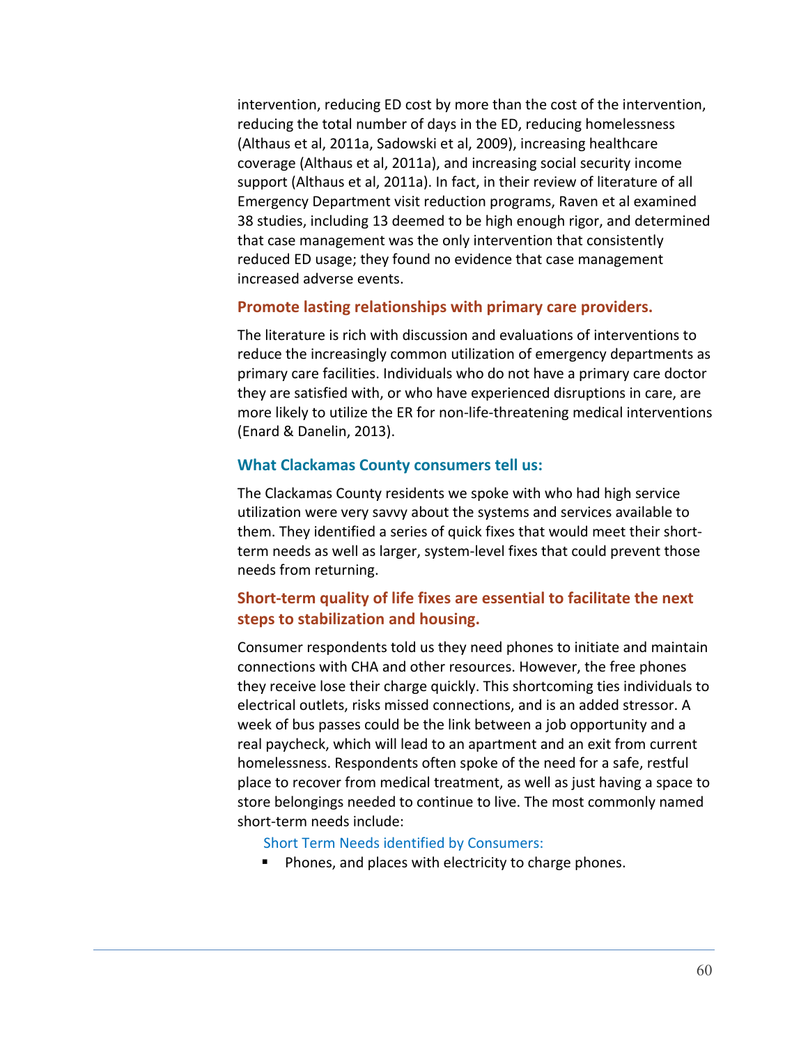intervention, reducing ED cost by more than the cost of the intervention, reducing the total number of days in the ED, reducing homelessness (Althaus et al, 2011a, Sadowski et al, 2009), increasing healthcare coverage (Althaus et al, 2011a), and increasing social security income support (Althaus et al, 2011a). In fact, in their review of literature of all Emergency Department visit reduction programs, Raven et al examined 38 studies, including 13 deemed to be high enough rigor, and determined that case management was the only intervention that consistently reduced ED usage; they found no evidence that case management increased adverse events.

### Promote lasting relationships with primary care providers.

The literature is rich with discussion and evaluations of interventions to reduce the increasingly common utilization of emergency departments as primary care facilities. Individuals who do not have a primary care doctor they are satisfied with, or who have experienced disruptions in care, are more likely to utilize the ER for non-life-threatening medical interventions (Enard & Danelin, 2013).

### What Clackamas County consumers tell us:

The Clackamas County residents we spoke with who had high service utilization were very savvy about the systems and services available to them. They identified a series of quick fixes that would meet their short-term needs as well as larger, system-level fixes that could prevent those needs from returning.

### Short-term quality of life fixes are essential to facilitate the next steps to stabilization and housing.

Consumer respondents told us they need phones to initiate and maintain connections with CHA and other resources. However, the free phones they receive lose their charge quickly. This shortcoming ties individuals to electrical outlets, risks missed connections, and is an added stressor. A week of bus passes could be the link between a job opportunity and a real paycheck, which will lead to an apartment and an exit from current homelessness. Respondents often spoke of the need for a safe, restful place to recover from medical treatment, as well as just having a space to store belongings needed to continue to live. The most commonly named short-term needs include:

Short Term Needs identified by Consumers:

- Phones, and places with electricity to charge phones.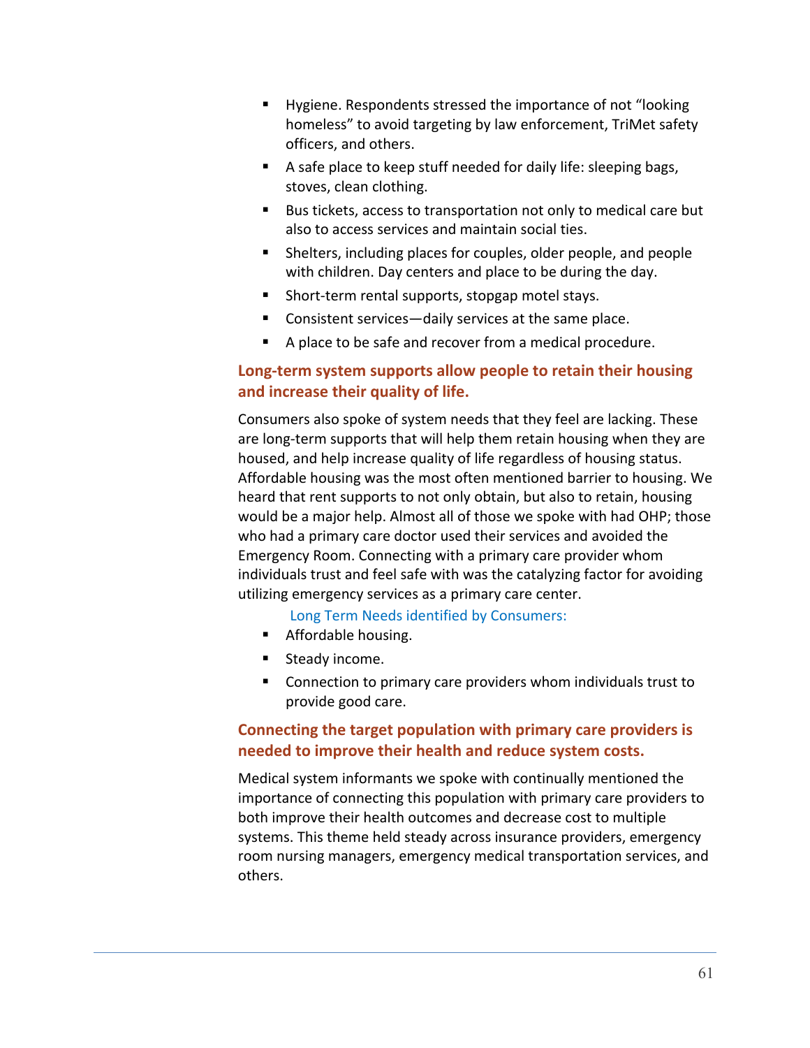- Hygiene. Respondents stressed the importance of not "looking homeless" to avoid targeting by law enforcement, TriMet safety officers, and others.
- A safe place to keep stuff needed for daily life: sleeping bags, stoves, clean clothing.
- Bus tickets, access to transportation not only to medical care but also to access services and maintain social ties.
- Shelters, including places for couples, older people, and people with children. Day centers and place to be during the day.
- Short-term rental supports, stopgap motel stays.
- Consistent services—daily services at the same place.
- A place to be safe and recover from a medical procedure.

### Long-term system supports allow people to retain their housing and increase their quality of life.

Consumers also spoke of system needs that they feel are lacking. These are long-term supports that will help them retain housing when they are housed, and help increase quality of life regardless of housing status. Affordable housing was the most often mentioned barrier to housing. We heard that rent supports to not only obtain, but also to retain, housing would be a major help. Almost all of those we spoke with had OHP; those who had a primary care doctor used their services and avoided the Emergency Room. Connecting with a primary care provider whom individuals trust and feel safe with was the catalyzing factor for avoiding utilizing emergency services as a primary care center.

Long Term Needs identified by Consumers:

- Affordable housing.
- Steady income.
- Connection to primary care providers whom individuals trust to provide good care.

### Connecting the target population with primary care providers is needed to improve their health and reduce system costs.

Medical system informants we spoke with continually mentioned the importance of connecting this population with primary care providers to both improve their health outcomes and decrease cost to multiple systems. This theme held steady across insurance providers, emergency room nursing managers, emergency medical transportation services, and others.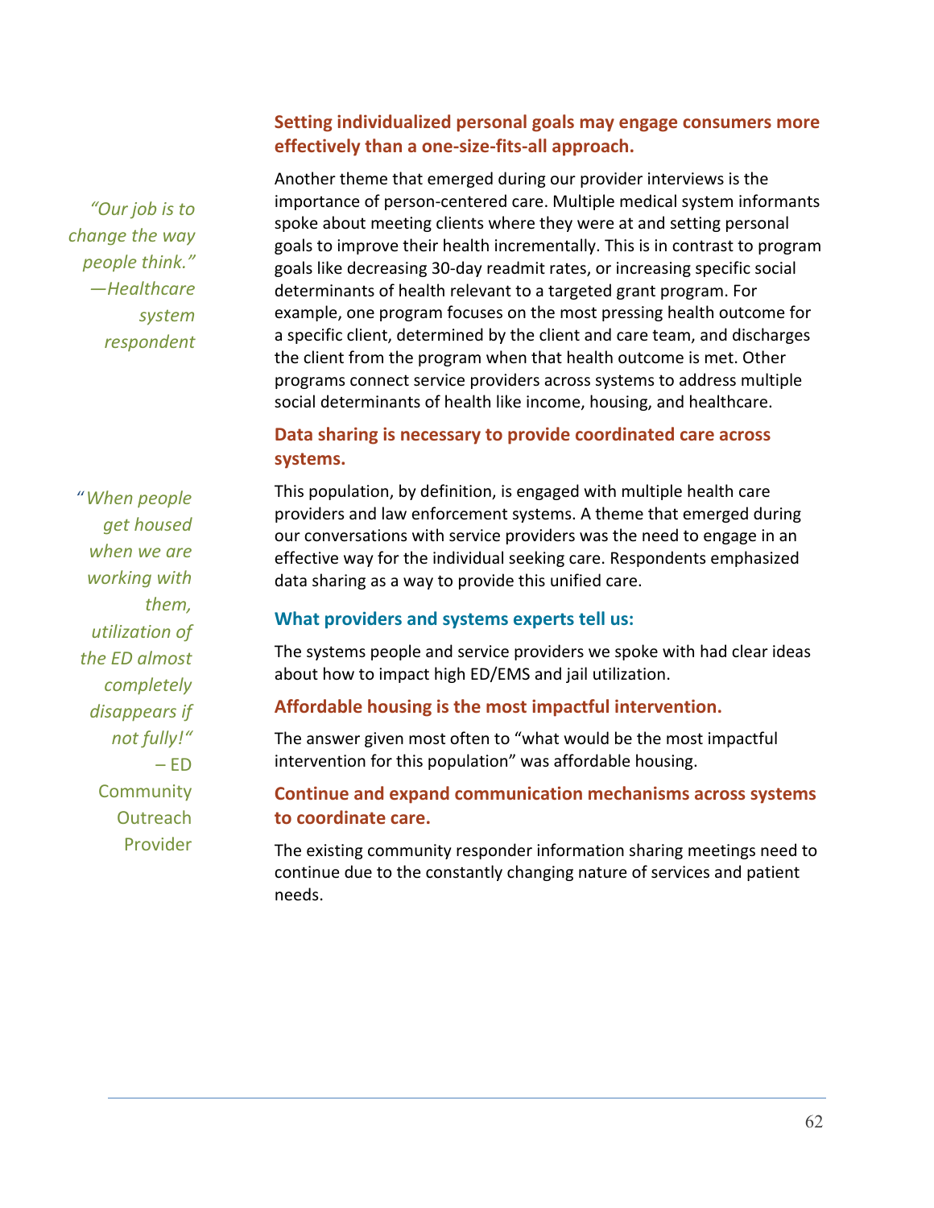### Setting individualized personal goals may engage consumers more effectively than a one-size-fits-all approach.

*"Our job is to change the way people think." —Healthcare system respondent*

Another theme that emerged during our provider interviews is the importance of person-centered care. Multiple medical system informants spoke about meeting clients where they were at and setting personal goals to improve their health incrementally. This is in contrast to program goals like decreasing 30-day readmit rates, or increasing specific social determinants of health relevant to a targeted grant program. For example, one program focuses on the most pressing health outcome for a specific client, determined by the client and care team, and discharges the client from the program when that health outcome is met. Other programs connect service providers across systems to address multiple social determinants of health like income, housing, and healthcare.

### Data sharing is necessary to provide coordinated care across systems.

*"When people get housed when we are working with them, utilization of the ED almost completely disappears if not fully!"* – ED Community Outreach Provider

This population, by definition, is engaged with multiple health care providers and law enforcement systems. A theme that emerged during our conversations with service providers was the need to engage in an effective way for the individual seeking care. Respondents emphasized data sharing as a way to provide this unified care.

## What providers and systems experts tell us:

The systems people and service providers we spoke with had clear ideas about how to impact high ED/EMS and jail utilization.

### Affordable housing is the most impactful intervention.

The answer given most often to "what would be the most impactful intervention for this population" was affordable housing.

### Continue and expand communication mechanisms across systems to coordinate care.

The existing community responder information sharing meetings need to continue due to the constantly changing nature of services and patient needs.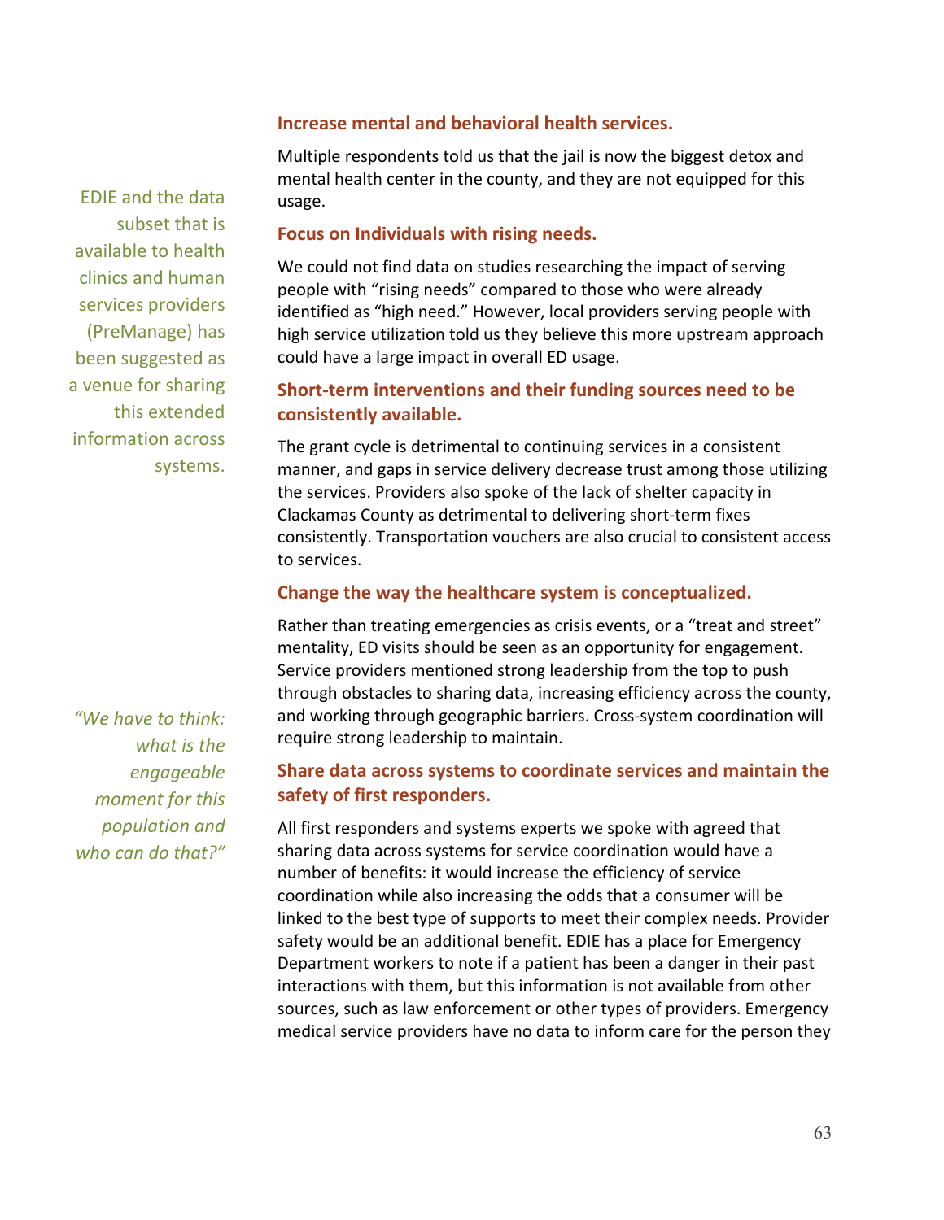### Increase mental and behavioral health services.

Multiple respondents told us that the jail is now the biggest detox and mental health center in the county, and they are not equipped for this usage.

EDIE and the data subset that is available to health clinics and human services providers (PreManage) has been suggested as a venue for sharing this extended information across systems.

### Focus on Individuals with rising needs.

We could not find data on studies researching the impact of serving people with "rising needs" compared to those who were already identified as "high need." However, local providers serving people with high service utilization told us they believe this more upstream approach could have a large impact in overall ED usage.

### Short-term interventions and their funding sources need to be consistently available.

The grant cycle is detrimental to continuing services in a consistent manner, and gaps in service delivery decrease trust among those utilizing the services. Providers also spoke of the lack of shelter capacity in Clackamas County as detrimental to delivering short-term fixes consistently. Transportation vouchers are also crucial to consistent access to services.

### Change the way the healthcare system is conceptualized.

Rather than treating emergencies as crisis events, or a "treat and street" mentality, ED visits should be seen as an opportunity for engagement. Service providers mentioned strong leadership from the top to push through obstacles to sharing data, increasing efficiency across the county, and working through geographic barriers. Cross-system coordination will require strong leadership to maintain.

*"We have to think: what is the engageable moment for this population and who can do that?"*

### Share data across systems to coordinate services and maintain the safety of first responders.

All first responders and systems experts we spoke with agreed that sharing data across systems for service coordination would have a number of benefits: it would increase the efficiency of service coordination while also increasing the odds that a consumer will be linked to the best type of supports to meet their complex needs. Provider safety would be an additional benefit. EDIE has a place for Emergency Department workers to note if a patient has been a danger in their past interactions with them, but this information is not available from other sources, such as law enforcement or other types of providers. Emergency medical service providers have no data to inform care for the person they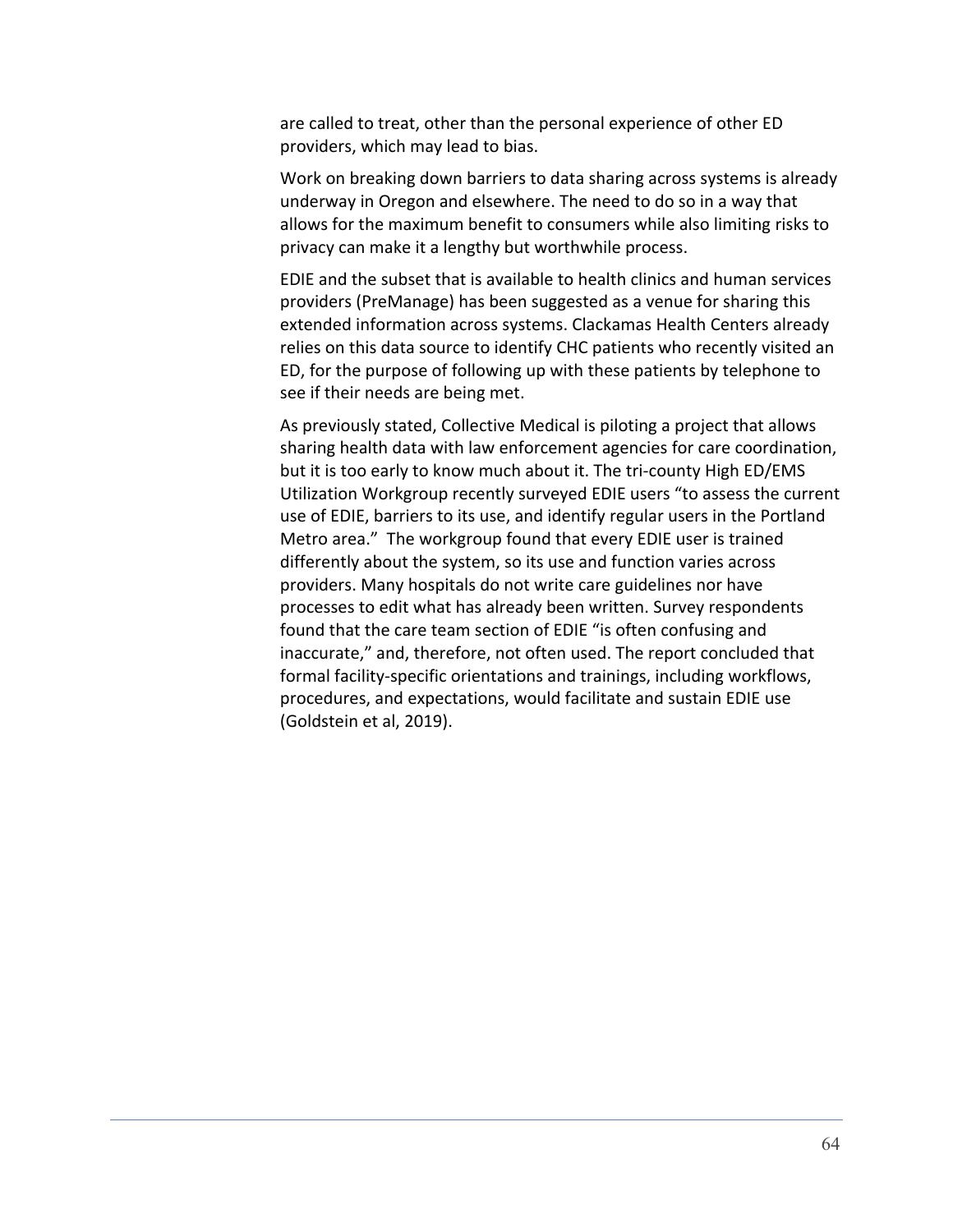are called to treat, other than the personal experience of other ED providers, which may lead to bias.

Work on breaking down barriers to data sharing across systems is already underway in Oregon and elsewhere. The need to do so in a way that allows for the maximum benefit to consumers while also limiting risks to privacy can make it a lengthy but worthwhile process.

EDIE and the subset that is available to health clinics and human services providers (PreManage) has been suggested as a venue for sharing this extended information across systems. Clackamas Health Centers already relies on this data source to identify CHC patients who recently visited an ED, for the purpose of following up with these patients by telephone to see if their needs are being met.

As previously stated, Collective Medical is piloting a project that allows sharing health data with law enforcement agencies for care coordination, but it is too early to know much about it. The tri-county High ED/EMS Utilization Workgroup recently surveyed EDIE users "to assess the current use of EDIE, barriers to its use, and identify regular users in the Portland Metro area." The workgroup found that every EDIE user is trained differently about the system, so its use and function varies across providers. Many hospitals do not write care guidelines nor have processes to edit what has already been written. Survey respondents found that the care team section of EDIE "is often confusing and inaccurate," and, therefore, not often used. The report concluded that formal facility-specific orientations and trainings, including workflows, procedures, and expectations, would facilitate and sustain EDIE use (Goldstein et al, 2019).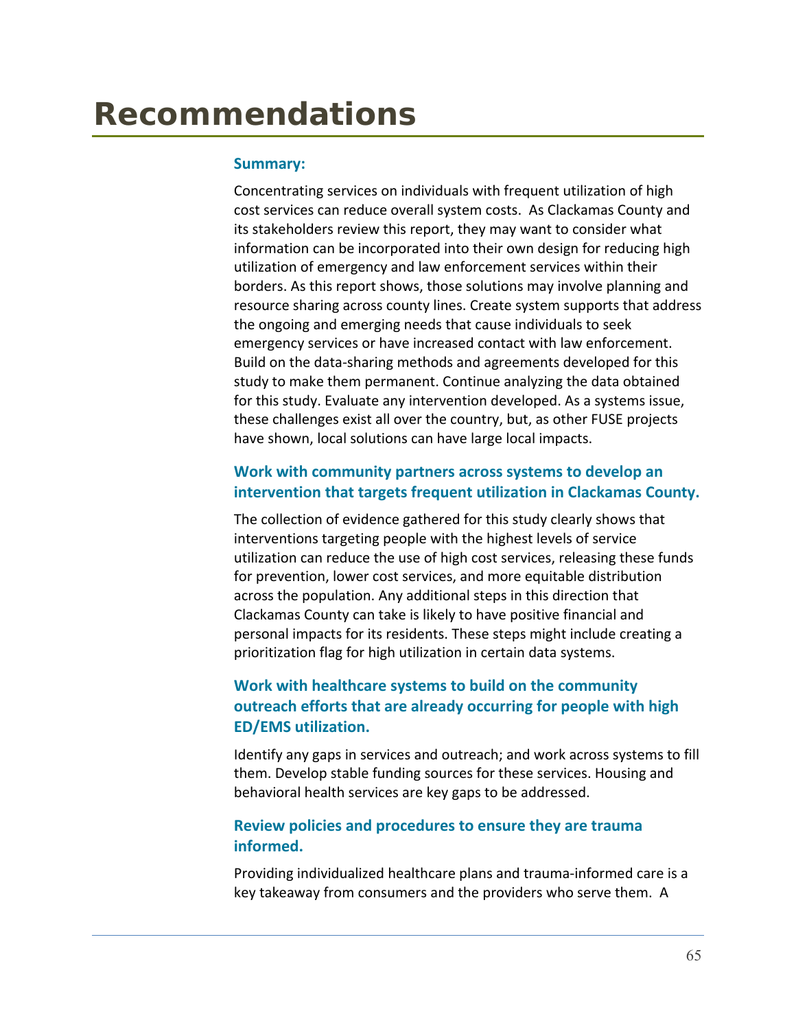# Recommendations

### Summary:

Concentrating services on individuals with frequent utilization of high cost services can reduce overall system costs. As Clackamas County and its stakeholders review this report, they may want to consider what information can be incorporated into their own design for reducing high utilization of emergency and law enforcement services within their borders. As this report shows, those solutions may involve planning and resource sharing across county lines. Create system supports that address the ongoing and emerging needs that cause individuals to seek emergency services or have increased contact with law enforcement. Build on the data-sharing methods and agreements developed for this study to make them permanent. Continue analyzing the data obtained for this study. Evaluate any intervention developed. As a systems issue, these challenges exist all over the country, but, as other FUSE projects have shown, local solutions can have large local impacts.

### Work with community partners across systems to develop an intervention that targets frequent utilization in Clackamas County.

The collection of evidence gathered for this study clearly shows that interventions targeting people with the highest levels of service utilization can reduce the use of high cost services, releasing these funds for prevention, lower cost services, and more equitable distribution across the population. Any additional steps in this direction that Clackamas County can take is likely to have positive financial and personal impacts for its residents. These steps might include creating a prioritization flag for high utilization in certain data systems.

### Work with healthcare systems to build on the community outreach efforts that are already occurring for people with high ED/EMS utilization.

Identify any gaps in services and outreach; and work across systems to fill them. Develop stable funding sources for these services. Housing and behavioral health services are key gaps to be addressed.

### Review policies and procedures to ensure they are trauma informed.

Providing individualized healthcare plans and trauma-informed care is a key takeaway from consumers and the providers who serve them. A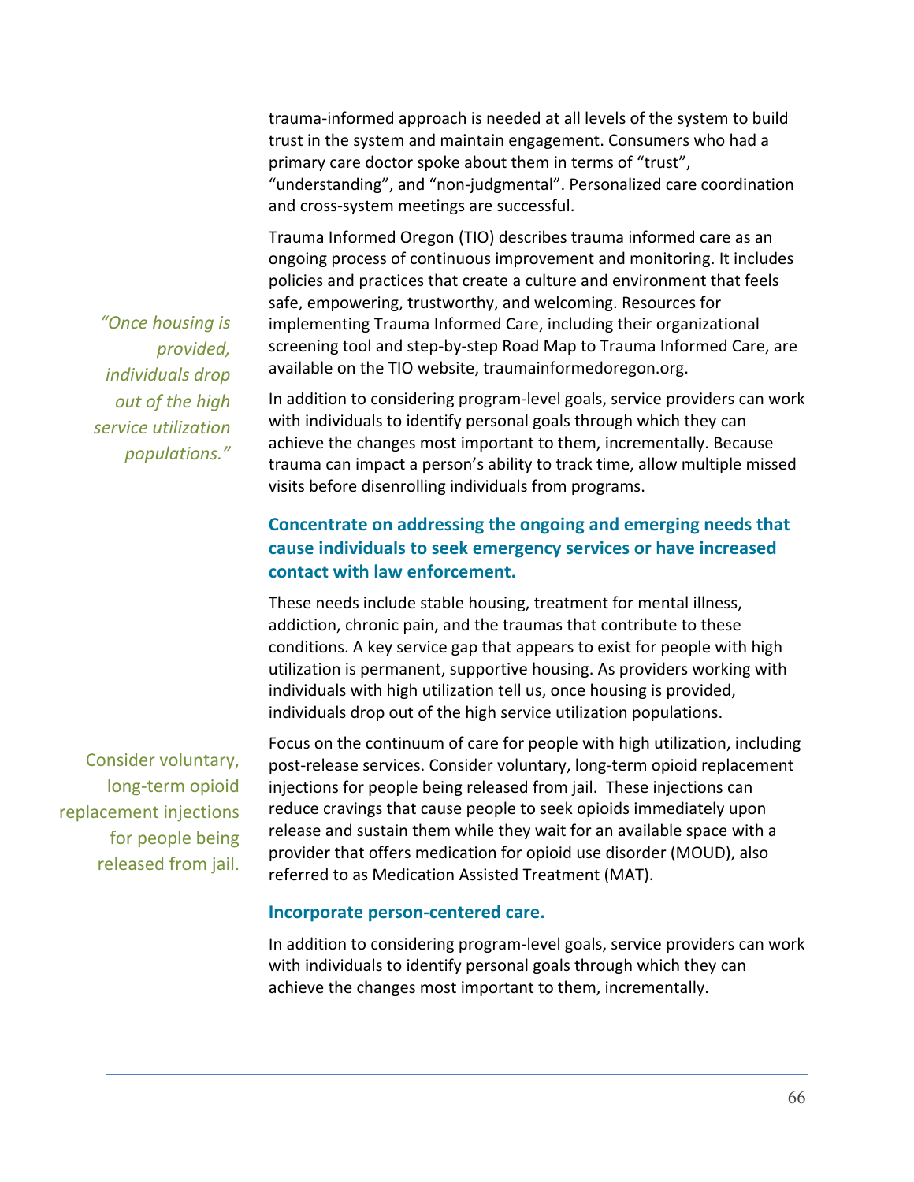trauma-informed approach is needed at all levels of the system to build trust in the system and maintain engagement. Consumers who had a primary care doctor spoke about them in terms of "trust", "understanding", and "non-judgmental". Personalized care coordination and cross-system meetings are successful.

Trauma Informed Oregon (TIO) describes trauma informed care as an ongoing process of continuous improvement and monitoring. It includes policies and practices that create a culture and environment that feels safe, empowering, trustworthy, and welcoming. Resources for implementing Trauma Informed Care, including their organizational screening tool and step-by-step Road Map to Trauma Informed Care, are available on the TIO website, traumainformedoregon.org.

*"Once housing is provided, individuals drop out of the high service utilization populations."*

In addition to considering program-level goals, service providers can work with individuals to identify personal goals through which they can achieve the changes most important to them, incrementally. Because trauma can impact a person's ability to track time, allow multiple missed visits before disenrolling individuals from programs.

### Concentrate on addressing the ongoing and emerging needs that cause individuals to seek emergency services or have increased contact with law enforcement.

These needs include stable housing, treatment for mental illness, addiction, chronic pain, and the traumas that contribute to these conditions. A key service gap that appears to exist for people with high utilization is permanent, supportive housing. As providers working with individuals with high utilization tell us, once housing is provided, individuals drop out of the high service utilization populations.

Consider voluntary, long-term opioid replacement injections for people being released from jail.

Focus on the continuum of care for people with high utilization, including post-release services. Consider voluntary, long-term opioid replacement injections for people being released from jail. These injections can reduce cravings that cause people to seek opioids immediately upon release and sustain them while they wait for an available space with a provider that offers medication for opioid use disorder (MOUD), also referred to as Medication Assisted Treatment (MAT).

### Incorporate person-centered care.

In addition to considering program-level goals, service providers can work with individuals to identify personal goals through which they can achieve the changes most important to them, incrementally.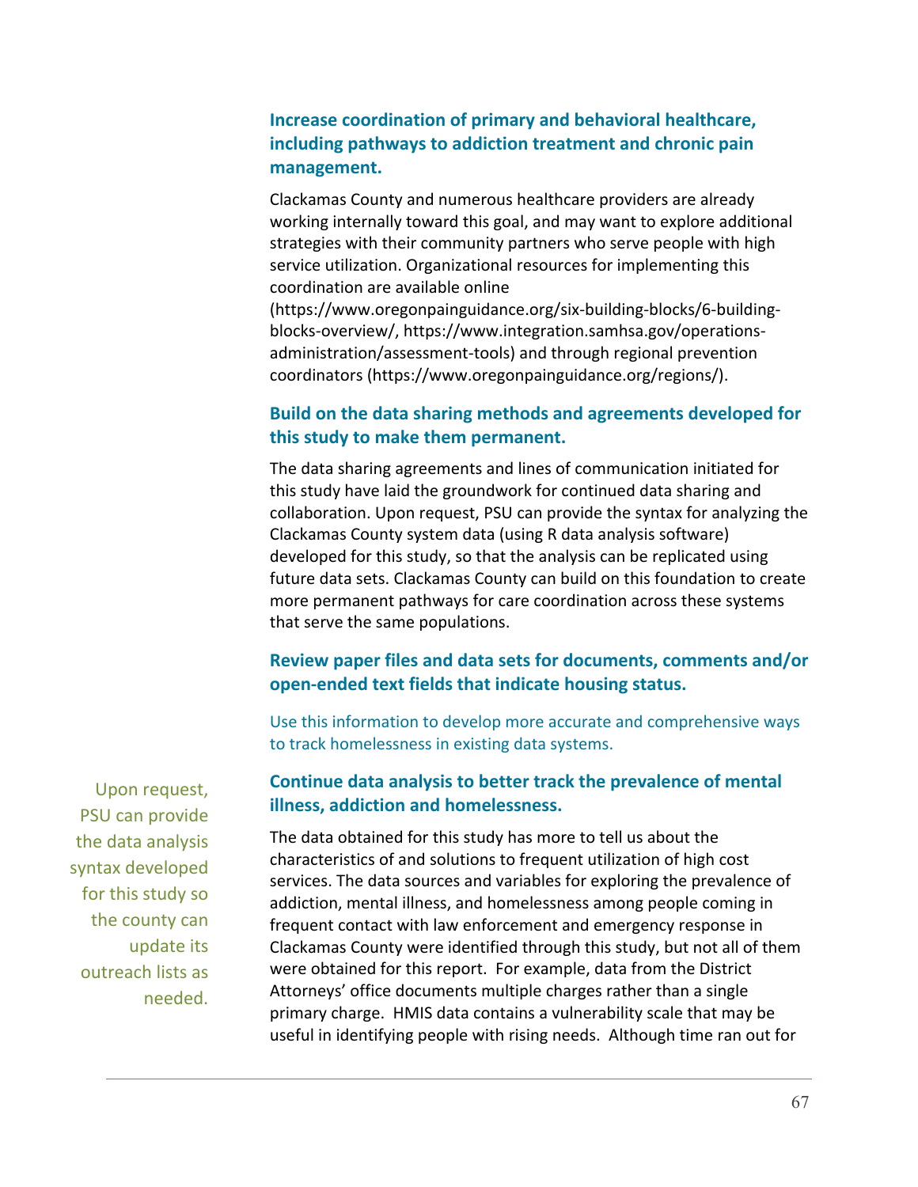### Increase coordination of primary and behavioral healthcare, including pathways to addiction treatment and chronic pain management.

Clackamas County and numerous healthcare providers are already working internally toward this goal, and may want to explore additional strategies with their community partners who serve people with high service utilization. Organizational resources for implementing this coordination are available online (https://www.oregonpainguidance.org/six-building-blocks/6-building-blocks-overview/, https://www.integration.samhsa.gov/operations-administration/assessment-tools) and through regional prevention coordinators (https://www.oregonpainguidance.org/regions/).

### Build on the data sharing methods and agreements developed for this study to make them permanent.

The data sharing agreements and lines of communication initiated for this study have laid the groundwork for continued data sharing and collaboration. Upon request, PSU can provide the syntax for analyzing the Clackamas County system data (using R data analysis software) developed for this study, so that the analysis can be replicated using future data sets. Clackamas County can build on this foundation to create more permanent pathways for care coordination across these systems that serve the same populations.

### Review paper files and data sets for documents, comments and/or open-ended text fields that indicate housing status.

Use this information to develop more accurate and comprehensive ways to track homelessness in existing data systems.

> Upon request, PSU can provide the data analysis syntax developed for this study so the county can update its outreach lists as needed.

### Continue data analysis to better track the prevalence of mental illness, addiction and homelessness.

The data obtained for this study has more to tell us about the characteristics of and solutions to frequent utilization of high cost services. The data sources and variables for exploring the prevalence of addiction, mental illness, and homelessness among people coming in frequent contact with law enforcement and emergency response in Clackamas County were identified through this study, but not all of them were obtained for this report. For example, data from the District Attorneys' office documents multiple charges rather than a single primary charge. HMIS data contains a vulnerability scale that may be useful in identifying people with rising needs. Although time ran out for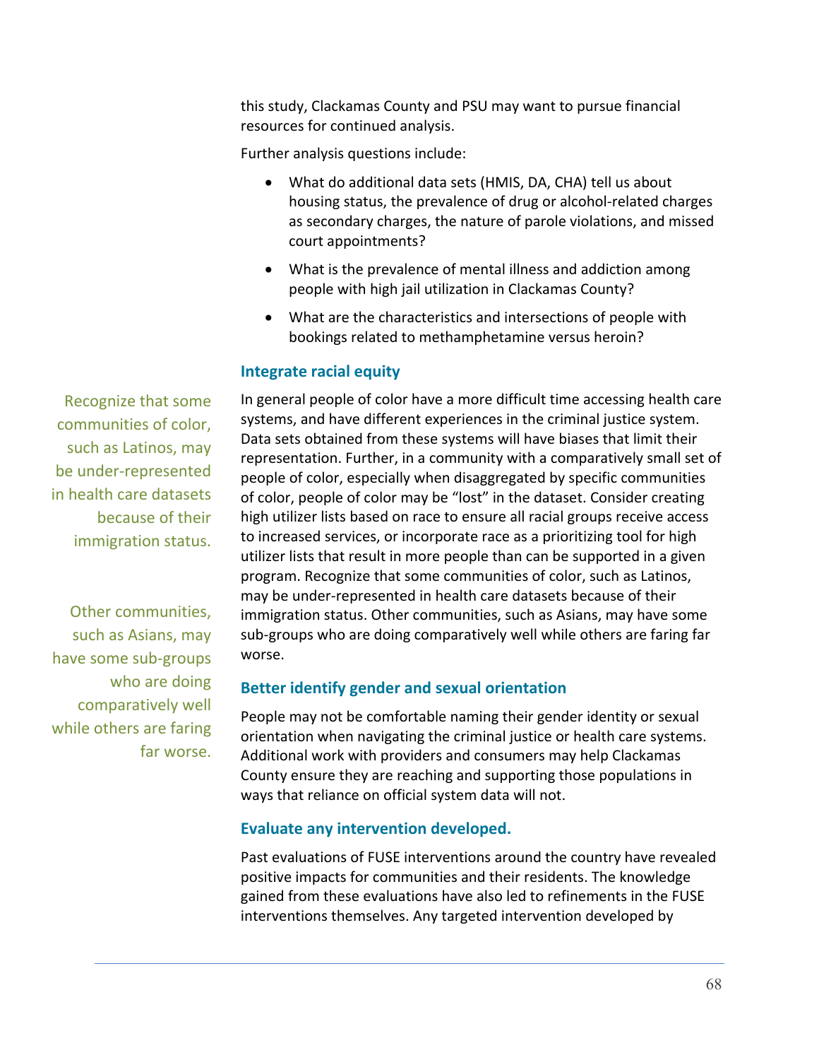this study, Clackamas County and PSU may want to pursue financial resources for continued analysis.

Further analysis questions include:

- What do additional data sets (HMIS, DA, CHA) tell us about housing status, the prevalence of drug or alcohol-related charges as secondary charges, the nature of parole violations, and missed court appointments?
- What is the prevalence of mental illness and addiction among people with high jail utilization in Clackamas County?
- What are the characteristics and intersections of people with bookings related to methamphetamine versus heroin?

### Integrate racial equity

> Recognize that some communities of color, such as Latinos, may be under-represented in health care datasets because of their immigration status.

> Other communities, such as Asians, may have some sub-groups who are doing comparatively well while others are faring far worse.

In general people of color have a more difficult time accessing health care systems, and have different experiences in the criminal justice system. Data sets obtained from these systems will have biases that limit their representation. Further, in a community with a comparatively small set of people of color, especially when disaggregated by specific communities of color, people of color may be "lost" in the dataset. Consider creating high utilizer lists based on race to ensure all racial groups receive access to increased services, or incorporate race as a prioritizing tool for high utilizer lists that result in more people than can be supported in a given program. Recognize that some communities of color, such as Latinos, may be under-represented in health care datasets because of their immigration status. Other communities, such as Asians, may have some sub-groups who are doing comparatively well while others are faring far worse.

### Better identify gender and sexual orientation

People may not be comfortable naming their gender identity or sexual orientation when navigating the criminal justice or health care systems. Additional work with providers and consumers may help Clackamas County ensure they are reaching and supporting those populations in ways that reliance on official system data will not.

### Evaluate any intervention developed.

Past evaluations of FUSE interventions around the country have revealed positive impacts for communities and their residents. The knowledge gained from these evaluations have also led to refinements in the FUSE interventions themselves. Any targeted intervention developed by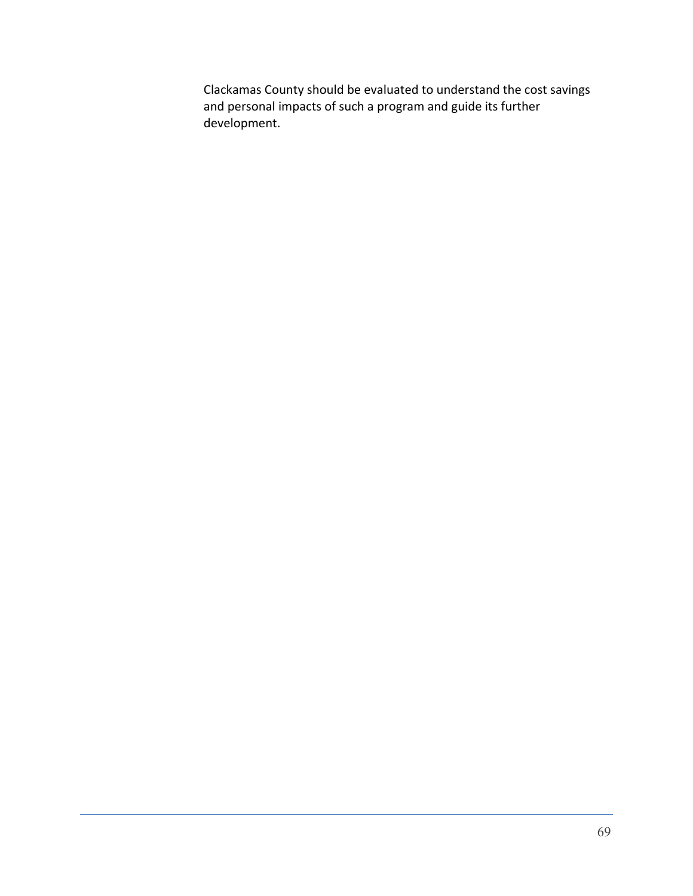Clackamas County should be evaluated to understand the cost savings and personal impacts of such a program and guide its further development.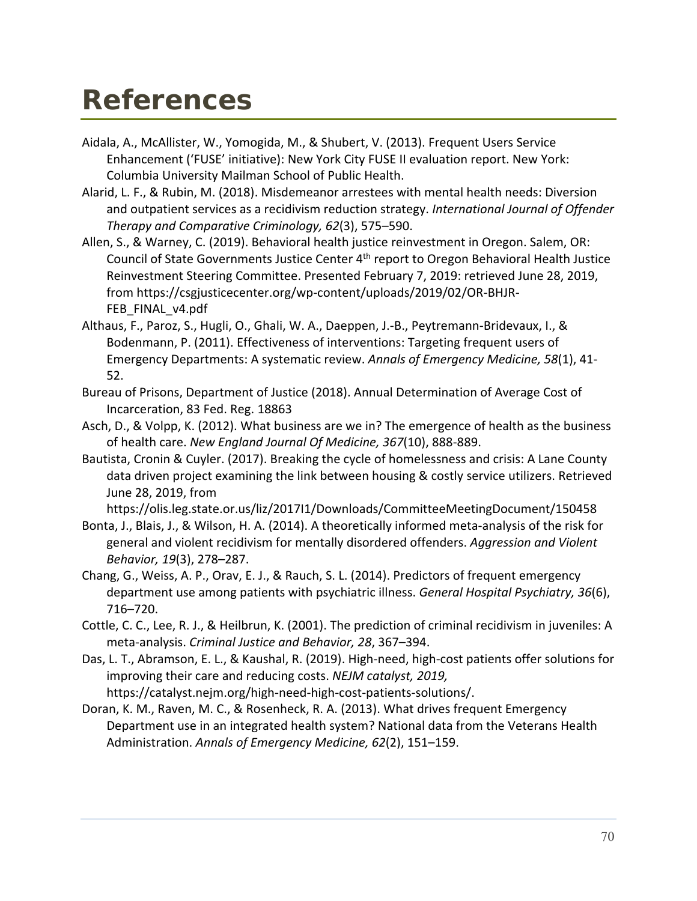# References

Aidala, A., McAllister, W., Yomogida, M., & Shubert, V. (2013). Frequent Users Service Enhancement ('FUSE' initiative): New York City FUSE II evaluation report. New York: Columbia University Mailman School of Public Health.

Alarid, L. F., & Rubin, M. (2018). Misdemeanor arrestees with mental health needs: Diversion and outpatient services as a recidivism reduction strategy. *International Journal of Offender Therapy and Comparative Criminology, 62*(3), 575–590.

Allen, S., & Warney, C. (2019). Behavioral health justice reinvestment in Oregon. Salem, OR: Council of State Governments Justice Center 4th report to Oregon Behavioral Health Justice Reinvestment Steering Committee. Presented February 7, 2019: retrieved June 28, 2019, from https://csgjusticecenter.org/wp-content/uploads/2019/02/OR-BHJR-FEB_FINAL_v4.pdf

Althaus, F., Paroz, S., Hugli, O., Ghali, W. A., Daeppen, J.-B., Peytremann-Bridevaux, I., & Bodenmann, P. (2011). Effectiveness of interventions: Targeting frequent users of Emergency Departments: A systematic review. *Annals of Emergency Medicine, 58*(1), 41-52.

Bureau of Prisons, Department of Justice (2018). Annual Determination of Average Cost of Incarceration, 83 Fed. Reg. 18863

Asch, D., & Volpp, K. (2012). What business are we in? The emergence of health as the business of health care. *New England Journal Of Medicine, 367*(10), 888-889.

Bautista, Cronin & Cuyler. (2017). Breaking the cycle of homelessness and crisis: A Lane County data driven project examining the link between housing & costly service utilizers. Retrieved June 28, 2019, from https://olis.leg.state.or.us/liz/2017I1/Downloads/CommitteeMeetingDocument/150458

Bonta, J., Blais, J., & Wilson, H. A. (2014). A theoretically informed meta-analysis of the risk for general and violent recidivism for mentally disordered offenders. *Aggression and Violent Behavior, 19*(3), 278–287.

Chang, G., Weiss, A. P., Orav, E. J., & Rauch, S. L. (2014). Predictors of frequent emergency department use among patients with psychiatric illness. *General Hospital Psychiatry, 36*(6), 716–720.

Cottle, C. C., Lee, R. J., & Heilbrun, K. (2001). The prediction of criminal recidivism in juveniles: A meta-analysis. *Criminal Justice and Behavior, 28*, 367–394.

Das, L. T., Abramson, E. L., & Kaushal, R. (2019). High-need, high-cost patients offer solutions for improving their care and reducing costs. *NEJM catalyst, 2019,* https://catalyst.nejm.org/high-need-high-cost-patients-solutions/.

Doran, K. M., Raven, M. C., & Rosenheck, R. A. (2013). What drives frequent Emergency Department use in an integrated health system? National data from the Veterans Health Administration. *Annals of Emergency Medicine, 62*(2), 151–159.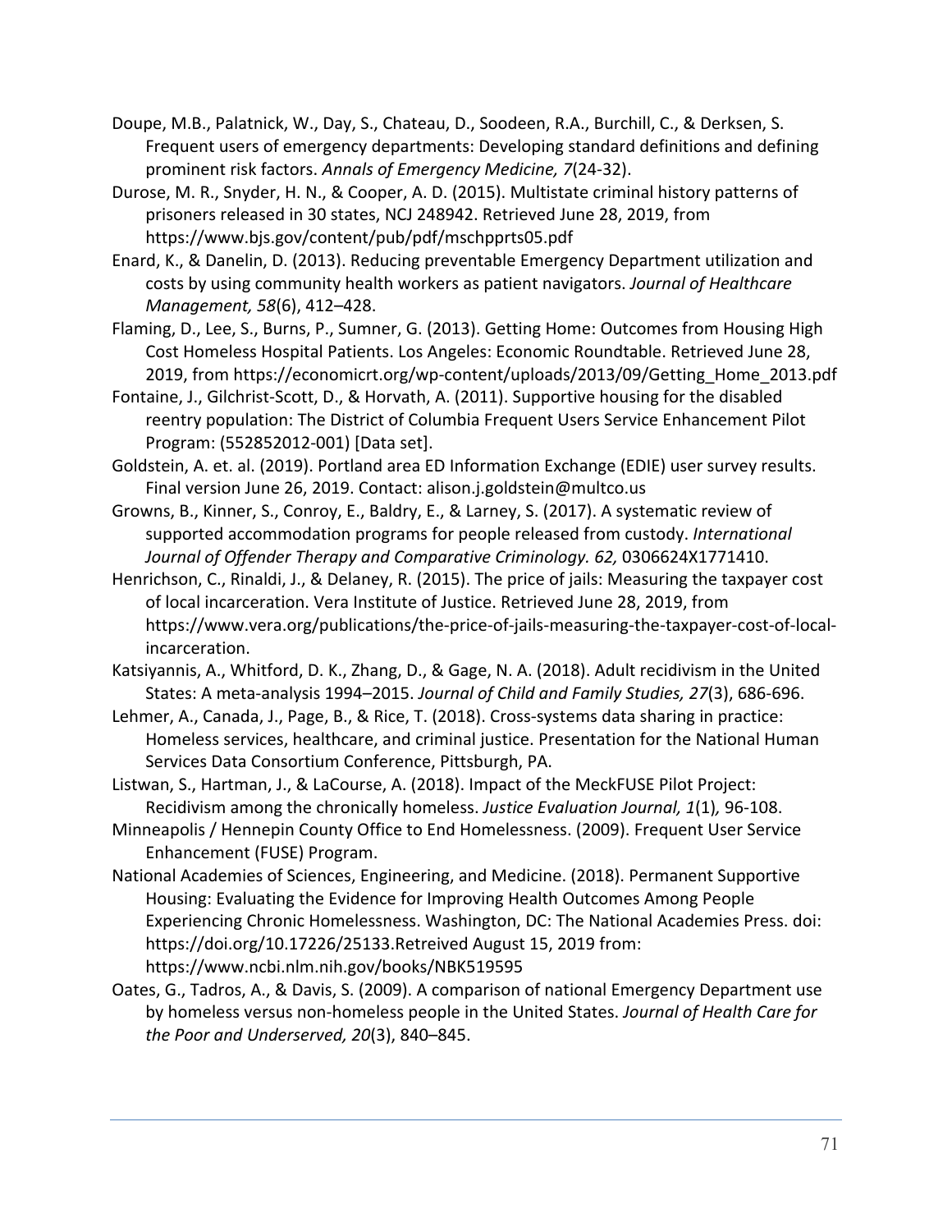Doupe, M.B., Palatnick, W., Day, S., Chateau, D., Soodeen, R.A., Burchill, C., & Derksen, S. Frequent users of emergency departments: Developing standard definitions and defining prominent risk factors. *Annals of Emergency Medicine, 7*(24-32).

Durose, M. R., Snyder, H. N., & Cooper, A. D. (2015). Multistate criminal history patterns of prisoners released in 30 states, NCJ 248942. Retrieved June 28, 2019, from https://www.bjs.gov/content/pub/pdf/mschpprts05.pdf

Enard, K., & Danelin, D. (2013). Reducing preventable Emergency Department utilization and costs by using community health workers as patient navigators. *Journal of Healthcare Management, 58*(6), 412–428.

Flaming, D., Lee, S., Burns, P., Sumner, G. (2013). Getting Home: Outcomes from Housing High Cost Homeless Hospital Patients. Los Angeles: Economic Roundtable. Retrieved June 28, 2019, from https://economicrt.org/wp-content/uploads/2013/09/Getting_Home_2013.pdf

Fontaine, J., Gilchrist-Scott, D., & Horvath, A. (2011). Supportive housing for the disabled reentry population: The District of Columbia Frequent Users Service Enhancement Pilot Program: (552852012-001) [Data set].

Goldstein, A. et. al. (2019). Portland area ED Information Exchange (EDIE) user survey results. Final version June 26, 2019. Contact: alison.j.goldstein@multco.us

Growns, B., Kinner, S., Conroy, E., Baldry, E., & Larney, S. (2017). A systematic review of supported accommodation programs for people released from custody. *International Journal of Offender Therapy and Comparative Criminology. 62,* 0306624X1771410.

Henrichson, C., Rinaldi, J., & Delaney, R. (2015). The price of jails: Measuring the taxpayer cost of local incarceration. Vera Institute of Justice. Retrieved June 28, 2019, from https://www.vera.org/publications/the-price-of-jails-measuring-the-taxpayer-cost-of-local-incarceration.

Katsiyannis, A., Whitford, D. K., Zhang, D., & Gage, N. A. (2018). Adult recidivism in the United States: A meta-analysis 1994–2015. *Journal of Child and Family Studies, 27*(3), 686-696.

Lehmer, A., Canada, J., Page, B., & Rice, T. (2018). Cross-systems data sharing in practice: Homeless services, healthcare, and criminal justice. Presentation for the National Human Services Data Consortium Conference, Pittsburgh, PA.

Listwan, S., Hartman, J., & LaCourse, A. (2018). Impact of the MeckFUSE Pilot Project: Recidivism among the chronically homeless. *Justice Evaluation Journal, 1*(1)*,* 96-108.

Minneapolis / Hennepin County Office to End Homelessness. (2009). Frequent User Service Enhancement (FUSE) Program.

National Academies of Sciences, Engineering, and Medicine. (2018). Permanent Supportive Housing: Evaluating the Evidence for Improving Health Outcomes Among People Experiencing Chronic Homelessness. Washington, DC: The National Academies Press. doi: https://doi.org/10.17226/25133.Retreived August 15, 2019 from: https://www.ncbi.nlm.nih.gov/books/NBK519595

Oates, G., Tadros, A., & Davis, S. (2009). A comparison of national Emergency Department use by homeless versus non-homeless people in the United States. *Journal of Health Care for the Poor and Underserved, 20*(3), 840–845.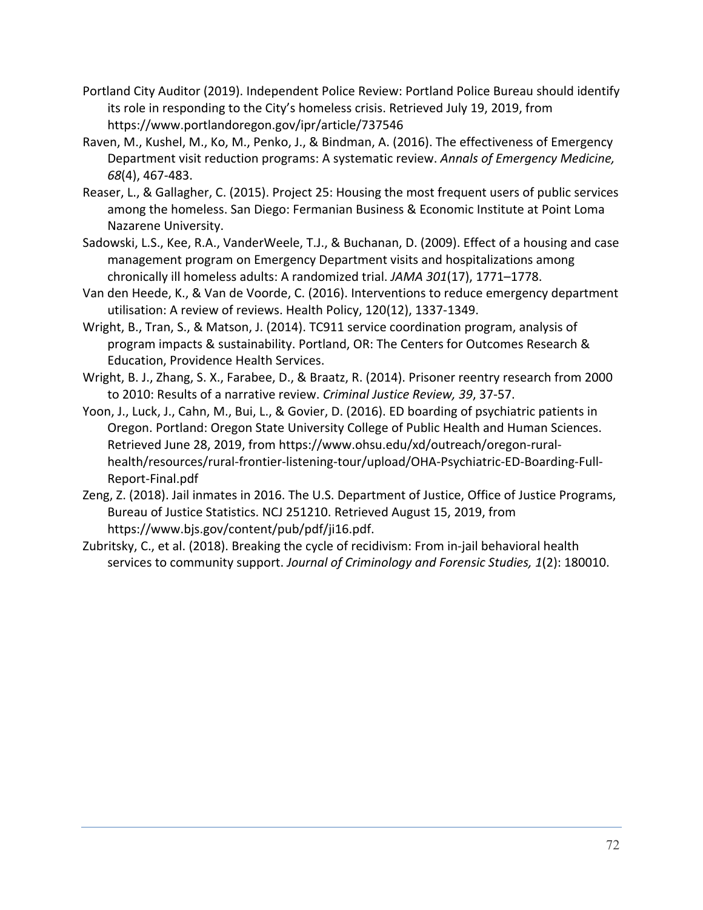Portland City Auditor (2019). Independent Police Review: Portland Police Bureau should identify its role in responding to the City's homeless crisis. Retrieved July 19, 2019, from https://www.portlandoregon.gov/ipr/article/737546

Raven, M., Kushel, M., Ko, M., Penko, J., & Bindman, A. (2016). The effectiveness of Emergency Department visit reduction programs: A systematic review. *Annals of Emergency Medicine, 68*(4), 467-483.

Reaser, L., & Gallagher, C. (2015). Project 25: Housing the most frequent users of public services among the homeless. San Diego: Fermanian Business & Economic Institute at Point Loma Nazarene University.

Sadowski, L.S., Kee, R.A., VanderWeele, T.J., & Buchanan, D. (2009). Effect of a housing and case management program on Emergency Department visits and hospitalizations among chronically ill homeless adults: A randomized trial. *JAMA 301*(17), 1771–1778.

Van den Heede, K., & Van de Voorde, C. (2016). Interventions to reduce emergency department utilisation: A review of reviews. Health Policy, 120(12), 1337-1349.

Wright, B., Tran, S., & Matson, J. (2014). TC911 service coordination program, analysis of program impacts & sustainability. Portland, OR: The Centers for Outcomes Research & Education, Providence Health Services.

Wright, B. J., Zhang, S. X., Farabee, D., & Braatz, R. (2014). Prisoner reentry research from 2000 to 2010: Results of a narrative review. *Criminal Justice Review, 39*, 37-57.

Yoon, J., Luck, J., Cahn, M., Bui, L., & Govier, D. (2016). ED boarding of psychiatric patients in Oregon. Portland: Oregon State University College of Public Health and Human Sciences. Retrieved June 28, 2019, from https://www.ohsu.edu/xd/outreach/oregon-rural-health/resources/rural-frontier-listening-tour/upload/OHA-Psychiatric-ED-Boarding-Full-Report-Final.pdf

Zeng, Z. (2018). Jail inmates in 2016. The U.S. Department of Justice, Office of Justice Programs, Bureau of Justice Statistics. NCJ 251210. Retrieved August 15, 2019, from https://www.bjs.gov/content/pub/pdf/ji16.pdf.

Zubritsky, C., et al. (2018). Breaking the cycle of recidivism: From in-jail behavioral health services to community support. *Journal of Criminology and Forensic Studies, 1*(2): 180010.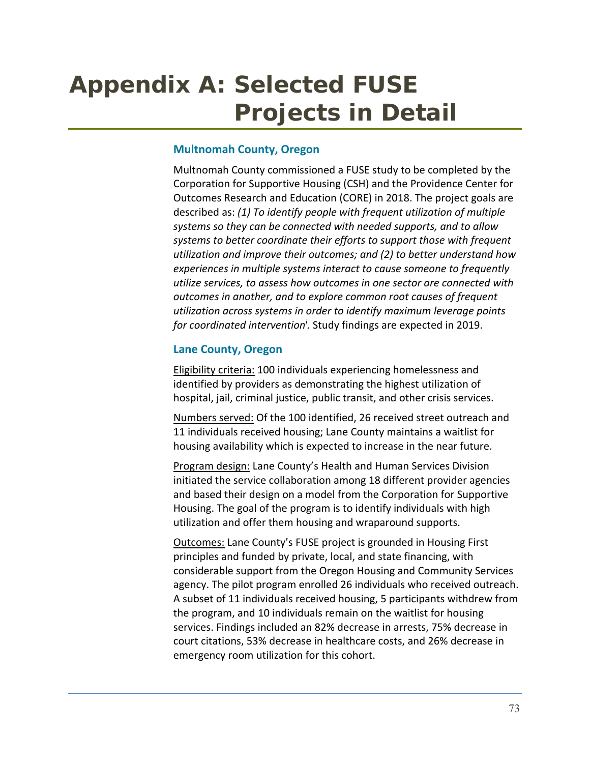# Appendix A: Selected FUSE Projects in Detail

### Multnomah County, Oregon

Multnomah County commissioned a FUSE study to be completed by the Corporation for Supportive Housing (CSH) and the Providence Center for Outcomes Research and Education (CORE) in 2018. The project goals are described as: *(1) To identify people with frequent utilization of multiple systems so they can be connected with needed supports, and to allow systems to better coordinate their efforts to support those with frequent utilization and improve their outcomes; and (2) to better understand how experiences in multiple systems interact to cause someone to frequently utilize services, to assess how outcomes in one sector are connected with outcomes in another, and to explore common root causes of frequent utilization across systems in order to identify maximum leverage points for coordinated intervention*[i]. Study findings are expected in 2019.

### Lane County, Oregon

Eligibility criteria: 100 individuals experiencing homelessness and identified by providers as demonstrating the highest utilization of hospital, jail, criminal justice, public transit, and other crisis services.

Numbers served: Of the 100 identified, 26 received street outreach and 11 individuals received housing; Lane County maintains a waitlist for housing availability which is expected to increase in the near future.

Program design: Lane County's Health and Human Services Division initiated the service collaboration among 18 different provider agencies and based their design on a model from the Corporation for Supportive Housing. The goal of the program is to identify individuals with high utilization and offer them housing and wraparound supports.

Outcomes: Lane County's FUSE project is grounded in Housing First principles and funded by private, local, and state financing, with considerable support from the Oregon Housing and Community Services agency. The pilot program enrolled 26 individuals who received outreach. A subset of 11 individuals received housing, 5 participants withdrew from the program, and 10 individuals remain on the waitlist for housing services. Findings included an 82% decrease in arrests, 75% decrease in court citations, 53% decrease in healthcare costs, and 26% decrease in emergency room utilization for this cohort.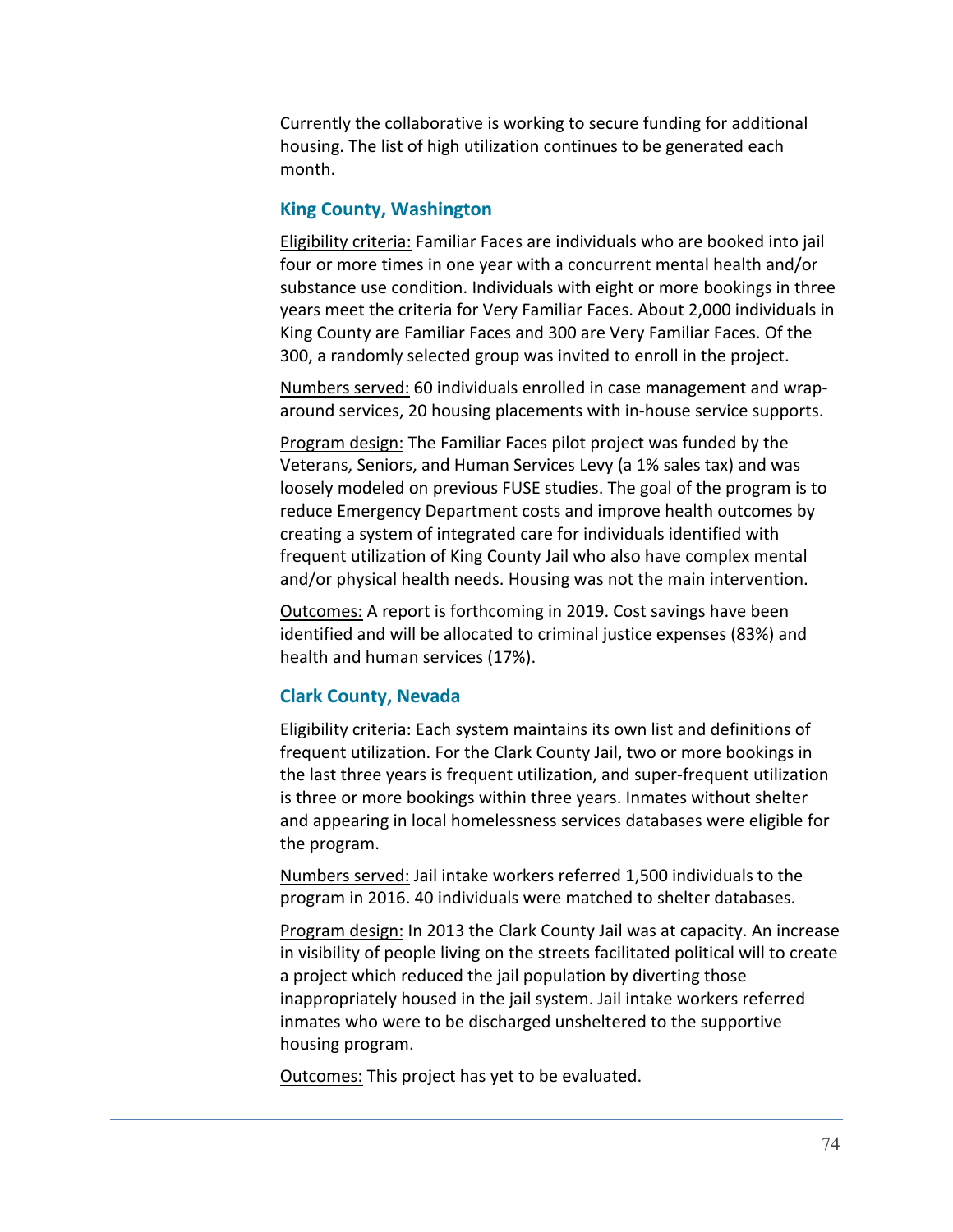Currently the collaborative is working to secure funding for additional housing. The list of high utilization continues to be generated each month.

### King County, Washington

Eligibility criteria: Familiar Faces are individuals who are booked into jail four or more times in one year with a concurrent mental health and/or substance use condition. Individuals with eight or more bookings in three years meet the criteria for Very Familiar Faces. About 2,000 individuals in King County are Familiar Faces and 300 are Very Familiar Faces. Of the 300, a randomly selected group was invited to enroll in the project.

Numbers served: 60 individuals enrolled in case management and wrap-around services, 20 housing placements with in-house service supports.

Program design: The Familiar Faces pilot project was funded by the Veterans, Seniors, and Human Services Levy (a 1% sales tax) and was loosely modeled on previous FUSE studies. The goal of the program is to reduce Emergency Department costs and improve health outcomes by creating a system of integrated care for individuals identified with frequent utilization of King County Jail who also have complex mental and/or physical health needs. Housing was not the main intervention.

Outcomes: A report is forthcoming in 2019. Cost savings have been identified and will be allocated to criminal justice expenses (83%) and health and human services (17%).

### Clark County, Nevada

Eligibility criteria: Each system maintains its own list and definitions of frequent utilization. For the Clark County Jail, two or more bookings in the last three years is frequent utilization, and super-frequent utilization is three or more bookings within three years. Inmates without shelter and appearing in local homelessness services databases were eligible for the program.

Numbers served: Jail intake workers referred 1,500 individuals to the program in 2016. 40 individuals were matched to shelter databases.

Program design: In 2013 the Clark County Jail was at capacity. An increase in visibility of people living on the streets facilitated political will to create a project which reduced the jail population by diverting those inappropriately housed in the jail system. Jail intake workers referred inmates who were to be discharged unsheltered to the supportive housing program.

Outcomes: This project has yet to be evaluated.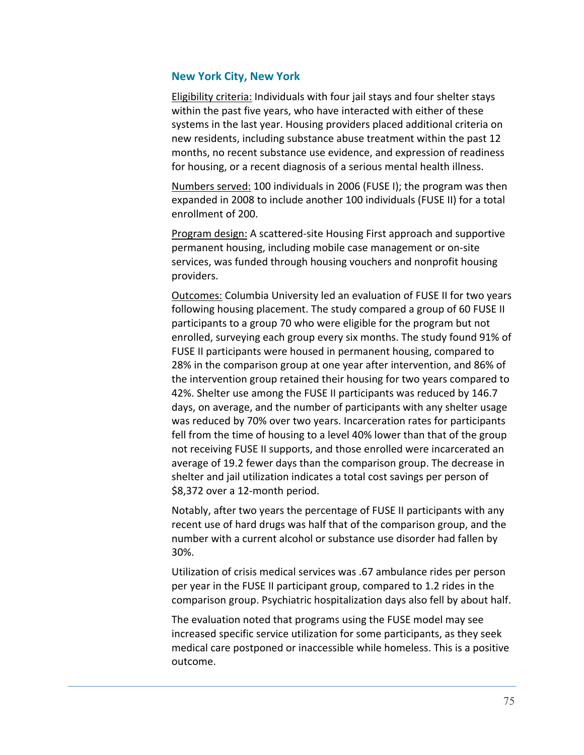### New York City, New York

Eligibility criteria: Individuals with four jail stays and four shelter stays within the past five years, who have interacted with either of these systems in the last year. Housing providers placed additional criteria on new residents, including substance abuse treatment within the past 12 months, no recent substance use evidence, and expression of readiness for housing, or a recent diagnosis of a serious mental health illness.

Numbers served: 100 individuals in 2006 (FUSE I); the program was then expanded in 2008 to include another 100 individuals (FUSE II) for a total enrollment of 200.

Program design: A scattered-site Housing First approach and supportive permanent housing, including mobile case management or on-site services, was funded through housing vouchers and nonprofit housing providers.

Outcomes: Columbia University led an evaluation of FUSE II for two years following housing placement. The study compared a group of 60 FUSE II participants to a group 70 who were eligible for the program but not enrolled, surveying each group every six months. The study found 91% of FUSE II participants were housed in permanent housing, compared to 28% in the comparison group at one year after intervention, and 86% of the intervention group retained their housing for two years compared to 42%. Shelter use among the FUSE II participants was reduced by 146.7 days, on average, and the number of participants with any shelter usage was reduced by 70% over two years. Incarceration rates for participants fell from the time of housing to a level 40% lower than that of the group not receiving FUSE II supports, and those enrolled were incarcerated an average of 19.2 fewer days than the comparison group. The decrease in shelter and jail utilization indicates a total cost savings per person of $8,372 over a 12-month period.

Notably, after two years the percentage of FUSE II participants with any recent use of hard drugs was half that of the comparison group, and the number with a current alcohol or substance use disorder had fallen by 30%.

Utilization of crisis medical services was .67 ambulance rides per person per year in the FUSE II participant group, compared to 1.2 rides in the comparison group. Psychiatric hospitalization days also fell by about half.

The evaluation noted that programs using the FUSE model may see increased specific service utilization for some participants, as they seek medical care postponed or inaccessible while homeless. This is a positive outcome.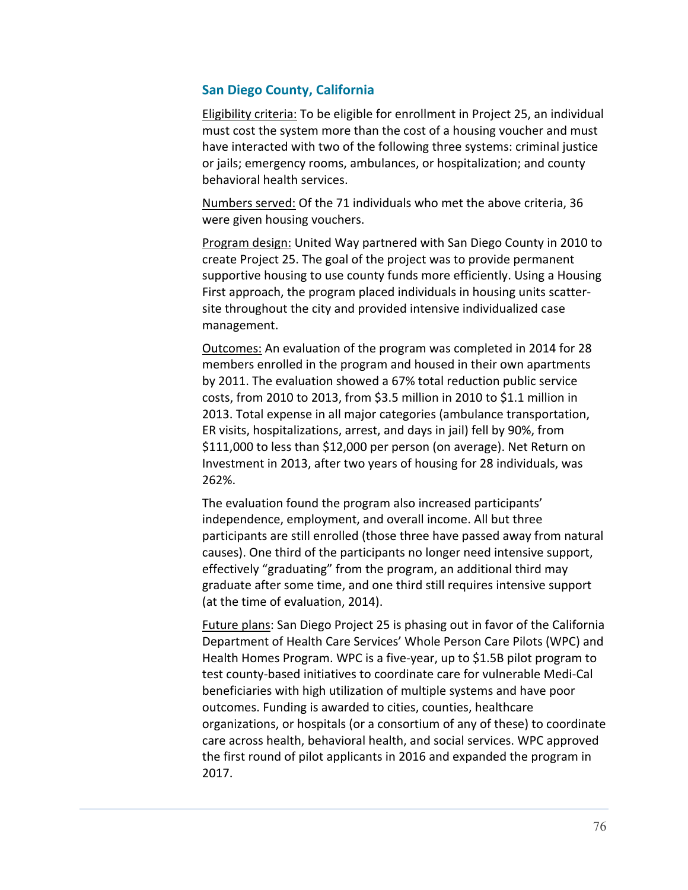### San Diego County, California

Eligibility criteria: To be eligible for enrollment in Project 25, an individual must cost the system more than the cost of a housing voucher and must have interacted with two of the following three systems: criminal justice or jails; emergency rooms, ambulances, or hospitalization; and county behavioral health services.

Numbers served: Of the 71 individuals who met the above criteria, 36 were given housing vouchers.

Program design: United Way partnered with San Diego County in 2010 to create Project 25. The goal of the project was to provide permanent supportive housing to use county funds more efficiently. Using a Housing First approach, the program placed individuals in housing units scatter-site throughout the city and provided intensive individualized case management.

Outcomes: An evaluation of the program was completed in 2014 for 28 members enrolled in the program and housed in their own apartments by 2011. The evaluation showed a 67% total reduction public service costs, from 2010 to 2013, from $3.5 million in 2010 to $1.1 million in 2013. Total expense in all major categories (ambulance transportation, ER visits, hospitalizations, arrest, and days in jail) fell by 90%, from $111,000 to less than $12,000 per person (on average). Net Return on Investment in 2013, after two years of housing for 28 individuals, was 262%.

The evaluation found the program also increased participants' independence, employment, and overall income. All but three participants are still enrolled (those three have passed away from natural causes). One third of the participants no longer need intensive support, effectively "graduating" from the program, an additional third may graduate after some time, and one third still requires intensive support (at the time of evaluation, 2014).

Future plans: San Diego Project 25 is phasing out in favor of the California Department of Health Care Services' Whole Person Care Pilots (WPC) and Health Homes Program. WPC is a five-year, up to $1.5B pilot program to test county-based initiatives to coordinate care for vulnerable Medi-Cal beneficiaries with high utilization of multiple systems and have poor outcomes. Funding is awarded to cities, counties, healthcare organizations, or hospitals (or a consortium of any of these) to coordinate care across health, behavioral health, and social services. WPC approved the first round of pilot applicants in 2016 and expanded the program in 2017.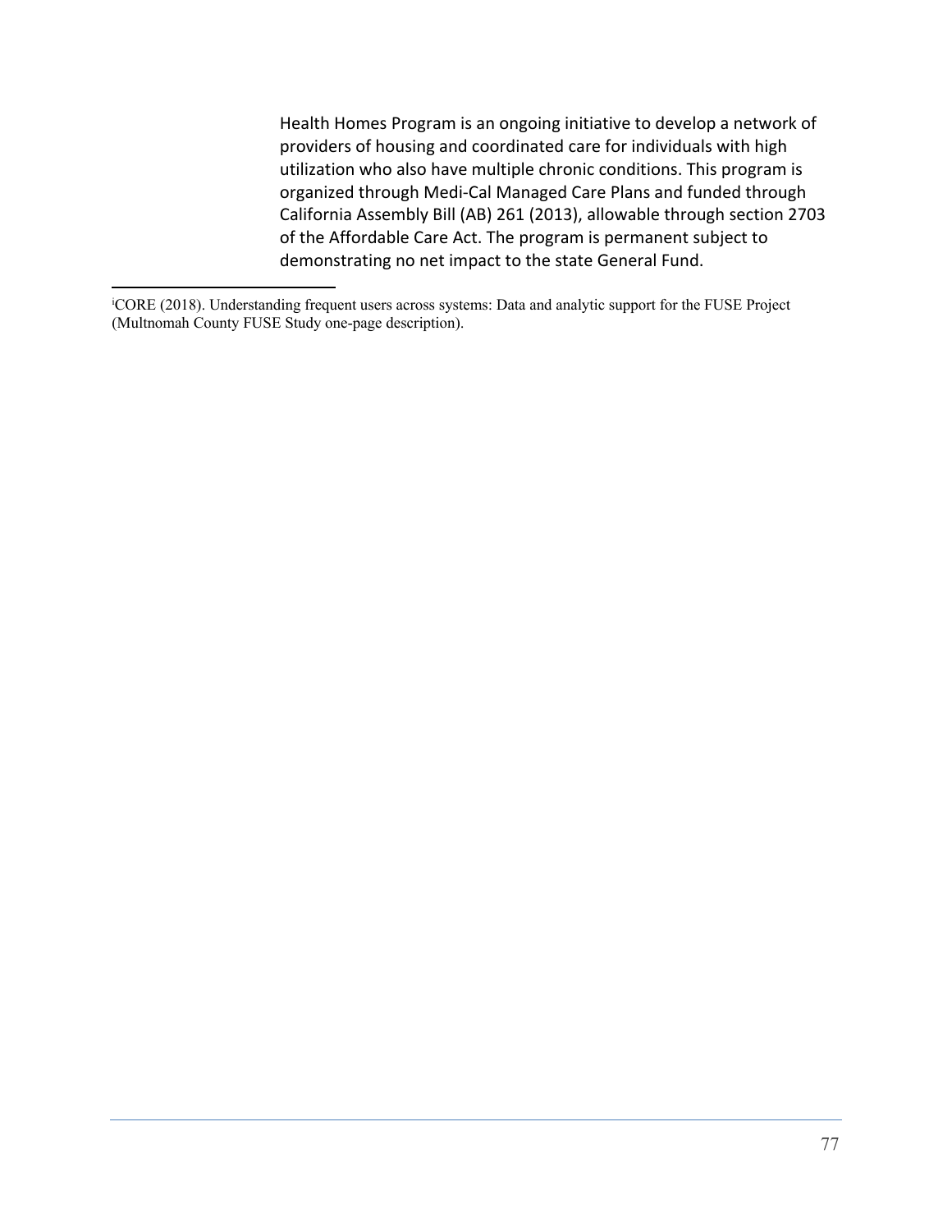Health Homes Program is an ongoing initiative to develop a network of providers of housing and coordinated care for individuals with high utilization who also have multiple chronic conditions. This program is organized through Medi-Cal Managed Care Plans and funded through California Assembly Bill (AB) 261 (2013), allowable through section 2703 of the Affordable Care Act. The program is permanent subject to demonstrating no net impact to the state General Fund.

---

[i]CORE (2018). Understanding frequent users across systems: Data and analytic support for the FUSE Project (Multnomah County FUSE Study one-page description).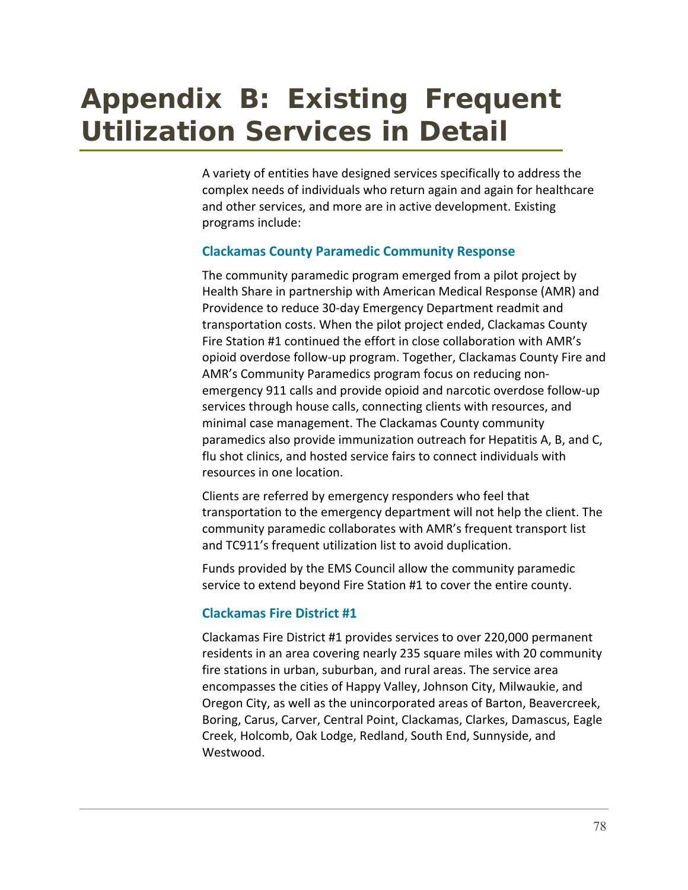# Appendix B: Existing Frequent Utilization Services in Detail

A variety of entities have designed services specifically to address the complex needs of individuals who return again and again for healthcare and other services, and more are in active development. Existing programs include:

### Clackamas County Paramedic Community Response

The community paramedic program emerged from a pilot project by Health Share in partnership with American Medical Response (AMR) and Providence to reduce 30-day Emergency Department readmit and transportation costs. When the pilot project ended, Clackamas County Fire Station #1 continued the effort in close collaboration with AMR's opioid overdose follow-up program. Together, Clackamas County Fire and AMR's Community Paramedics program focus on reducing non-emergency 911 calls and provide opioid and narcotic overdose follow-up services through house calls, connecting clients with resources, and minimal case management. The Clackamas County community paramedics also provide immunization outreach for Hepatitis A, B, and C, flu shot clinics, and hosted service fairs to connect individuals with resources in one location.

Clients are referred by emergency responders who feel that transportation to the emergency department will not help the client. The community paramedic collaborates with AMR's frequent transport list and TC911's frequent utilization list to avoid duplication.

Funds provided by the EMS Council allow the community paramedic service to extend beyond Fire Station #1 to cover the entire county.

### Clackamas Fire District #1

Clackamas Fire District #1 provides services to over 220,000 permanent residents in an area covering nearly 235 square miles with 20 community fire stations in urban, suburban, and rural areas. The service area encompasses the cities of Happy Valley, Johnson City, Milwaukie, and Oregon City, as well as the unincorporated areas of Barton, Beavercreek, Boring, Carus, Carver, Central Point, Clackamas, Clarkes, Damascus, Eagle Creek, Holcomb, Oak Lodge, Redland, South End, Sunnyside, and Westwood.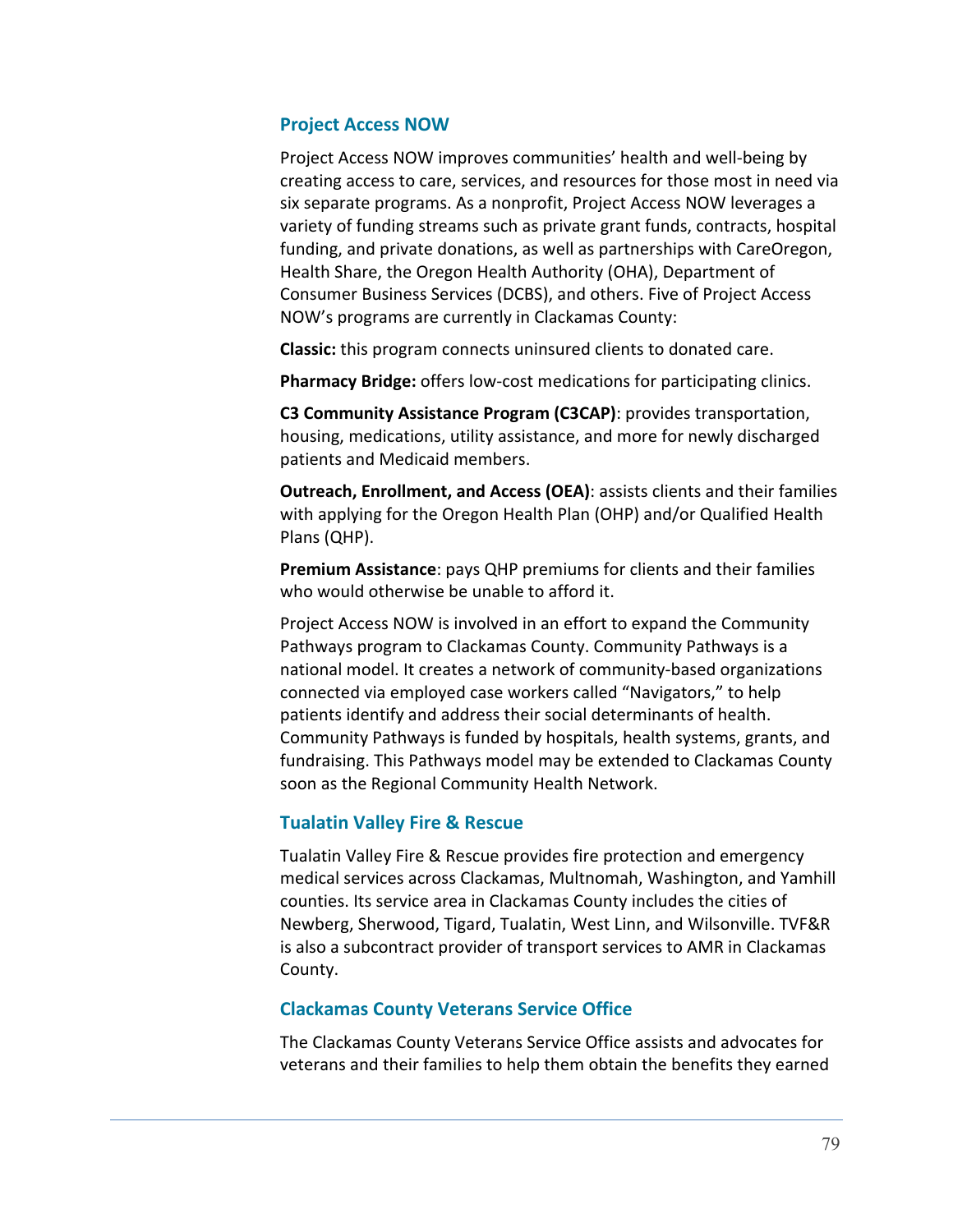### Project Access NOW

Project Access NOW improves communities' health and well-being by creating access to care, services, and resources for those most in need via six separate programs. As a nonprofit, Project Access NOW leverages a variety of funding streams such as private grant funds, contracts, hospital funding, and private donations, as well as partnerships with CareOregon, Health Share, the Oregon Health Authority (OHA), Department of Consumer Business Services (DCBS), and others. Five of Project Access NOW's programs are currently in Clackamas County:

**Classic:** this program connects uninsured clients to donated care.

**Pharmacy Bridge:** offers low-cost medications for participating clinics.

**C3 Community Assistance Program (C3CAP)**: provides transportation, housing, medications, utility assistance, and more for newly discharged patients and Medicaid members.

**Outreach, Enrollment, and Access (OEA)**: assists clients and their families with applying for the Oregon Health Plan (OHP) and/or Qualified Health Plans (QHP).

**Premium Assistance**: pays QHP premiums for clients and their families who would otherwise be unable to afford it.

Project Access NOW is involved in an effort to expand the Community Pathways program to Clackamas County. Community Pathways is a national model. It creates a network of community-based organizations connected via employed case workers called "Navigators," to help patients identify and address their social determinants of health. Community Pathways is funded by hospitals, health systems, grants, and fundraising. This Pathways model may be extended to Clackamas County soon as the Regional Community Health Network.

### Tualatin Valley Fire & Rescue

Tualatin Valley Fire & Rescue provides fire protection and emergency medical services across Clackamas, Multnomah, Washington, and Yamhill counties. Its service area in Clackamas County includes the cities of Newberg, Sherwood, Tigard, Tualatin, West Linn, and Wilsonville. TVF&R is also a subcontract provider of transport services to AMR in Clackamas County.

### Clackamas County Veterans Service Office

The Clackamas County Veterans Service Office assists and advocates for veterans and their families to help them obtain the benefits they earned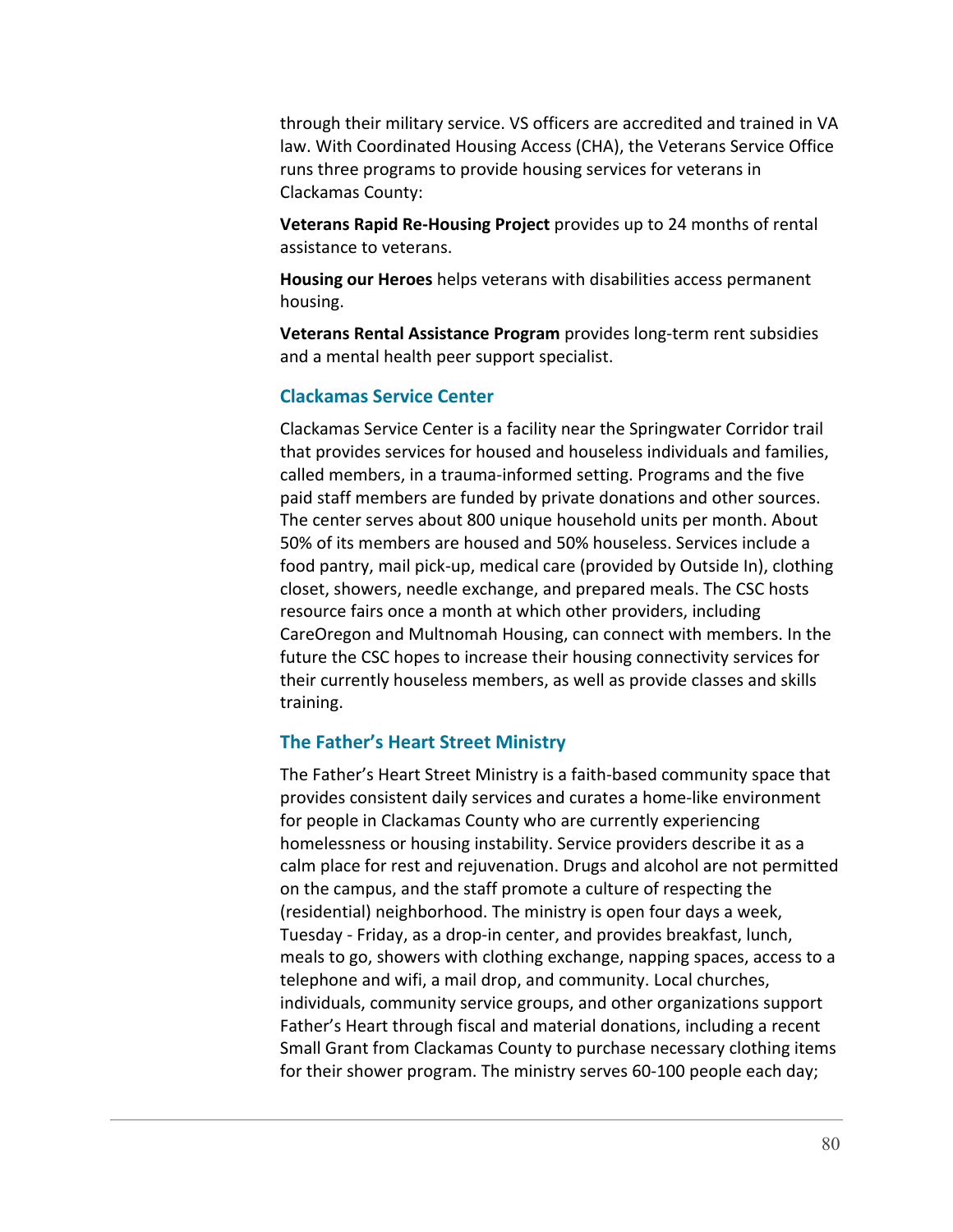through their military service. VS officers are accredited and trained in VA law. With Coordinated Housing Access (CHA), the Veterans Service Office runs three programs to provide housing services for veterans in Clackamas County:

**Veterans Rapid Re-Housing Project** provides up to 24 months of rental assistance to veterans.

**Housing our Heroes** helps veterans with disabilities access permanent housing.

**Veterans Rental Assistance Program** provides long-term rent subsidies and a mental health peer support specialist.

### Clackamas Service Center

Clackamas Service Center is a facility near the Springwater Corridor trail that provides services for housed and houseless individuals and families, called members, in a trauma-informed setting. Programs and the five paid staff members are funded by private donations and other sources. The center serves about 800 unique household units per month. About 50% of its members are housed and 50% houseless. Services include a food pantry, mail pick-up, medical care (provided by Outside In), clothing closet, showers, needle exchange, and prepared meals. The CSC hosts resource fairs once a month at which other providers, including CareOregon and Multnomah Housing, can connect with members. In the future the CSC hopes to increase their housing connectivity services for their currently houseless members, as well as provide classes and skills training.

### The Father's Heart Street Ministry

The Father's Heart Street Ministry is a faith-based community space that provides consistent daily services and curates a home-like environment for people in Clackamas County who are currently experiencing homelessness or housing instability. Service providers describe it as a calm place for rest and rejuvenation. Drugs and alcohol are not permitted on the campus, and the staff promote a culture of respecting the (residential) neighborhood. The ministry is open four days a week, Tuesday - Friday, as a drop-in center, and provides breakfast, lunch, meals to go, showers with clothing exchange, napping spaces, access to a telephone and wifi, a mail drop, and community. Local churches, individuals, community service groups, and other organizations support Father's Heart through fiscal and material donations, including a recent Small Grant from Clackamas County to purchase necessary clothing items for their shower program. The ministry serves 60-100 people each day;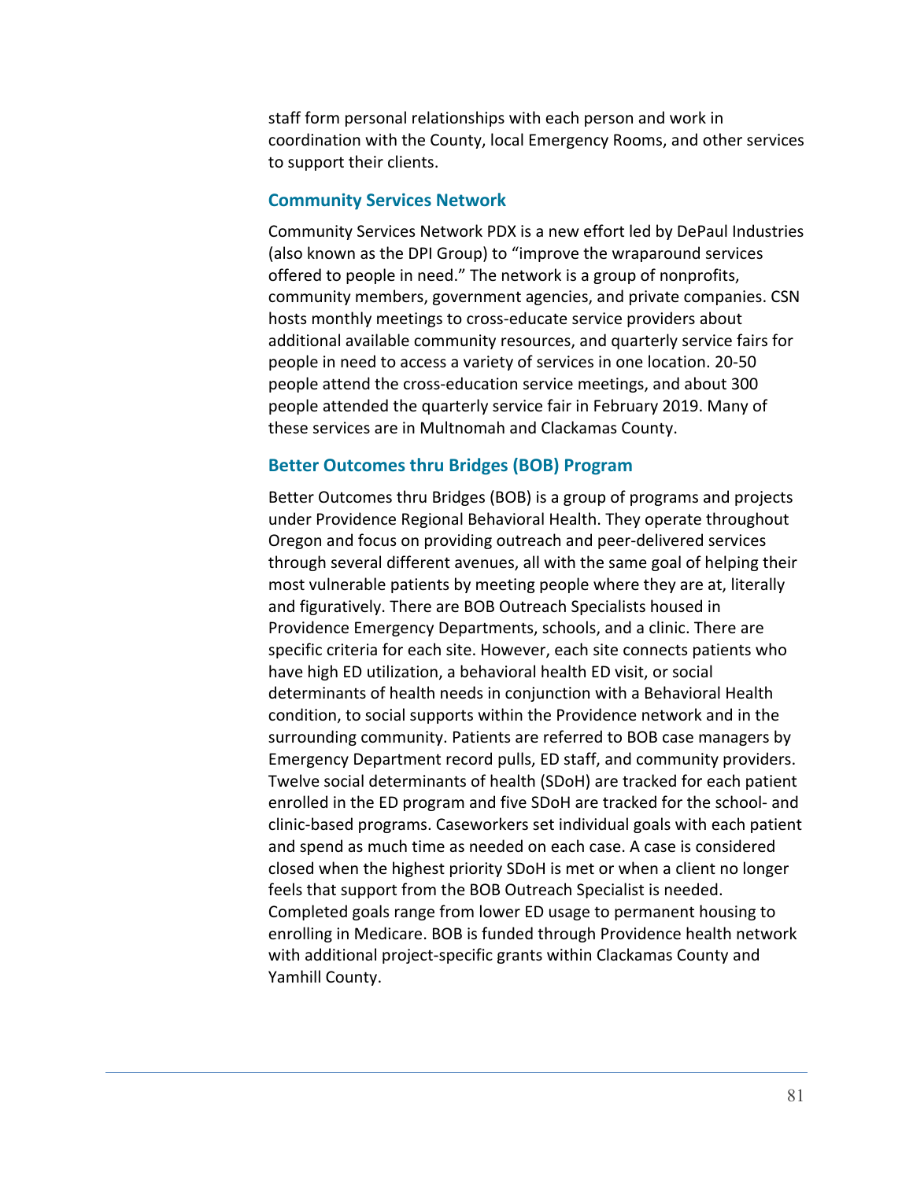staff form personal relationships with each person and work in coordination with the County, local Emergency Rooms, and other services to support their clients.

### Community Services Network

Community Services Network PDX is a new effort led by DePaul Industries (also known as the DPI Group) to "improve the wraparound services offered to people in need." The network is a group of nonprofits, community members, government agencies, and private companies. CSN hosts monthly meetings to cross-educate service providers about additional available community resources, and quarterly service fairs for people in need to access a variety of services in one location. 20-50 people attend the cross-education service meetings, and about 300 people attended the quarterly service fair in February 2019. Many of these services are in Multnomah and Clackamas County.

### Better Outcomes thru Bridges (BOB) Program

Better Outcomes thru Bridges (BOB) is a group of programs and projects under Providence Regional Behavioral Health. They operate throughout Oregon and focus on providing outreach and peer-delivered services through several different avenues, all with the same goal of helping their most vulnerable patients by meeting people where they are at, literally and figuratively. There are BOB Outreach Specialists housed in Providence Emergency Departments, schools, and a clinic. There are specific criteria for each site. However, each site connects patients who have high ED utilization, a behavioral health ED visit, or social determinants of health needs in conjunction with a Behavioral Health condition, to social supports within the Providence network and in the surrounding community. Patients are referred to BOB case managers by Emergency Department record pulls, ED staff, and community providers. Twelve social determinants of health (SDoH) are tracked for each patient enrolled in the ED program and five SDoH are tracked for the school- and clinic-based programs. Caseworkers set individual goals with each patient and spend as much time as needed on each case. A case is considered closed when the highest priority SDoH is met or when a client no longer feels that support from the BOB Outreach Specialist is needed. Completed goals range from lower ED usage to permanent housing to enrolling in Medicare. BOB is funded through Providence health network with additional project-specific grants within Clackamas County and Yamhill County.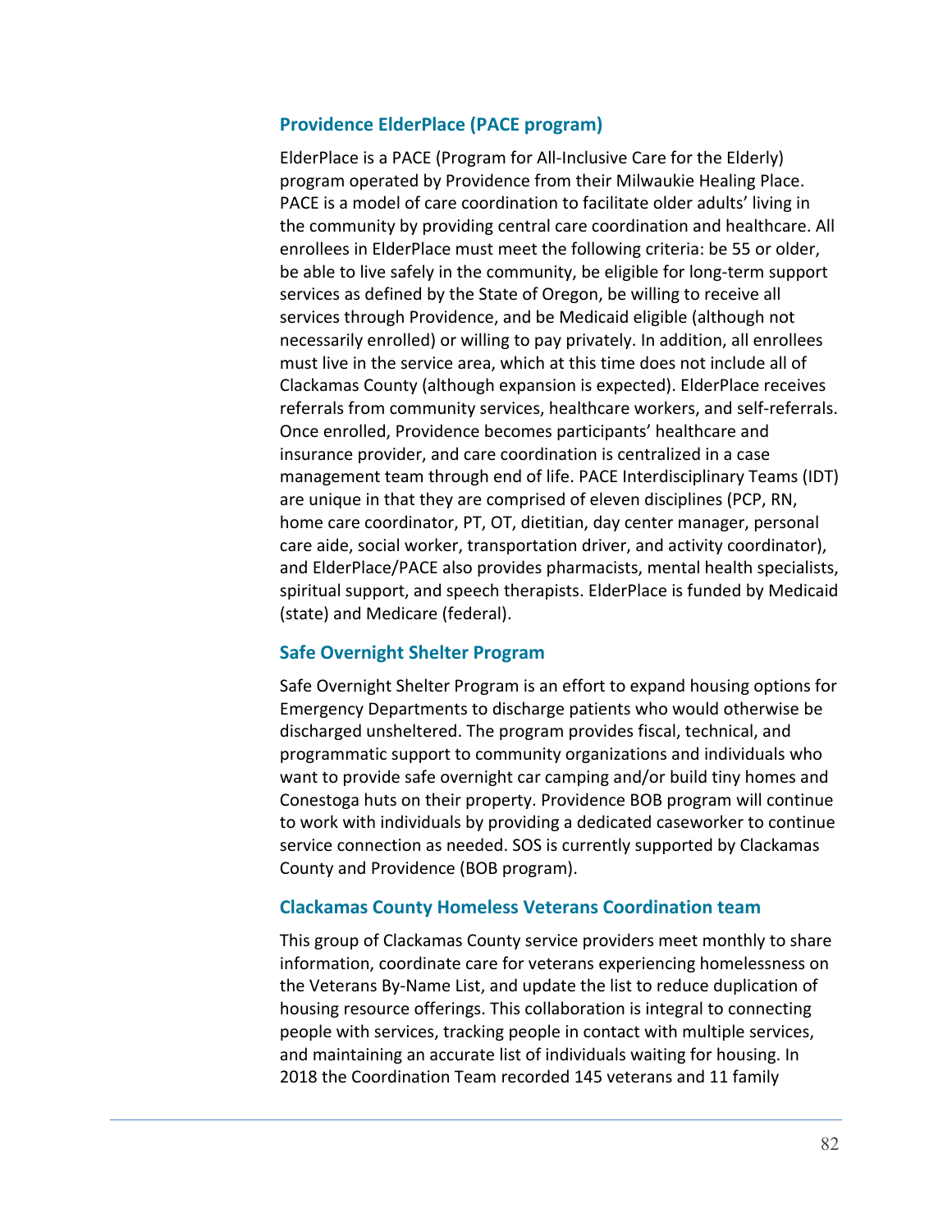### Providence ElderPlace (PACE program)

ElderPlace is a PACE (Program for All-Inclusive Care for the Elderly) program operated by Providence from their Milwaukie Healing Place. PACE is a model of care coordination to facilitate older adults' living in the community by providing central care coordination and healthcare. All enrollees in ElderPlace must meet the following criteria: be 55 or older, be able to live safely in the community, be eligible for long-term support services as defined by the State of Oregon, be willing to receive all services through Providence, and be Medicaid eligible (although not necessarily enrolled) or willing to pay privately. In addition, all enrollees must live in the service area, which at this time does not include all of Clackamas County (although expansion is expected). ElderPlace receives referrals from community services, healthcare workers, and self-referrals. Once enrolled, Providence becomes participants' healthcare and insurance provider, and care coordination is centralized in a case management team through end of life. PACE Interdisciplinary Teams (IDT) are unique in that they are comprised of eleven disciplines (PCP, RN, home care coordinator, PT, OT, dietitian, day center manager, personal care aide, social worker, transportation driver, and activity coordinator), and ElderPlace/PACE also provides pharmacists, mental health specialists, spiritual support, and speech therapists. ElderPlace is funded by Medicaid (state) and Medicare (federal).

### Safe Overnight Shelter Program

Safe Overnight Shelter Program is an effort to expand housing options for Emergency Departments to discharge patients who would otherwise be discharged unsheltered. The program provides fiscal, technical, and programmatic support to community organizations and individuals who want to provide safe overnight car camping and/or build tiny homes and Conestoga huts on their property. Providence BOB program will continue to work with individuals by providing a dedicated caseworker to continue service connection as needed. SOS is currently supported by Clackamas County and Providence (BOB program).

### Clackamas County Homeless Veterans Coordination team

This group of Clackamas County service providers meet monthly to share information, coordinate care for veterans experiencing homelessness on the Veterans By-Name List, and update the list to reduce duplication of housing resource offerings. This collaboration is integral to connecting people with services, tracking people in contact with multiple services, and maintaining an accurate list of individuals waiting for housing. In 2018 the Coordination Team recorded 145 veterans and 11 family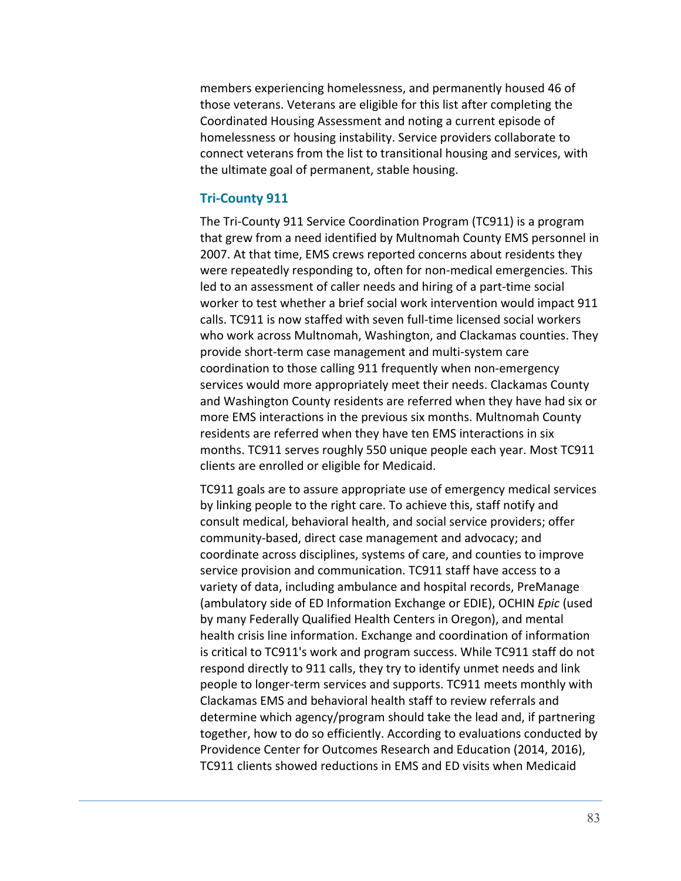members experiencing homelessness, and permanently housed 46 of those veterans. Veterans are eligible for this list after completing the Coordinated Housing Assessment and noting a current episode of homelessness or housing instability. Service providers collaborate to connect veterans from the list to transitional housing and services, with the ultimate goal of permanent, stable housing.

### Tri-County 911

The Tri-County 911 Service Coordination Program (TC911) is a program that grew from a need identified by Multnomah County EMS personnel in 2007. At that time, EMS crews reported concerns about residents they were repeatedly responding to, often for non-medical emergencies. This led to an assessment of caller needs and hiring of a part-time social worker to test whether a brief social work intervention would impact 911 calls. TC911 is now staffed with seven full-time licensed social workers who work across Multnomah, Washington, and Clackamas counties. They provide short-term case management and multi-system care coordination to those calling 911 frequently when non-emergency services would more appropriately meet their needs. Clackamas County and Washington County residents are referred when they have had six or more EMS interactions in the previous six months. Multnomah County residents are referred when they have ten EMS interactions in six months. TC911 serves roughly 550 unique people each year. Most TC911 clients are enrolled or eligible for Medicaid.

TC911 goals are to assure appropriate use of emergency medical services by linking people to the right care. To achieve this, staff notify and consult medical, behavioral health, and social service providers; offer community-based, direct case management and advocacy; and coordinate across disciplines, systems of care, and counties to improve service provision and communication. TC911 staff have access to a variety of data, including ambulance and hospital records, PreManage (ambulatory side of ED Information Exchange or EDIE), OCHIN *Epic* (used by many Federally Qualified Health Centers in Oregon), and mental health crisis line information. Exchange and coordination of information is critical to TC911's work and program success. While TC911 staff do not respond directly to 911 calls, they try to identify unmet needs and link people to longer-term services and supports. TC911 meets monthly with Clackamas EMS and behavioral health staff to review referrals and determine which agency/program should take the lead and, if partnering together, how to do so efficiently. According to evaluations conducted by Providence Center for Outcomes Research and Education (2014, 2016), TC911 clients showed reductions in EMS and ED visits when Medicaid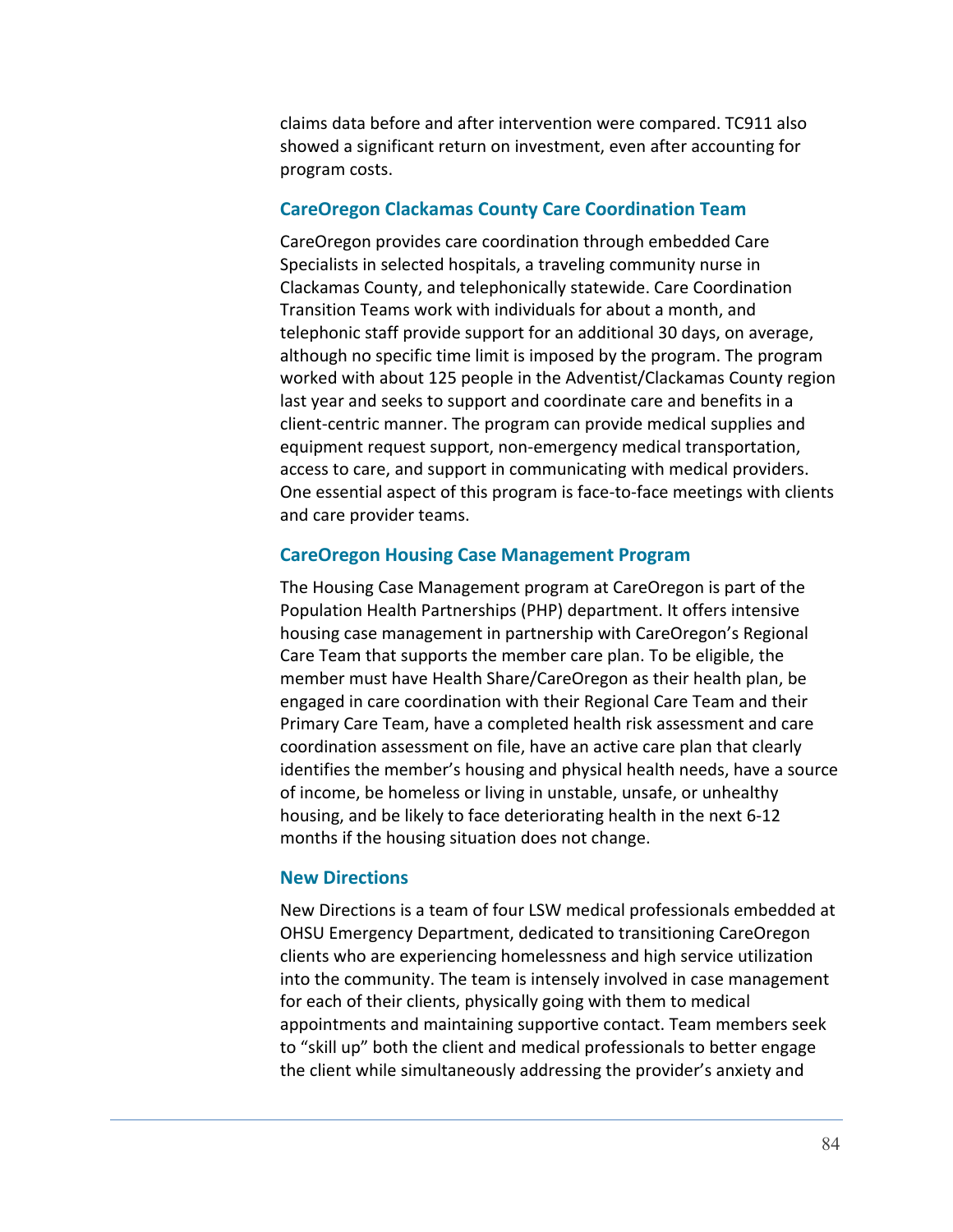claims data before and after intervention were compared. TC911 also showed a significant return on investment, even after accounting for program costs.

### CareOregon Clackamas County Care Coordination Team

CareOregon provides care coordination through embedded Care Specialists in selected hospitals, a traveling community nurse in Clackamas County, and telephonically statewide. Care Coordination Transition Teams work with individuals for about a month, and telephonic staff provide support for an additional 30 days, on average, although no specific time limit is imposed by the program. The program worked with about 125 people in the Adventist/Clackamas County region last year and seeks to support and coordinate care and benefits in a client-centric manner. The program can provide medical supplies and equipment request support, non-emergency medical transportation, access to care, and support in communicating with medical providers. One essential aspect of this program is face-to-face meetings with clients and care provider teams.

### CareOregon Housing Case Management Program

The Housing Case Management program at CareOregon is part of the Population Health Partnerships (PHP) department. It offers intensive housing case management in partnership with CareOregon's Regional Care Team that supports the member care plan. To be eligible, the member must have Health Share/CareOregon as their health plan, be engaged in care coordination with their Regional Care Team and their Primary Care Team, have a completed health risk assessment and care coordination assessment on file, have an active care plan that clearly identifies the member's housing and physical health needs, have a source of income, be homeless or living in unstable, unsafe, or unhealthy housing, and be likely to face deteriorating health in the next 6-12 months if the housing situation does not change.

### New Directions

New Directions is a team of four LSW medical professionals embedded at OHSU Emergency Department, dedicated to transitioning CareOregon clients who are experiencing homelessness and high service utilization into the community. The team is intensely involved in case management for each of their clients, physically going with them to medical appointments and maintaining supportive contact. Team members seek to "skill up" both the client and medical professionals to better engage the client while simultaneously addressing the provider's anxiety and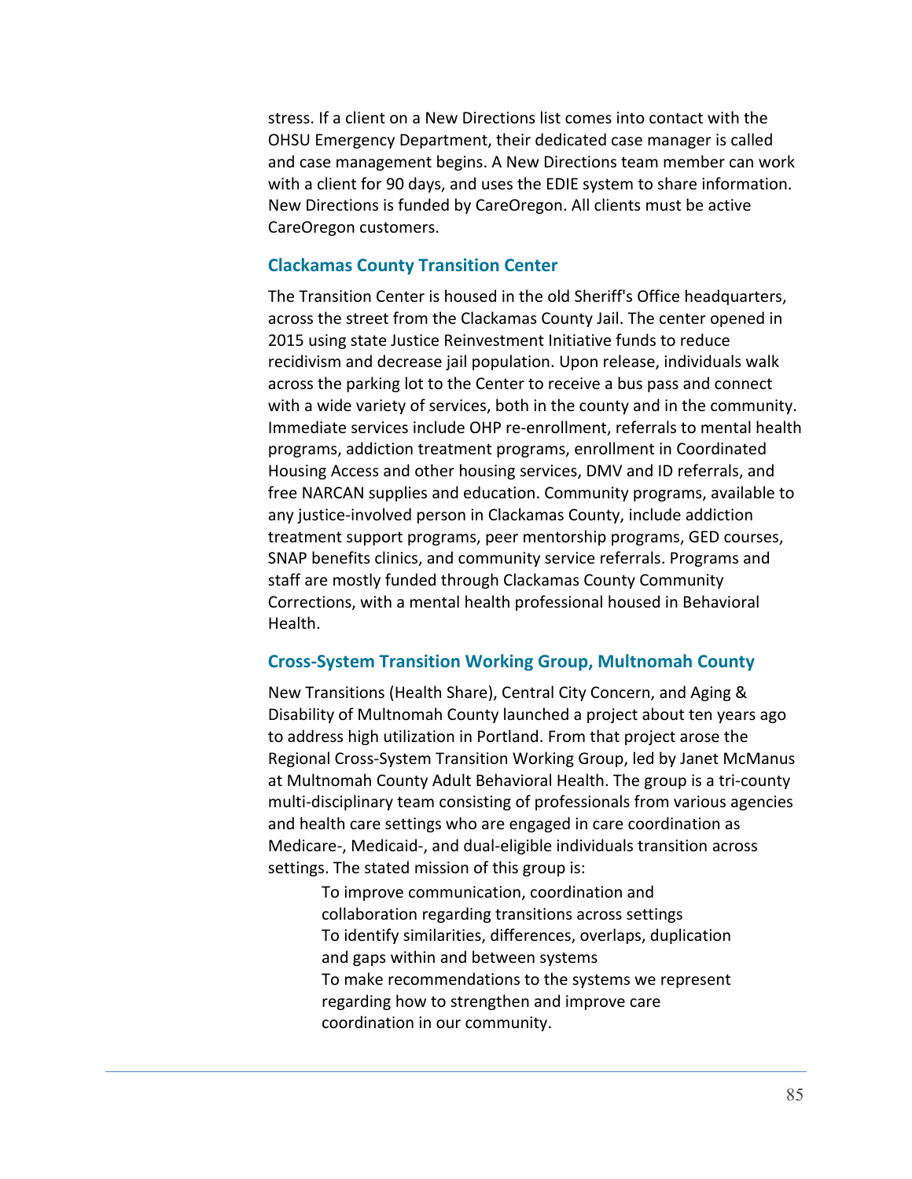stress. If a client on a New Directions list comes into contact with the OHSU Emergency Department, their dedicated case manager is called and case management begins. A New Directions team member can work with a client for 90 days, and uses the EDIE system to share information. New Directions is funded by CareOregon. All clients must be active CareOregon customers.

### Clackamas County Transition Center

The Transition Center is housed in the old Sheriff's Office headquarters, across the street from the Clackamas County Jail. The center opened in 2015 using state Justice Reinvestment Initiative funds to reduce recidivism and decrease jail population. Upon release, individuals walk across the parking lot to the Center to receive a bus pass and connect with a wide variety of services, both in the county and in the community. Immediate services include OHP re-enrollment, referrals to mental health programs, addiction treatment programs, enrollment in Coordinated Housing Access and other housing services, DMV and ID referrals, and free NARCAN supplies and education. Community programs, available to any justice-involved person in Clackamas County, include addiction treatment support programs, peer mentorship programs, GED courses, SNAP benefits clinics, and community service referrals. Programs and staff are mostly funded through Clackamas County Community Corrections, with a mental health professional housed in Behavioral Health.

### Cross-System Transition Working Group, Multnomah County

New Transitions (Health Share), Central City Concern, and Aging & Disability of Multnomah County launched a project about ten years ago to address high utilization in Portland. From that project arose the Regional Cross-System Transition Working Group, led by Janet McManus at Multnomah County Adult Behavioral Health. The group is a tri-county multi-disciplinary team consisting of professionals from various agencies and health care settings who are engaged in care coordination as Medicare-, Medicaid-, and dual-eligible individuals transition across settings. The stated mission of this group is:

> To improve communication, coordination and collaboration regarding transitions across settings
> To identify similarities, differences, overlaps, duplication and gaps within and between systems
> To make recommendations to the systems we represent regarding how to strengthen and improve care coordination in our community.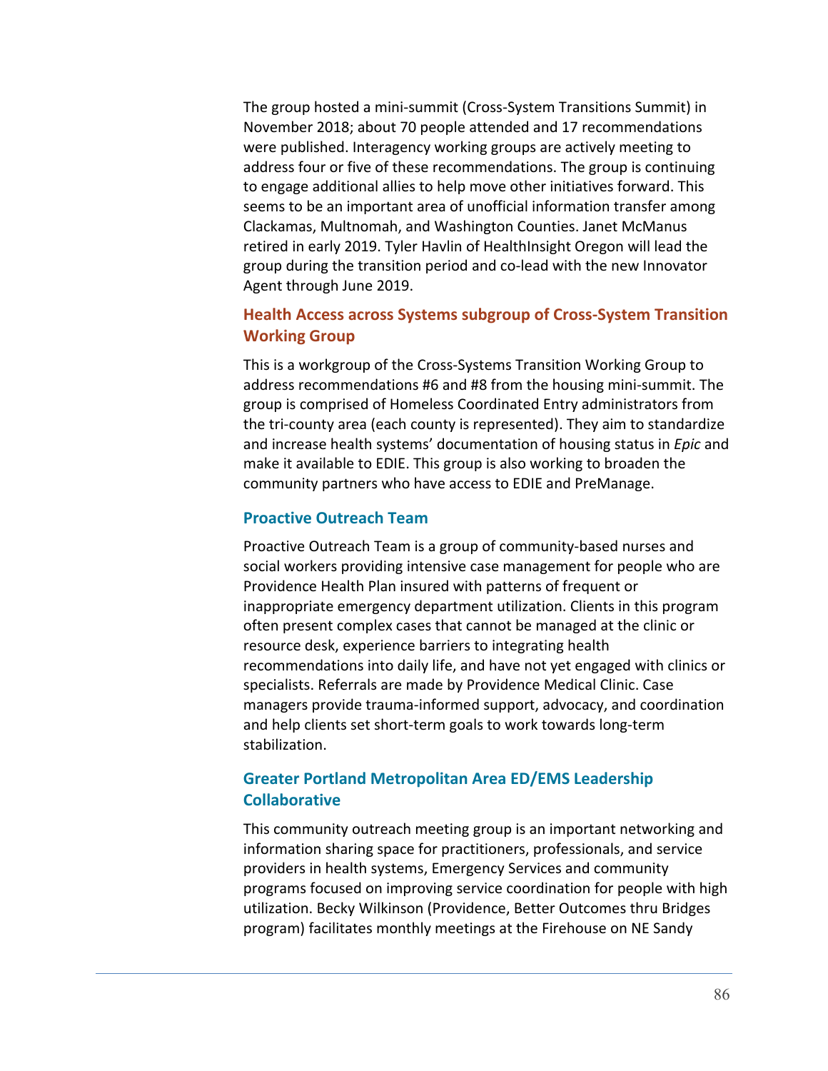The group hosted a mini-summit (Cross-System Transitions Summit) in November 2018; about 70 people attended and 17 recommendations were published. Interagency working groups are actively meeting to address four or five of these recommendations. The group is continuing to engage additional allies to help move other initiatives forward. This seems to be an important area of unofficial information transfer among Clackamas, Multnomah, and Washington Counties. Janet McManus retired in early 2019. Tyler Havlin of HealthInsight Oregon will lead the group during the transition period and co-lead with the new Innovator Agent through June 2019.

### Health Access across Systems subgroup of Cross-System Transition Working Group

This is a workgroup of the Cross-Systems Transition Working Group to address recommendations #6 and #8 from the housing mini-summit. The group is comprised of Homeless Coordinated Entry administrators from the tri-county area (each county is represented). They aim to standardize and increase health systems' documentation of housing status in *Epic* and make it available to EDIE. This group is also working to broaden the community partners who have access to EDIE and PreManage.

### Proactive Outreach Team

Proactive Outreach Team is a group of community-based nurses and social workers providing intensive case management for people who are Providence Health Plan insured with patterns of frequent or inappropriate emergency department utilization. Clients in this program often present complex cases that cannot be managed at the clinic or resource desk, experience barriers to integrating health recommendations into daily life, and have not yet engaged with clinics or specialists. Referrals are made by Providence Medical Clinic. Case managers provide trauma-informed support, advocacy, and coordination and help clients set short-term goals to work towards long-term stabilization.

### Greater Portland Metropolitan Area ED/EMS Leadership Collaborative

This community outreach meeting group is an important networking and information sharing space for practitioners, professionals, and service providers in health systems, Emergency Services and community programs focused on improving service coordination for people with high utilization. Becky Wilkinson (Providence, Better Outcomes thru Bridges program) facilitates monthly meetings at the Firehouse on NE Sandy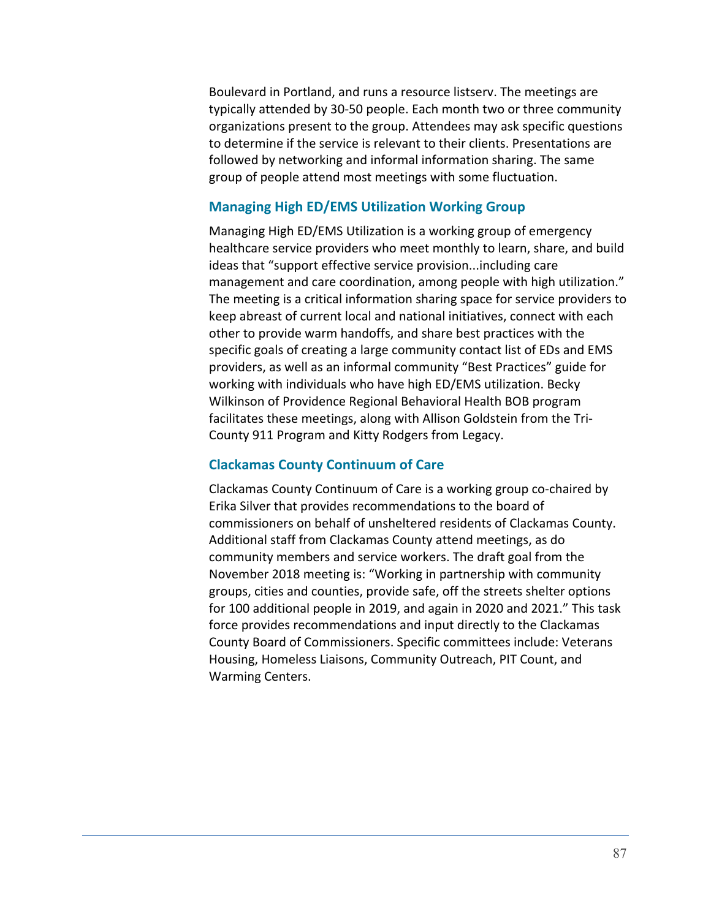Boulevard in Portland, and runs a resource listserv. The meetings are typically attended by 30-50 people. Each month two or three community organizations present to the group. Attendees may ask specific questions to determine if the service is relevant to their clients. Presentations are followed by networking and informal information sharing. The same group of people attend most meetings with some fluctuation.

### Managing High ED/EMS Utilization Working Group

Managing High ED/EMS Utilization is a working group of emergency healthcare service providers who meet monthly to learn, share, and build ideas that "support effective service provision...including care management and care coordination, among people with high utilization." The meeting is a critical information sharing space for service providers to keep abreast of current local and national initiatives, connect with each other to provide warm handoffs, and share best practices with the specific goals of creating a large community contact list of EDs and EMS providers, as well as an informal community "Best Practices" guide for working with individuals who have high ED/EMS utilization. Becky Wilkinson of Providence Regional Behavioral Health BOB program facilitates these meetings, along with Allison Goldstein from the Tri-County 911 Program and Kitty Rodgers from Legacy.

### Clackamas County Continuum of Care

Clackamas County Continuum of Care is a working group co-chaired by Erika Silver that provides recommendations to the board of commissioners on behalf of unsheltered residents of Clackamas County. Additional staff from Clackamas County attend meetings, as do community members and service workers. The draft goal from the November 2018 meeting is: "Working in partnership with community groups, cities and counties, provide safe, off the streets shelter options for 100 additional people in 2019, and again in 2020 and 2021." This task force provides recommendations and input directly to the Clackamas County Board of Commissioners. Specific committees include: Veterans Housing, Homeless Liaisons, Community Outreach, PIT Count, and Warming Centers.